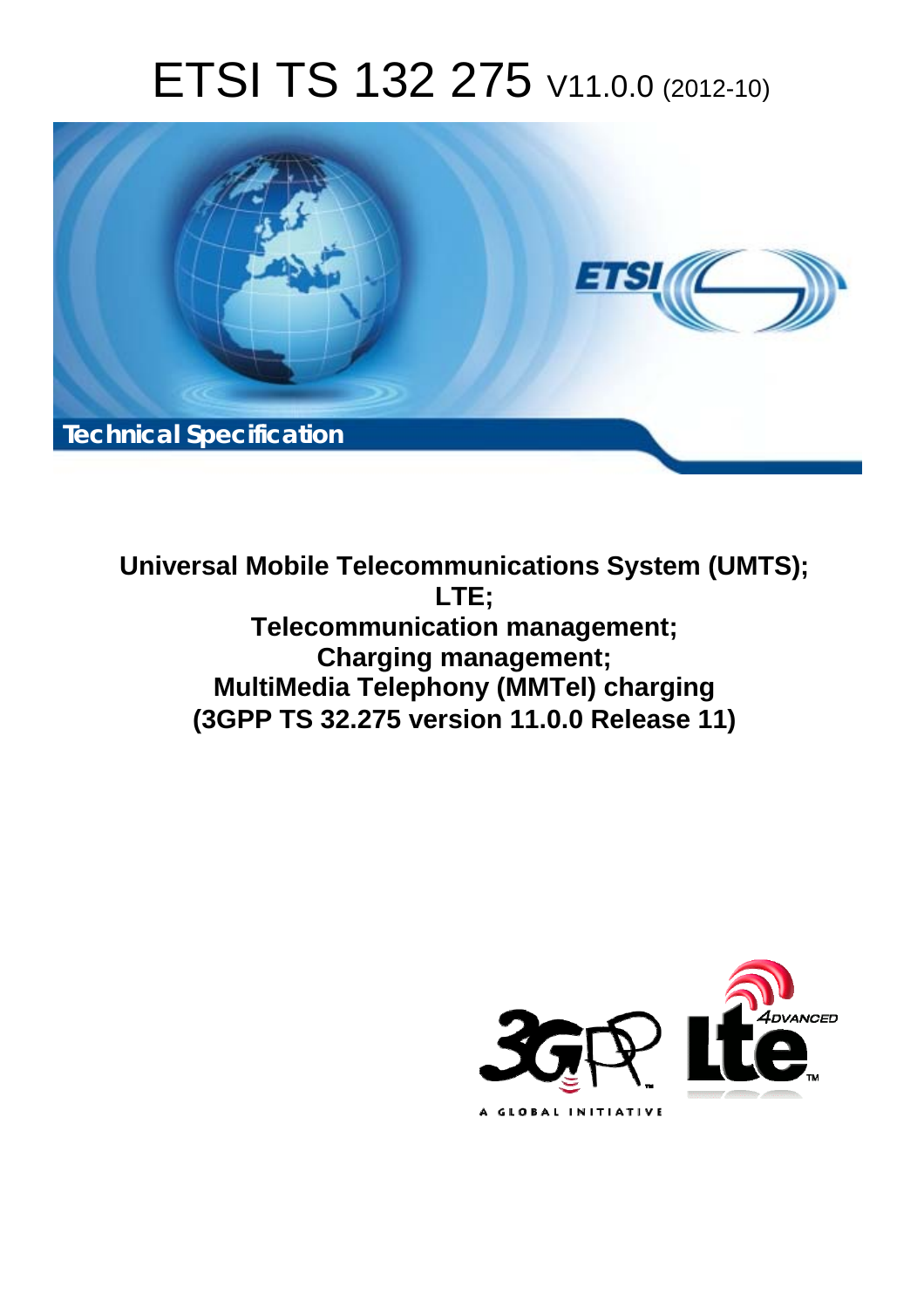# ETSI TS 132 275 V11.0.0 (2012-10)

Technical Specification

**Universal Mobile Telecommunications System (UMTS);**
**LTE;**
**Telecommunication management;**
**Charging management;**
**MultiMedia Telephony (MMTel) charging**
**(3GPP TS 32.275 version 11.0.0 Release 11)**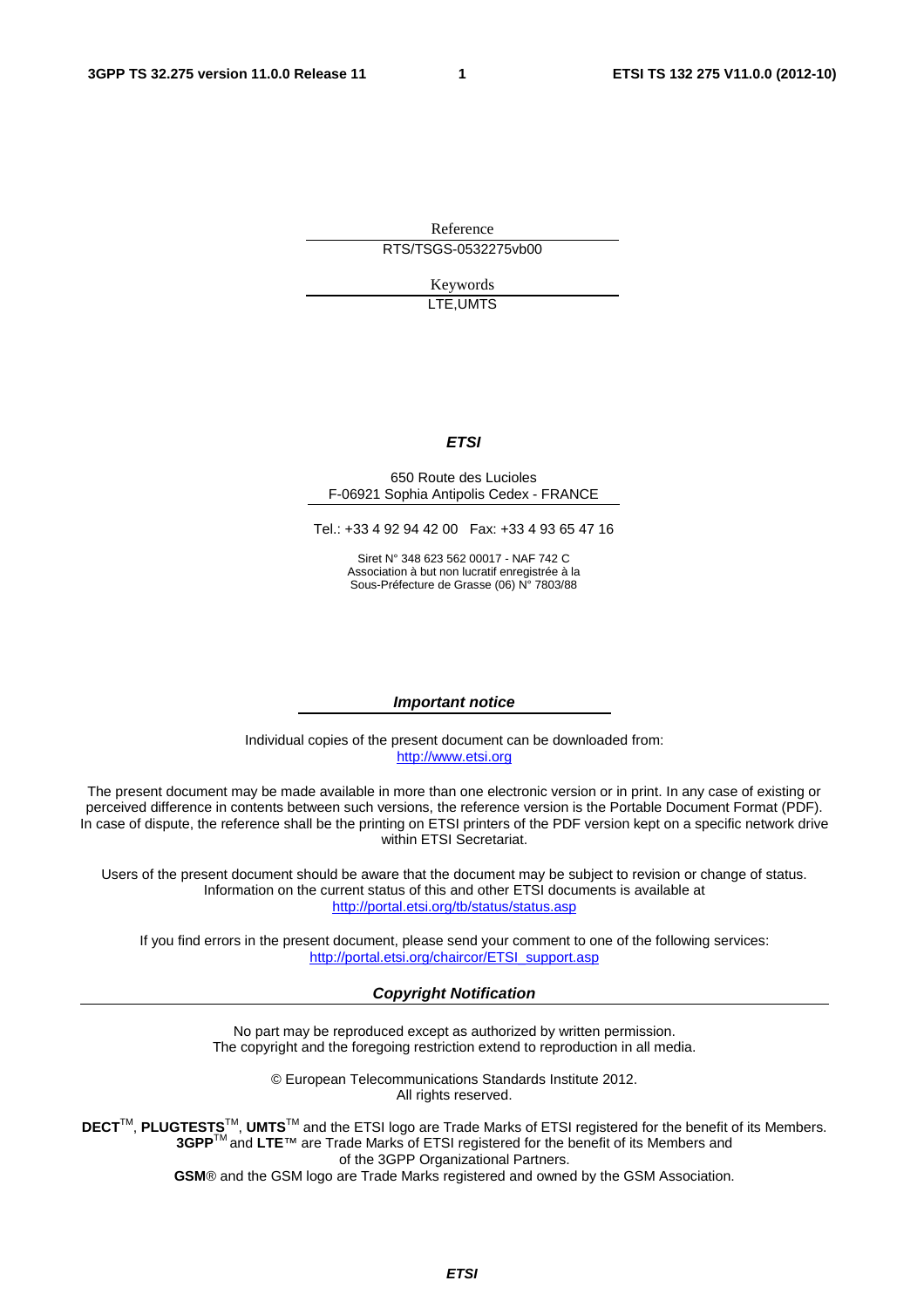Reference

RTS/TSGS-0532275vb00

Keywords

LTE,UMTS

***ETSI***

650 Route des Lucioles
F-06921 Sophia Antipolis Cedex - FRANCE

Tel.: +33 4 92 94 42 00 Fax: +33 4 93 65 47 16

Siret N° 348 623 562 00017 - NAF 742 C
Association à but non lucratif enregistrée à la
Sous-Préfecture de Grasse (06) N° 7803/88

***Important notice***

Individual copies of the present document can be downloaded from:
http://www.etsi.org

The present document may be made available in more than one electronic version or in print. In any case of existing or perceived difference in contents between such versions, the reference version is the Portable Document Format (PDF). In case of dispute, the reference shall be the printing on ETSI printers of the PDF version kept on a specific network drive within ETSI Secretariat.

Users of the present document should be aware that the document may be subject to revision or change of status. Information on the current status of this and other ETSI documents is available at
http://portal.etsi.org/tb/status/status.asp

If you find errors in the present document, please send your comment to one of the following services:
http://portal.etsi.org/chaircor/ETSI_support.asp

***Copyright Notification***

No part may be reproduced except as authorized by written permission.
The copyright and the foregoing restriction extend to reproduction in all media.

© European Telecommunications Standards Institute 2012.
All rights reserved.

**DECT**™, **PLUGTESTS**™, **UMTS**™ and the ETSI logo are Trade Marks of ETSI registered for the benefit of its Members.
**3GPP**™ and **LTE**™ are Trade Marks of ETSI registered for the benefit of its Members and of the 3GPP Organizational Partners.
**GSM**® and the GSM logo are Trade Marks registered and owned by the GSM Association.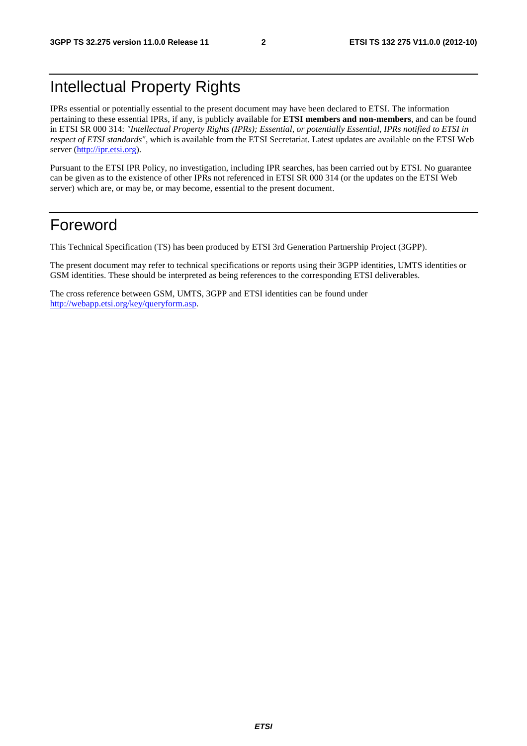# Intellectual Property Rights

IPRs essential or potentially essential to the present document may have been declared to ETSI. The information pertaining to these essential IPRs, if any, is publicly available for **ETSI members and non-members**, and can be found in ETSI SR 000 314: *"Intellectual Property Rights (IPRs); Essential, or potentially Essential, IPRs notified to ETSI in respect of ETSI standards"*, which is available from the ETSI Secretariat. Latest updates are available on the ETSI Web server (http://ipr.etsi.org).

Pursuant to the ETSI IPR Policy, no investigation, including IPR searches, has been carried out by ETSI. No guarantee can be given as to the existence of other IPRs not referenced in ETSI SR 000 314 (or the updates on the ETSI Web server) which are, or may be, or may become, essential to the present document.

# Foreword

This Technical Specification (TS) has been produced by ETSI 3rd Generation Partnership Project (3GPP).

The present document may refer to technical specifications or reports using their 3GPP identities, UMTS identities or GSM identities. These should be interpreted as being references to the corresponding ETSI deliverables.

The cross reference between GSM, UMTS, 3GPP and ETSI identities can be found under http://webapp.etsi.org/key/queryform.asp.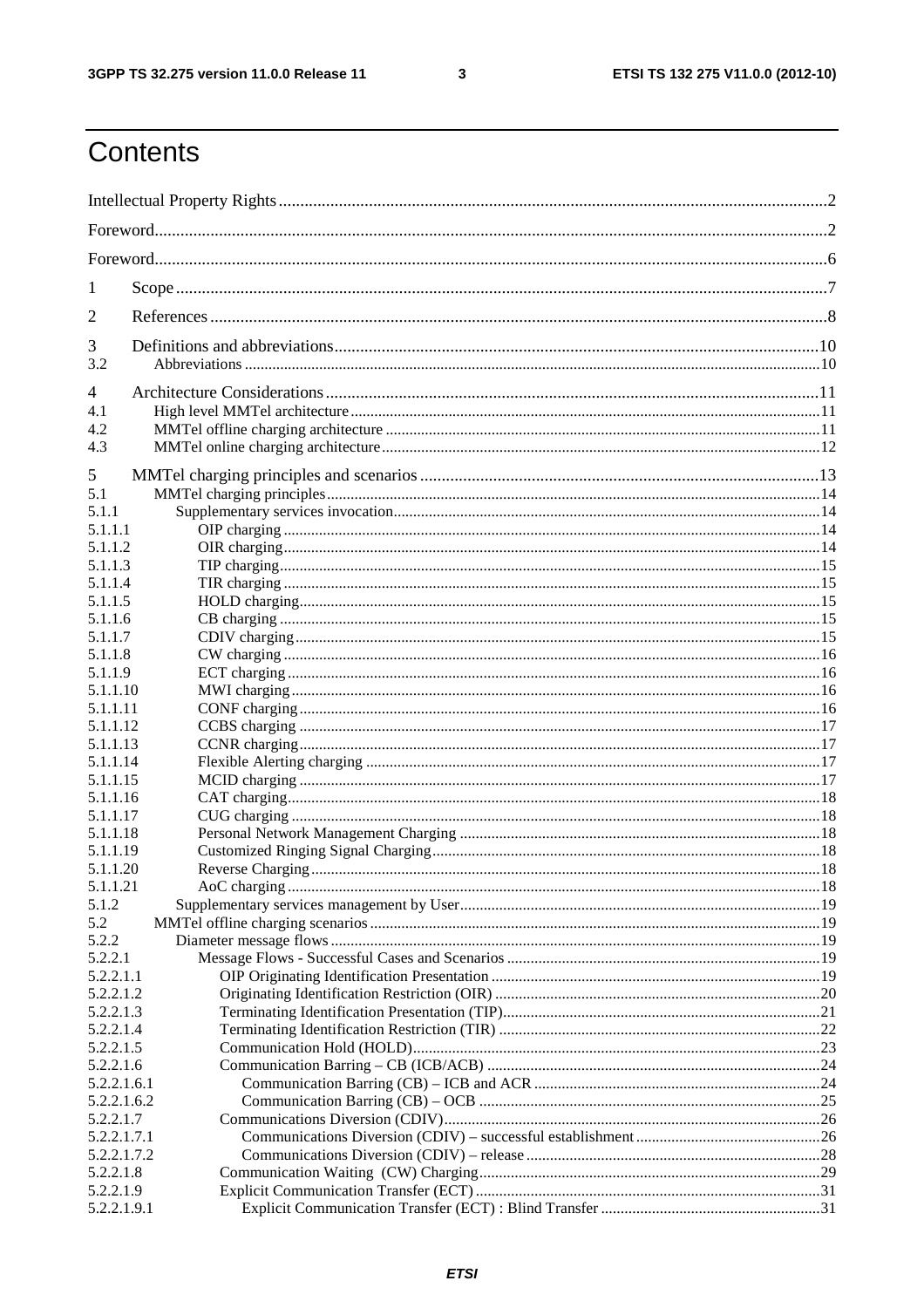# Contents

Intellectual Property Rights ..... 2

Foreword ..... 2

Foreword ..... 6

1 Scope ..... 7

2 References ..... 8

3 Definitions and abbreviations ..... 10

3.2 Abbreviations ..... 10

4 Architecture Considerations ..... 11

4.1 High level MMTel architecture ..... 11

4.2 MMTel offline charging architecture ..... 11

4.3 MMTel online charging architecture ..... 12

5 MMTel charging principles and scenarios ..... 13

5.1 MMTel charging principles ..... 14

5.1.1 Supplementary services invocation ..... 14

5.1.1.1 OIP charging ..... 14

5.1.1.2 OIR charging ..... 14

5.1.1.3 TIP charging ..... 15

5.1.1.4 TIR charging ..... 15

5.1.1.5 HOLD charging ..... 15

5.1.1.6 CB charging ..... 15

5.1.1.7 CDIV charging ..... 15

5.1.1.8 CW charging ..... 16

5.1.1.9 ECT charging ..... 16

5.1.1.10 MWI charging ..... 16

5.1.1.11 CONF charging ..... 16

5.1.1.12 CCBS charging ..... 17

5.1.1.13 CCNR charging ..... 17

5.1.1.14 Flexible Alerting charging ..... 17

5.1.1.15 MCID charging ..... 17

5.1.1.16 CAT charging ..... 18

5.1.1.17 CUG charging ..... 18

5.1.1.18 Personal Network Management Charging ..... 18

5.1.1.19 Customized Ringing Signal Charging ..... 18

5.1.1.20 Reverse Charging ..... 18

5.1.1.21 AoC charging ..... 18

5.1.2 Supplementary services management by User ..... 19

5.2 MMTel offline charging scenarios ..... 19

5.2.2 Diameter message flows ..... 19

5.2.2.1 Message Flows - Successful Cases and Scenarios ..... 19

5.2.2.1.1 OIP Originating Identification Presentation ..... 19

5.2.2.1.2 Originating Identification Restriction (OIR) ..... 20

5.2.2.1.3 Terminating Identification Presentation (TIP) ..... 21

5.2.2.1.4 Terminating Identification Restriction (TIR) ..... 22

5.2.2.1.5 Communication Hold (HOLD) ..... 23

5.2.2.1.6 Communication Barring – CB (ICB/ACB) ..... 24

5.2.2.1.6.1 Communication Barring (CB) – ICB and ACR ..... 24

5.2.2.1.6.2 Communication Barring (CB) – OCB ..... 25

5.2.2.1.7 Communications Diversion (CDIV) ..... 26

5.2.2.1.7.1 Communications Diversion (CDIV) – successful establishment ..... 26

5.2.2.1.7.2 Communications Diversion (CDIV) – release ..... 28

5.2.2.1.8 Communication Waiting (CW) Charging ..... 29

5.2.2.1.9 Explicit Communication Transfer (ECT) ..... 31

5.2.2.1.9.1 Explicit Communication Transfer (ECT) : Blind Transfer ..... 31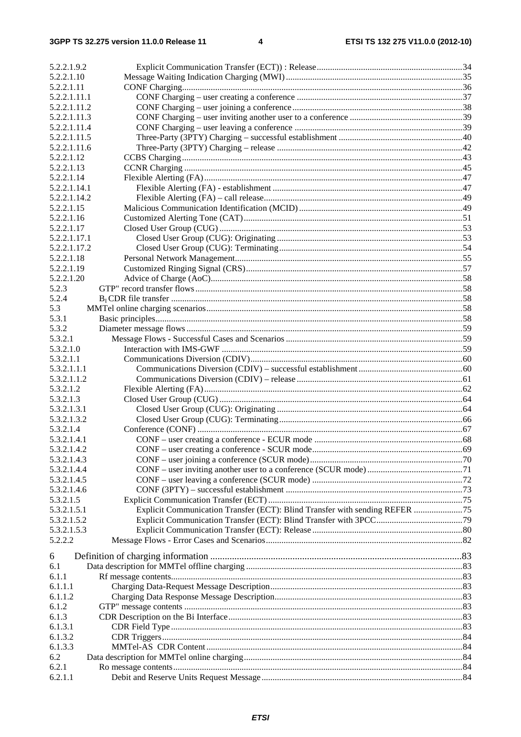5.2.2.1.9.2 Explicit Communication Transfer (ECT)) : Release ..... 34
5.2.2.1.10 Message Waiting Indication Charging (MWI) ..... 35
5.2.2.1.11 CONF Charging ..... 36
5.2.2.1.11.1 CONF Charging – user creating a conference ..... 37
5.2.2.1.11.2 CONF Charging – user joining a conference ..... 38
5.2.2.1.11.3 CONF Charging – user inviting another user to a conference ..... 39
5.2.2.1.11.4 CONF Charging – user leaving a conference ..... 39
5.2.2.1.11.5 Three-Party (3PTY) Charging – successful establishment ..... 40
5.2.2.1.11.6 Three-Party (3PTY) Charging – release ..... 42
5.2.2.1.12 CCBS Charging ..... 43
5.2.2.1.13 CCNR Charging ..... 45
5.2.2.1.14 Flexible Alerting (FA) ..... 47
5.2.2.1.14.1 Flexible Alerting (FA) - establishment ..... 47
5.2.2.1.14.2 Flexible Alerting (FA) – call release ..... 49
5.2.2.1.15 Malicious Communication Identification (MCID) ..... 49
5.2.2.1.16 Customized Alerting Tone (CAT) ..... 51
5.2.2.1.17 Closed User Group (CUG) ..... 53
5.2.2.1.17.1 Closed User Group (CUG): Originating ..... 53
5.2.2.1.17.2 Closed User Group (CUG): Terminating ..... 54
5.2.2.1.18 Personal Network Management ..... 55
5.2.2.1.19 Customized Ringing Signal (CRS) ..... 57
5.2.2.1.20 Advice of Charge (AoC) ..... 58
5.2.3 GTP" record transfer flows ..... 58
5.2.4 $B_I$ CDR file transfer ..... 58
5.3 MMTel online charging scenarios ..... 58
5.3.1 Basic principles ..... 58
5.3.2 Diameter message flows ..... 59
5.3.2.1 Message Flows - Successful Cases and Scenarios ..... 59
5.3.2.1.0 Interaction with IMS-GWF ..... 59
5.3.2.1.1 Communications Diversion (CDIV) ..... 60
5.3.2.1.1.1 Communications Diversion (CDIV) – successful establishment ..... 60
5.3.2.1.1.2 Communications Diversion (CDIV) – release ..... 61
5.3.2.1.2 Flexible Alerting (FA) ..... 62
5.3.2.1.3 Closed User Group (CUG) ..... 64
5.3.2.1.3.1 Closed User Group (CUG): Originating ..... 64
5.3.2.1.3.2 Closed User Group (CUG): Terminating ..... 66
5.3.2.1.4 Conference (CONF) ..... 67
5.3.2.1.4.1 CONF – user creating a conference - ECUR mode ..... 68
5.3.2.1.4.2 CONF – user creating a conference - SCUR mode ..... 69
5.3.2.1.4.3 CONF – user joining a conference (SCUR mode) ..... 70
5.3.2.1.4.4 CONF – user inviting another user to a conference (SCUR mode) ..... 71
5.3.2.1.4.5 CONF – user leaving a conference (SCUR mode) ..... 72
5.3.2.1.4.6 CONF (3PTY) – successful establishment ..... 73
5.3.2.1.5 Explicit Communication Transfer (ECT) ..... 75
5.3.2.1.5.1 Explicit Communication Transfer (ECT): Blind Transfer with sending REFER ..... 75
5.3.2.1.5.2 Explicit Communication Transfer (ECT): Blind Transfer with 3PCC ..... 79
5.3.2.1.5.3 Explicit Communication Transfer (ECT): Release ..... 80
5.2.2.2 Message Flows - Error Cases and Scenarios ..... 82

6 Definition of charging information ..... 83
6.1 Data description for MMTel offline charging ..... 83
6.1.1 Rf message contents ..... 83
6.1.1.1 Charging Data-Request Message Description ..... 83
6.1.1.2 Charging Data Response Message Description ..... 83
6.1.2 GTP" message contents ..... 83
6.1.3 CDR Description on the Bi Interface ..... 83
6.1.3.1 CDR Field Type ..... 83
6.1.3.2 CDR Triggers ..... 84
6.1.3.3 MMTel-AS CDR Content ..... 84
6.2 Data description for MMTel online charging ..... 84
6.2.1 Ro message contents ..... 84
6.2.1.1 Debit and Reserve Units Request Message ..... 84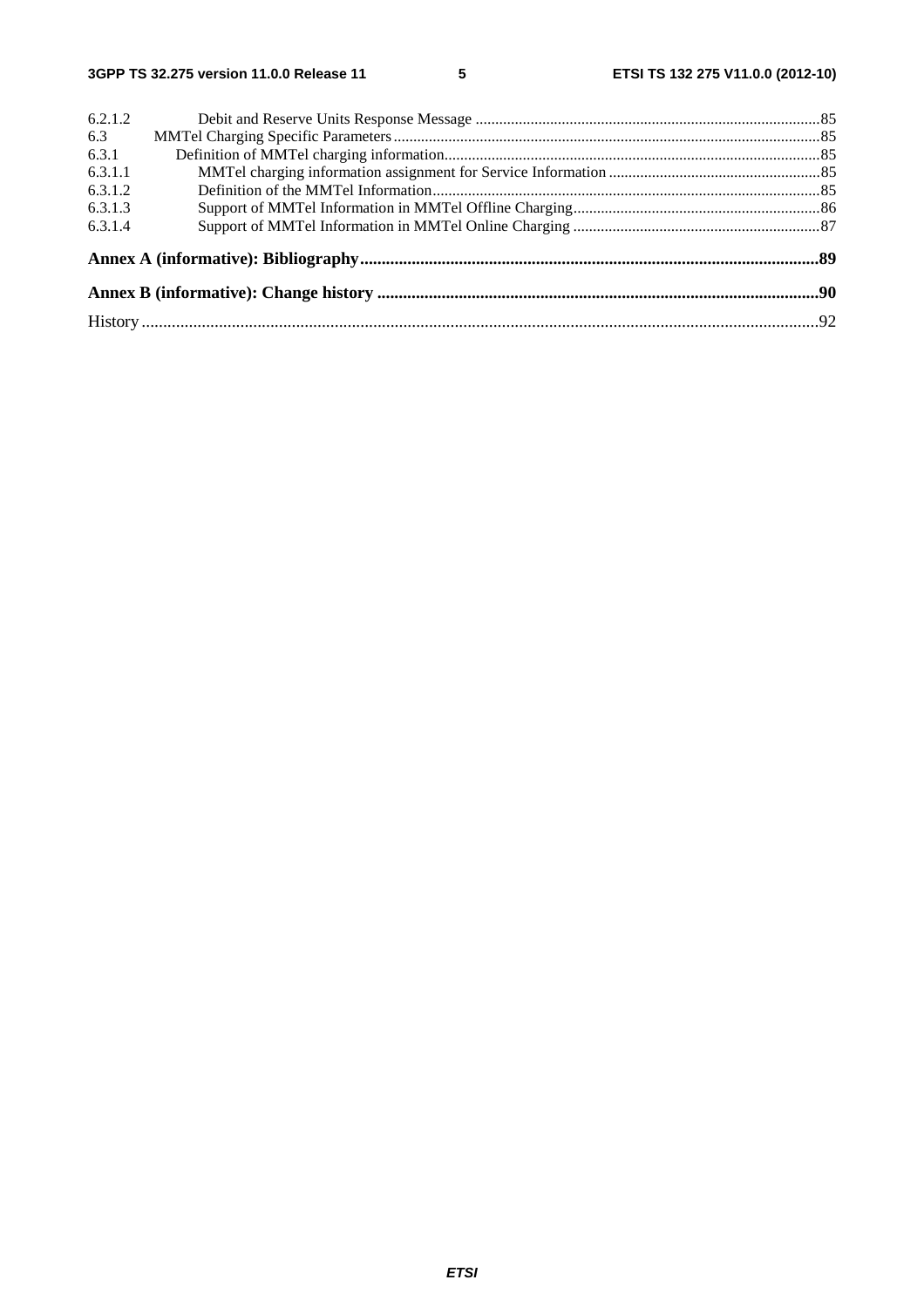6.2.1.2 Debit and Reserve Units Response Message ........................................................................................85
6.3 MMTel Charging Specific Parameters..........................................................................................................85
6.3.1 Definition of MMTel charging information...............................................................................................85
6.3.1.1 MMTel charging information assignment for Service Information ......................................................85
6.3.1.2 Definition of the MMTel Information...................................................................................................85
6.3.1.3 Support of MMTel Information in MMTel Offline Charging...............................................................86
6.3.1.4 Support of MMTel Information in MMTel Online Charging ...............................................................87

**Annex A (informative): Bibliography..........................................................................................................89**

**Annex B (informative): Change history .......................................................................................................90**

History ..............................................................................................................................................................92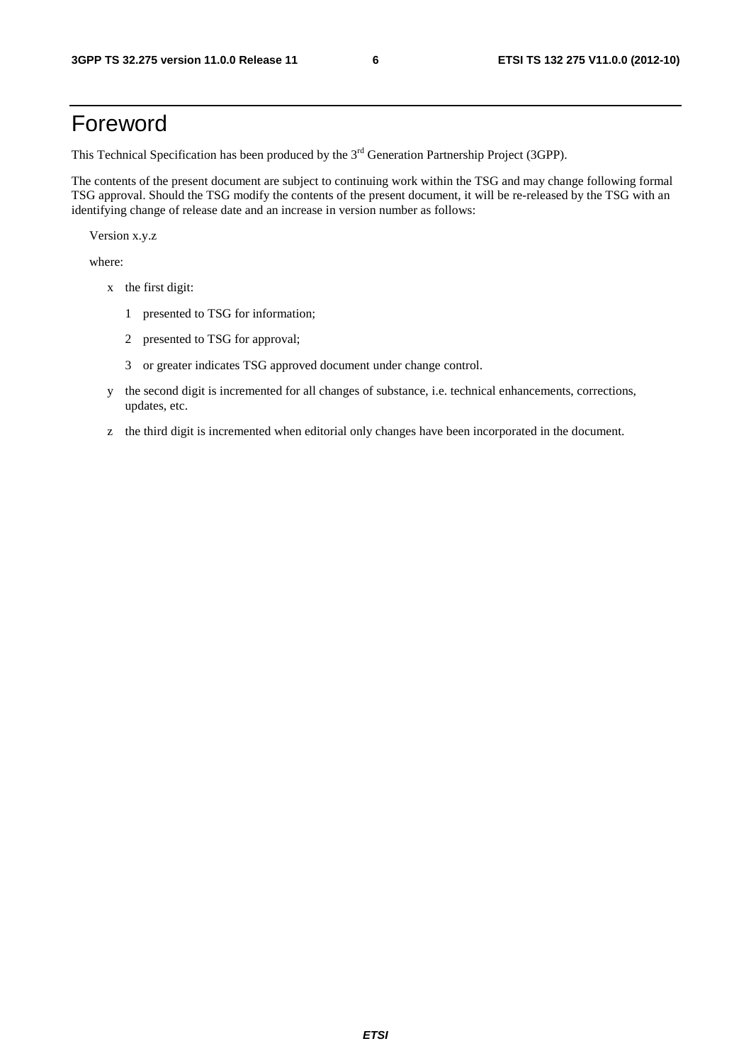# Foreword

This Technical Specification has been produced by the 3rd Generation Partnership Project (3GPP).

The contents of the present document are subject to continuing work within the TSG and may change following formal TSG approval. Should the TSG modify the contents of the present document, it will be re-released by the TSG with an identifying change of release date and an increase in version number as follows:

Version x.y.z

where:

- x the first digit:
  - 1 presented to TSG for information;
  - 2 presented to TSG for approval;
  - 3 or greater indicates TSG approved document under change control.
- y the second digit is incremented for all changes of substance, i.e. technical enhancements, corrections, updates, etc.
- z the third digit is incremented when editorial only changes have been incorporated in the document.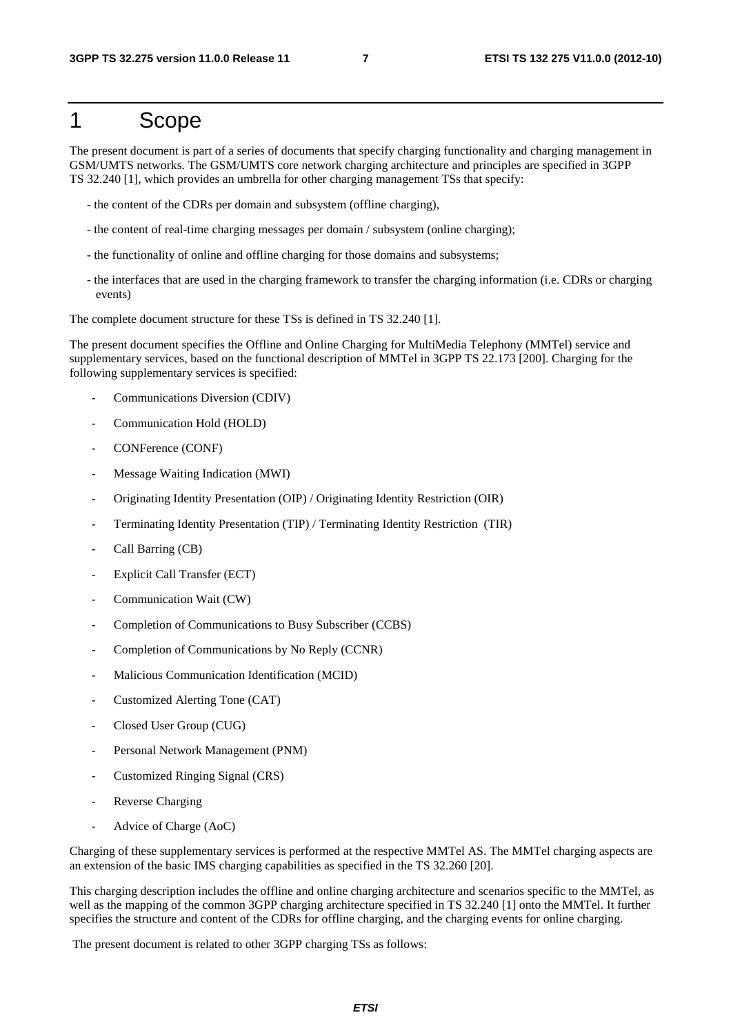# 1 Scope

The present document is part of a series of documents that specify charging functionality and charging management in GSM/UMTS networks. The GSM/UMTS core network charging architecture and principles are specified in 3GPP TS 32.240 [1], which provides an umbrella for other charging management TSs that specify:

- the content of the CDRs per domain and subsystem (offline charging),
- the content of real-time charging messages per domain / subsystem (online charging);
- the functionality of online and offline charging for those domains and subsystems;
- the interfaces that are used in the charging framework to transfer the charging information (i.e. CDRs or charging events)

The complete document structure for these TSs is defined in TS 32.240 [1].

The present document specifies the Offline and Online Charging for MultiMedia Telephony (MMTel) service and supplementary services, based on the functional description of MMTel in 3GPP TS 22.173 [200]. Charging for the following supplementary services is specified:

- Communications Diversion (CDIV)
- Communication Hold (HOLD)
- CONFerence (CONF)
- Message Waiting Indication (MWI)
- Originating Identity Presentation (OIP) / Originating Identity Restriction (OIR)
- Terminating Identity Presentation (TIP) / Terminating Identity Restriction (TIR)
- Call Barring (CB)
- Explicit Call Transfer (ECT)
- Communication Wait (CW)
- Completion of Communications to Busy Subscriber (CCBS)
- Completion of Communications by No Reply (CCNR)
- Malicious Communication Identification (MCID)
- Customized Alerting Tone (CAT)
- Closed User Group (CUG)
- Personal Network Management (PNM)
- Customized Ringing Signal (CRS)
- Reverse Charging
- Advice of Charge (AoC)

Charging of these supplementary services is performed at the respective MMTel AS. The MMTel charging aspects are an extension of the basic IMS charging capabilities as specified in the TS 32.260 [20].

This charging description includes the offline and online charging architecture and scenarios specific to the MMTel, as well as the mapping of the common 3GPP charging architecture specified in TS 32.240 [1] onto the MMTel. It further specifies the structure and content of the CDRs for offline charging, and the charging events for online charging.

The present document is related to other 3GPP charging TSs as follows: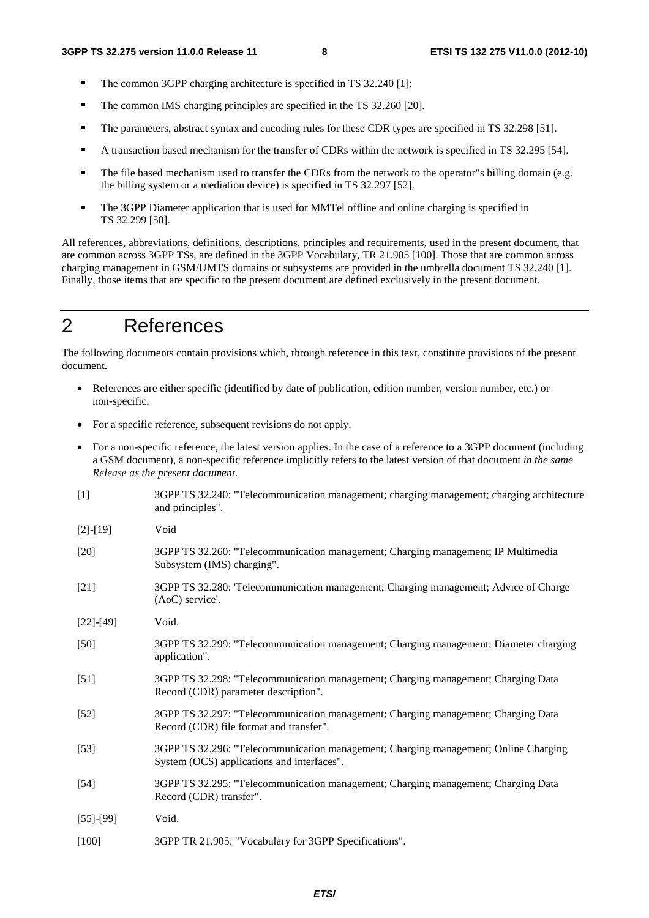- The common 3GPP charging architecture is specified in TS 32.240 [1];
- The common IMS charging principles are specified in the TS 32.260 [20].
- The parameters, abstract syntax and encoding rules for these CDR types are specified in TS 32.298 [51].
- A transaction based mechanism for the transfer of CDRs within the network is specified in TS 32.295 [54].
- The file based mechanism used to transfer the CDRs from the network to the operator"s billing domain (e.g. the billing system or a mediation device) is specified in TS 32.297 [52].
- The 3GPP Diameter application that is used for MMTel offline and online charging is specified in TS 32.299 [50].

All references, abbreviations, definitions, descriptions, principles and requirements, used in the present document, that are common across 3GPP TSs, are defined in the 3GPP Vocabulary, TR 21.905 [100]. Those that are common across charging management in GSM/UMTS domains or subsystems are provided in the umbrella document TS 32.240 [1]. Finally, those items that are specific to the present document are defined exclusively in the present document.

# 2 References

The following documents contain provisions which, through reference in this text, constitute provisions of the present document.

- References are either specific (identified by date of publication, edition number, version number, etc.) or non-specific.
- For a specific reference, subsequent revisions do not apply.
- For a non-specific reference, the latest version applies. In the case of a reference to a 3GPP document (including a GSM document), a non-specific reference implicitly refers to the latest version of that document *in the same Release as the present document*.

[1] 3GPP TS 32.240: "Telecommunication management; charging management; charging architecture and principles".

[2]-[19] Void

[20] 3GPP TS 32.260: "Telecommunication management; Charging management; IP Multimedia Subsystem (IMS) charging".

[21] 3GPP TS 32.280: 'Telecommunication management; Charging management; Advice of Charge (AoC) service'.

[22]-[49] Void.

[50] 3GPP TS 32.299: "Telecommunication management; Charging management; Diameter charging application".

[51] 3GPP TS 32.298: "Telecommunication management; Charging management; Charging Data Record (CDR) parameter description".

[52] 3GPP TS 32.297: "Telecommunication management; Charging management; Charging Data Record (CDR) file format and transfer".

[53] 3GPP TS 32.296: "Telecommunication management; Charging management; Online Charging System (OCS) applications and interfaces".

[54] 3GPP TS 32.295: "Telecommunication management; Charging management; Charging Data Record (CDR) transfer".

[55]-[99] Void.

[100] 3GPP TR 21.905: "Vocabulary for 3GPP Specifications".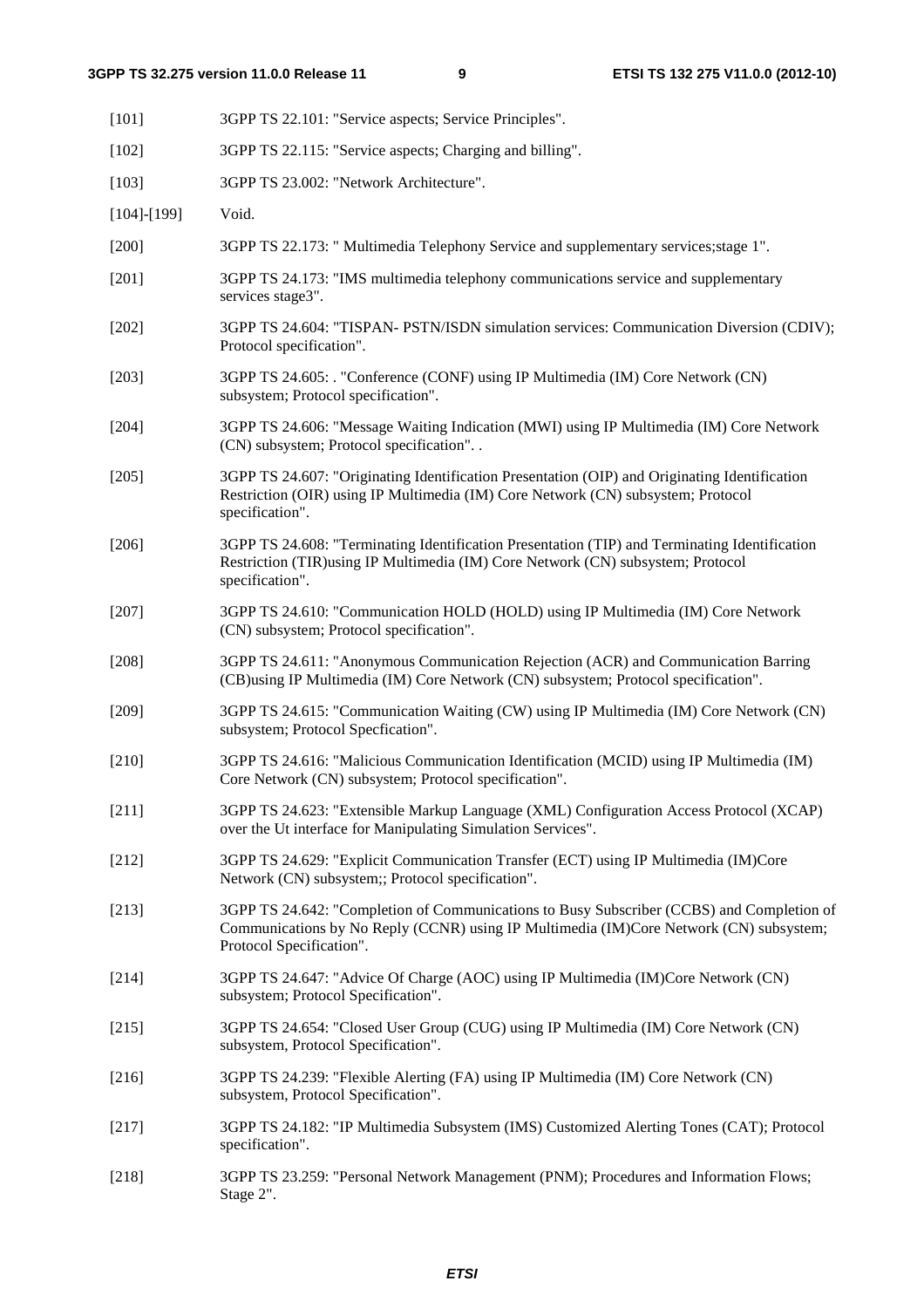[101] 3GPP TS 22.101: "Service aspects; Service Principles".

[102] 3GPP TS 22.115: "Service aspects; Charging and billing".

[103] 3GPP TS 23.002: "Network Architecture".

[104]-[199] Void.

[200] 3GPP TS 22.173: " Multimedia Telephony Service and supplementary services;stage 1".

[201] 3GPP TS 24.173: "IMS multimedia telephony communications service and supplementary services stage3".

[202] 3GPP TS 24.604: "TISPAN- PSTN/ISDN simulation services: Communication Diversion (CDIV); Protocol specification".

[203] 3GPP TS 24.605: . "Conference (CONF) using IP Multimedia (IM) Core Network (CN) subsystem; Protocol specification".

[204] 3GPP TS 24.606: "Message Waiting Indication (MWI) using IP Multimedia (IM) Core Network (CN) subsystem; Protocol specification". .

[205] 3GPP TS 24.607: "Originating Identification Presentation (OIP) and Originating Identification Restriction (OIR) using IP Multimedia (IM) Core Network (CN) subsystem; Protocol specification".

[206] 3GPP TS 24.608: "Terminating Identification Presentation (TIP) and Terminating Identification Restriction (TIR)using IP Multimedia (IM) Core Network (CN) subsystem; Protocol specification".

[207] 3GPP TS 24.610: "Communication HOLD (HOLD) using IP Multimedia (IM) Core Network (CN) subsystem; Protocol specification".

[208] 3GPP TS 24.611: "Anonymous Communication Rejection (ACR) and Communication Barring (CB)using IP Multimedia (IM) Core Network (CN) subsystem; Protocol specification".

[209] 3GPP TS 24.615: "Communication Waiting (CW) using IP Multimedia (IM) Core Network (CN) subsystem; Protocol Specfication".

[210] 3GPP TS 24.616: "Malicious Communication Identification (MCID) using IP Multimedia (IM) Core Network (CN) subsystem; Protocol specification".

[211] 3GPP TS 24.623: "Extensible Markup Language (XML) Configuration Access Protocol (XCAP) over the Ut interface for Manipulating Simulation Services".

[212] 3GPP TS 24.629: "Explicit Communication Transfer (ECT) using IP Multimedia (IM)Core Network (CN) subsystem;; Protocol specification".

[213] 3GPP TS 24.642: "Completion of Communications to Busy Subscriber (CCBS) and Completion of Communications by No Reply (CCNR) using IP Multimedia (IM)Core Network (CN) subsystem; Protocol Specification".

[214] 3GPP TS 24.647: "Advice Of Charge (AOC) using IP Multimedia (IM)Core Network (CN) subsystem; Protocol Specification".

[215] 3GPP TS 24.654: "Closed User Group (CUG) using IP Multimedia (IM) Core Network (CN) subsystem, Protocol Specification".

[216] 3GPP TS 24.239: "Flexible Alerting (FA) using IP Multimedia (IM) Core Network (CN) subsystem, Protocol Specification".

[217] 3GPP TS 24.182: "IP Multimedia Subsystem (IMS) Customized Alerting Tones (CAT); Protocol specification".

[218] 3GPP TS 23.259: "Personal Network Management (PNM); Procedures and Information Flows; Stage 2".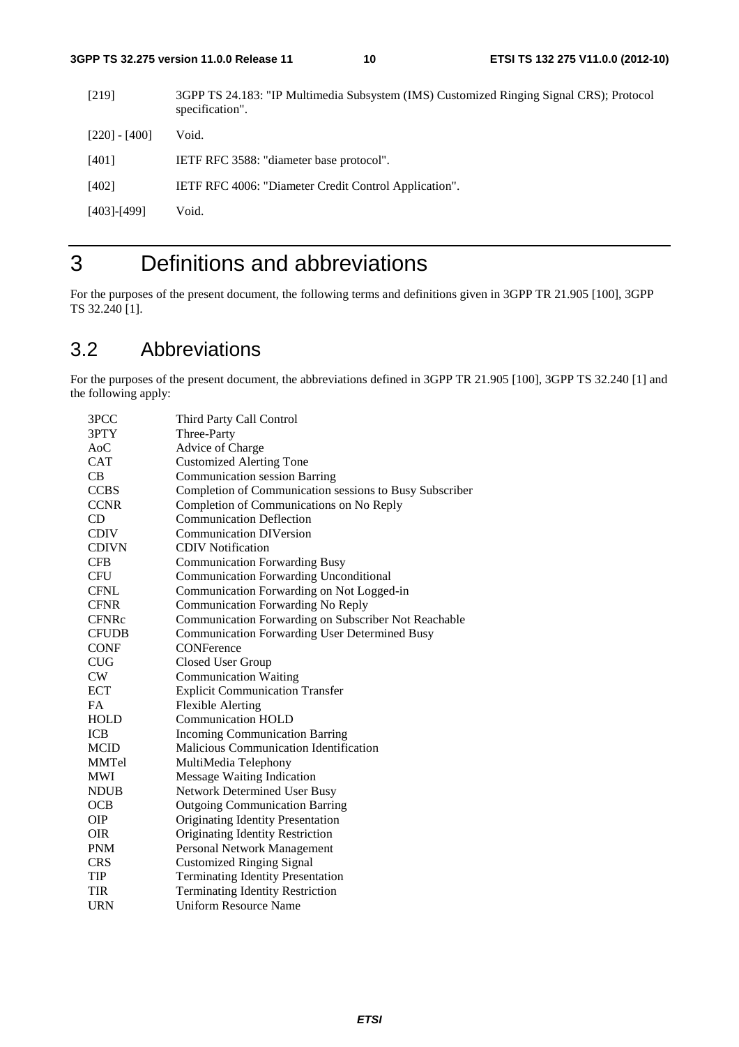[219] 3GPP TS 24.183: "IP Multimedia Subsystem (IMS) Customized Ringing Signal CRS); Protocol specification".

[220] - [400] Void.

[401] IETF RFC 3588: "diameter base protocol".

[402] IETF RFC 4006: "Diameter Credit Control Application".

[403]-[499] Void.

# 3 Definitions and abbreviations

For the purposes of the present document, the following terms and definitions given in 3GPP TR 21.905 [100], 3GPP TS 32.240 [1].

## 3.2 Abbreviations

For the purposes of the present document, the abbreviations defined in 3GPP TR 21.905 [100], 3GPP TS 32.240 [1] and the following apply:

| | |
|---|---|
| 3PCC | Third Party Call Control |
| 3PTY | Three-Party |
| AoC | Advice of Charge |
| CAT | Customized Alerting Tone |
| CB | Communication session Barring |
| CCBS | Completion of Communication sessions to Busy Subscriber |
| CCNR | Completion of Communications on No Reply |
| CD | Communication Deflection |
| CDIV | Communication DIVersion |
| CDIVN | CDIV Notification |
| CFB | Communication Forwarding Busy |
| CFU | Communication Forwarding Unconditional |
| CFNL | Communication Forwarding on Not Logged-in |
| CFNR | Communication Forwarding No Reply |
| CFNRc | Communication Forwarding on Subscriber Not Reachable |
| CFUDB | Communication Forwarding User Determined Busy |
| CONF | CONFerence |
| CUG | Closed User Group |
| CW | Communication Waiting |
| ECT | Explicit Communication Transfer |
| FA | Flexible Alerting |
| HOLD | Communication HOLD |
| ICB | Incoming Communication Barring |
| MCID | Malicious Communication Identification |
| MMTel | MultiMedia Telephony |
| MWI | Message Waiting Indication |
| NDUB | Network Determined User Busy |
| OCB | Outgoing Communication Barring |
| OIP | Originating Identity Presentation |
| OIR | Originating Identity Restriction |
| PNM | Personal Network Management |
| CRS | Customized Ringing Signal |
| TIP | Terminating Identity Presentation |
| TIR | Terminating Identity Restriction |
| URN | Uniform Resource Name |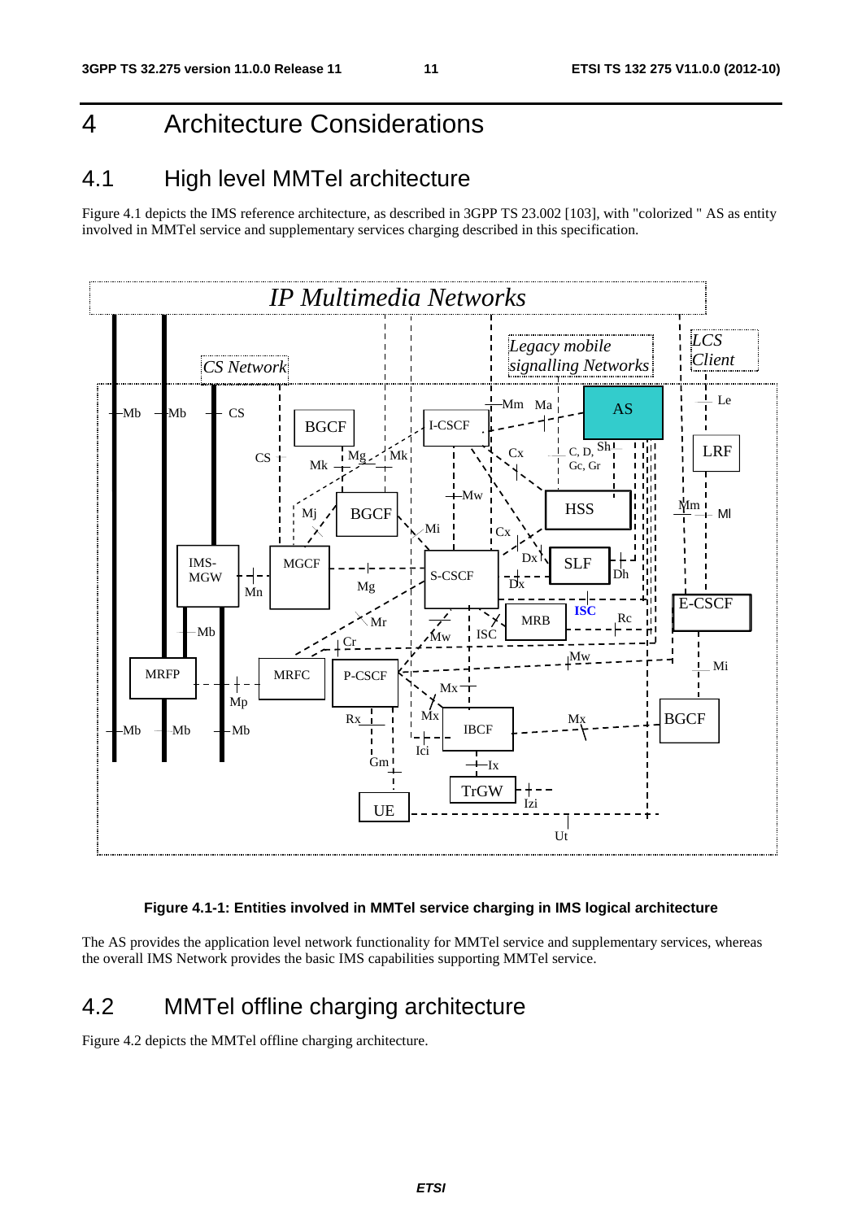# 4 Architecture Considerations

## 4.1 High level MMTel architecture

Figure 4.1 depicts the IMS reference architecture, as described in 3GPP TS 23.002 [103], with "colorized " AS as entity involved in MMTel service and supplementary services charging described in this specification.

**Figure 4.1-1: Entities involved in MMTel service charging in IMS logical architecture**

The AS provides the application level network functionality for MMTel service and supplementary services, whereas the overall IMS Network provides the basic IMS capabilities supporting MMTel service.

## 4.2 MMTel offline charging architecture

Figure 4.2 depicts the MMTel offline charging architecture.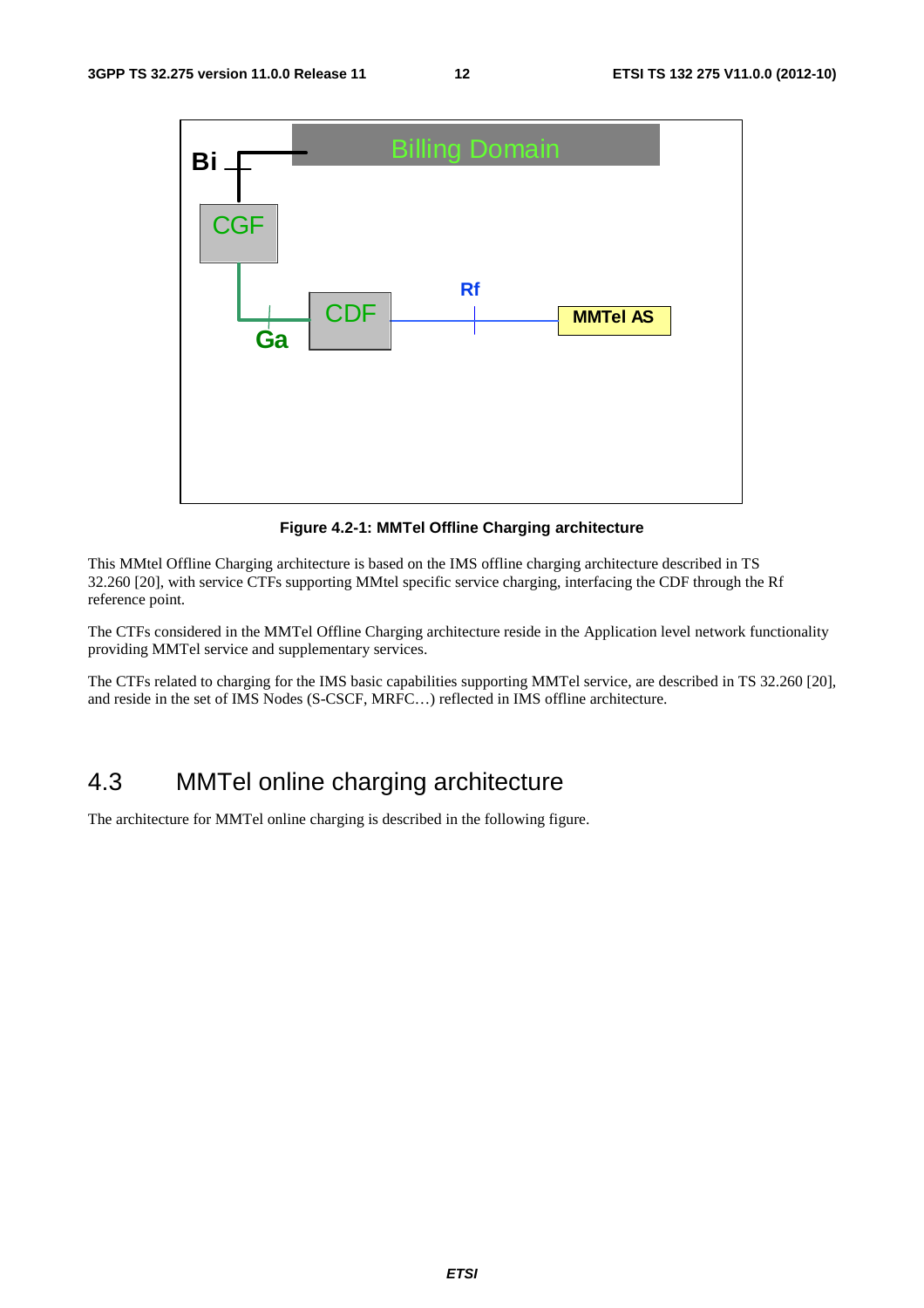Figure 4.2-1: MMTel Offline Charging architecture

This MMtel Offline Charging architecture is based on the IMS offline charging architecture described in TS 32.260 [20], with service CTFs supporting MMtel specific service charging, interfacing the CDF through the Rf reference point.

The CTFs considered in the MMTel Offline Charging architecture reside in the Application level network functionality providing MMTel service and supplementary services.

The CTFs related to charging for the IMS basic capabilities supporting MMTel service, are described in TS 32.260 [20], and reside in the set of IMS Nodes (S-CSCF, MRFC…) reflected in IMS offline architecture.

## 4.3 MMTel online charging architecture

The architecture for MMTel online charging is described in the following figure.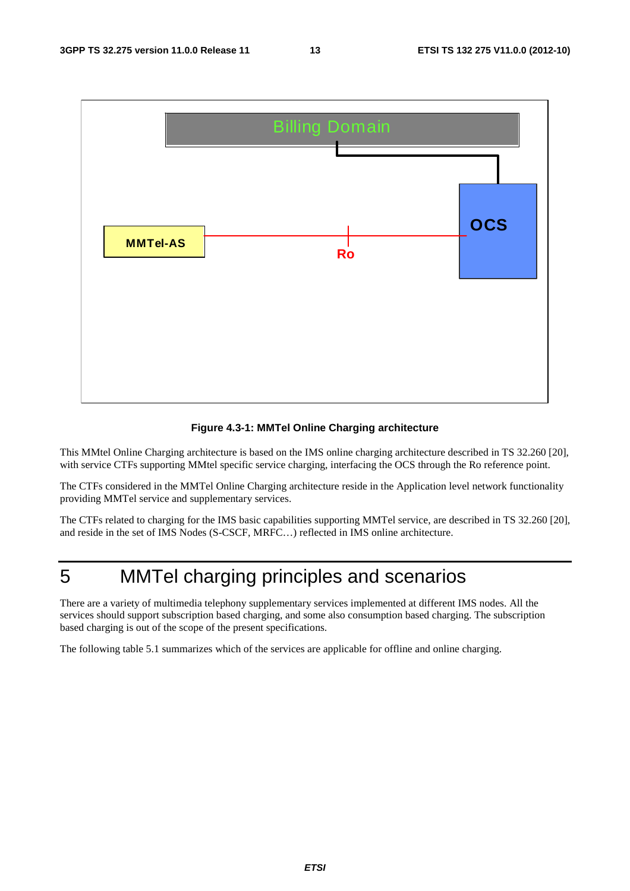**Figure 4.3-1: MMTel Online Charging architecture**

This MMtel Online Charging architecture is based on the IMS online charging architecture described in TS 32.260 [20], with service CTFs supporting MMtel specific service charging, interfacing the OCS through the Ro reference point.

The CTFs considered in the MMTel Online Charging architecture reside in the Application level network functionality providing MMTel service and supplementary services.

The CTFs related to charging for the IMS basic capabilities supporting MMTel service, are described in TS 32.260 [20], and reside in the set of IMS Nodes (S-CSCF, MRFC…) reflected in IMS online architecture.

# 5 MMTel charging principles and scenarios

There are a variety of multimedia telephony supplementary services implemented at different IMS nodes. All the services should support subscription based charging, and some also consumption based charging. The subscription based charging is out of the scope of the present specifications.

The following table 5.1 summarizes which of the services are applicable for offline and online charging.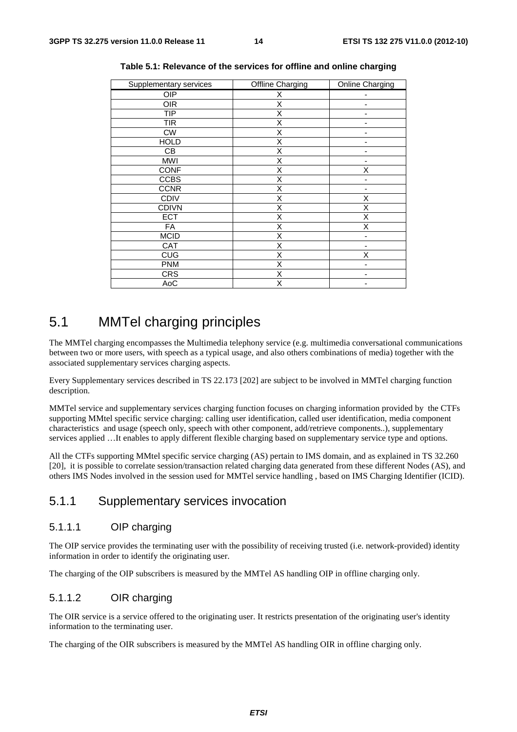**Table 5.1: Relevance of the services for offline and online charging**

| Supplementary services | Offline Charging | Online Charging |
| --- | --- | --- |
| OIP | X | - |
| OIR | X | - |
| TIP | X | - |
| TIR | X | - |
| CW | X | - |
| HOLD | X | - |
| CB | X | - |
| MWI | X | - |
| CONF | X | X |
| CCBS | X | - |
| CCNR | X | - |
| CDIV | X | X |
| CDIVN | X | X |
| ECT | X | X |
| FA | X | X |
| MCID | X | - |
| CAT | X | - |
| CUG | X | X |
| PNM | X | - |
| CRS | X | - |
| AoC | X | - |

## 5.1 MMTel charging principles

The MMTel charging encompasses the Multimedia telephony service (e.g. multimedia conversational communications between two or more users, with speech as a typical usage, and also others combinations of media) together with the associated supplementary services charging aspects.

Every Supplementary services described in TS 22.173 [202] are subject to be involved in MMTel charging function description.

MMTel service and supplementary services charging function focuses on charging information provided by the CTFs supporting MMtel specific service charging: calling user identification, called user identification, media component characteristics and usage (speech only, speech with other component, add/retrieve components..), supplementary services applied …It enables to apply different flexible charging based on supplementary service type and options.

All the CTFs supporting MMtel specific service charging (AS) pertain to IMS domain, and as explained in TS 32.260 [20], it is possible to correlate session/transaction related charging data generated from these different Nodes (AS), and others IMS Nodes involved in the session used for MMTel service handling , based on IMS Charging Identifier (ICID).

### 5.1.1 Supplementary services invocation

#### 5.1.1.1 OIP charging

The OIP service provides the terminating user with the possibility of receiving trusted (i.e. network-provided) identity information in order to identify the originating user.

The charging of the OIP subscribers is measured by the MMTel AS handling OIP in offline charging only.

#### 5.1.1.2 OIR charging

The OIR service is a service offered to the originating user. It restricts presentation of the originating user's identity information to the terminating user.

The charging of the OIR subscribers is measured by the MMTel AS handling OIR in offline charging only.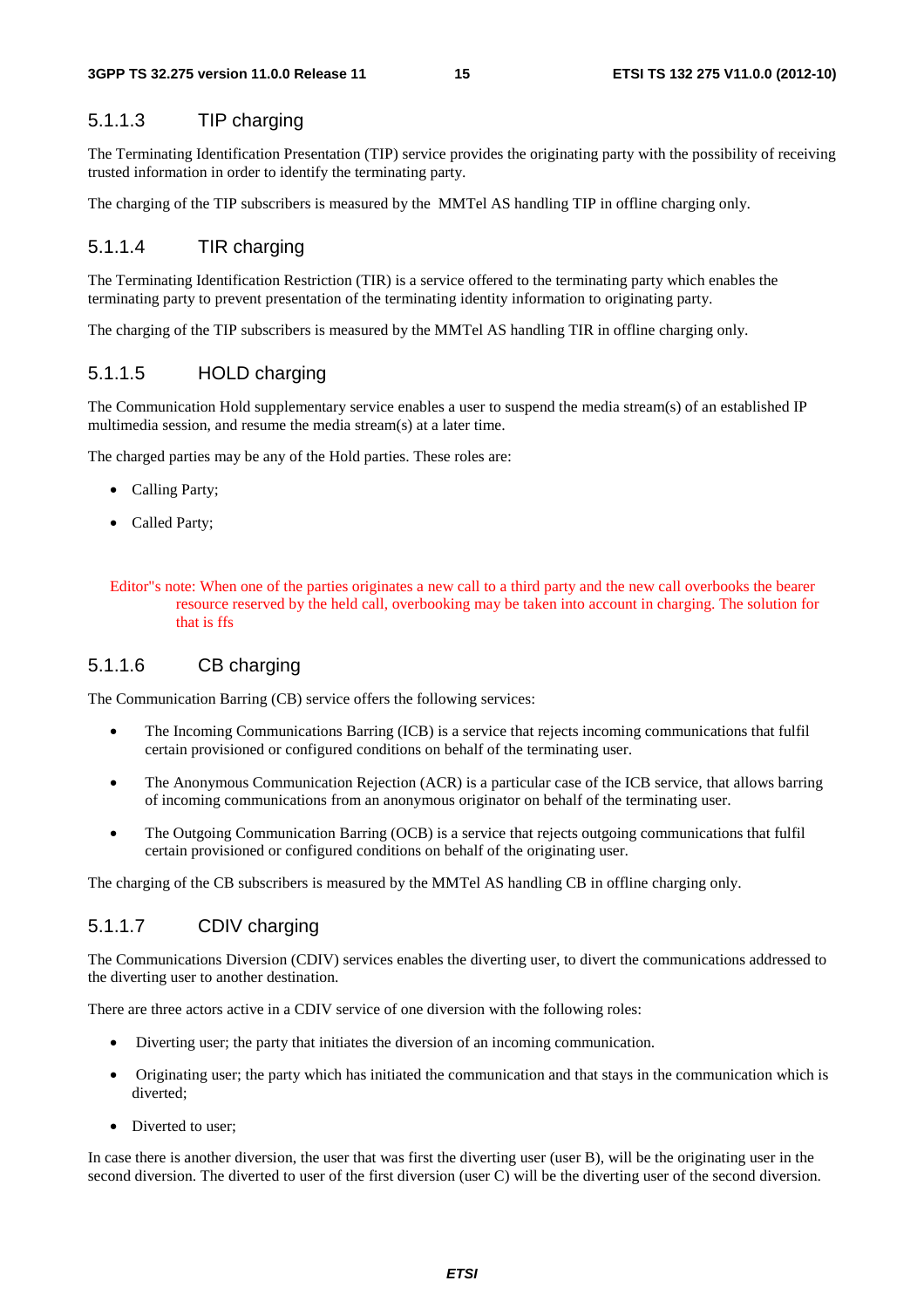#### 5.1.1.3 TIP charging

The Terminating Identification Presentation (TIP) service provides the originating party with the possibility of receiving trusted information in order to identify the terminating party.

The charging of the TIP subscribers is measured by the MMTel AS handling TIP in offline charging only.

#### 5.1.1.4 TIR charging

The Terminating Identification Restriction (TIR) is a service offered to the terminating party which enables the terminating party to prevent presentation of the terminating identity information to originating party.

The charging of the TIP subscribers is measured by the MMTel AS handling TIR in offline charging only.

#### 5.1.1.5 HOLD charging

The Communication Hold supplementary service enables a user to suspend the media stream(s) of an established IP multimedia session, and resume the media stream(s) at a later time.

The charged parties may be any of the Hold parties. These roles are:

- Calling Party;
- Called Party;

Editor"s note: When one of the parties originates a new call to a third party and the new call overbooks the bearer resource reserved by the held call, overbooking may be taken into account in charging. The solution for that is ffs

#### 5.1.1.6 CB charging

The Communication Barring (CB) service offers the following services:

- The Incoming Communications Barring (ICB) is a service that rejects incoming communications that fulfil certain provisioned or configured conditions on behalf of the terminating user.
- The Anonymous Communication Rejection (ACR) is a particular case of the ICB service, that allows barring of incoming communications from an anonymous originator on behalf of the terminating user.
- The Outgoing Communication Barring (OCB) is a service that rejects outgoing communications that fulfil certain provisioned or configured conditions on behalf of the originating user.

The charging of the CB subscribers is measured by the MMTel AS handling CB in offline charging only.

#### 5.1.1.7 CDIV charging

The Communications Diversion (CDIV) services enables the diverting user, to divert the communications addressed to the diverting user to another destination.

There are three actors active in a CDIV service of one diversion with the following roles:

- Diverting user; the party that initiates the diversion of an incoming communication.
- Originating user; the party which has initiated the communication and that stays in the communication which is diverted;
- Diverted to user;

In case there is another diversion, the user that was first the diverting user (user B), will be the originating user in the second diversion. The diverted to user of the first diversion (user C) will be the diverting user of the second diversion.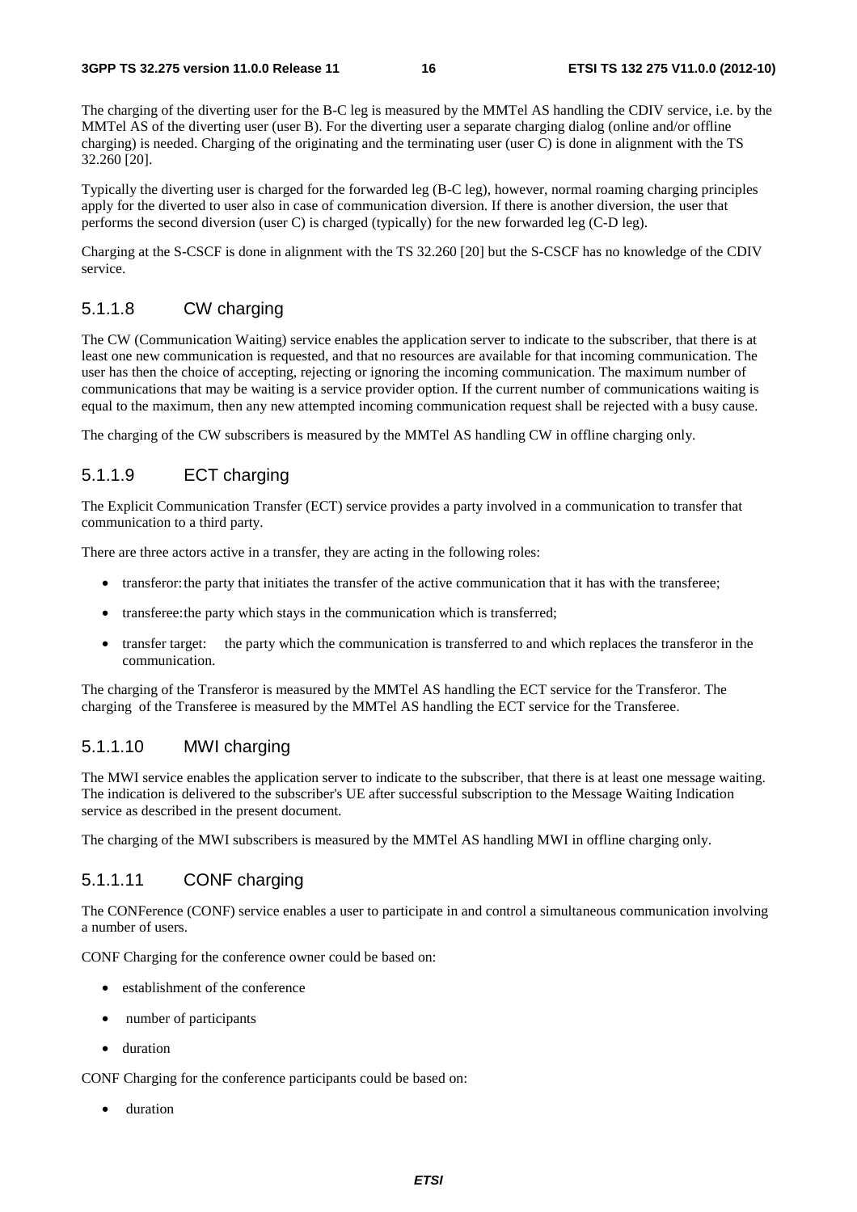The charging of the diverting user for the B-C leg is measured by the MMTel AS handling the CDIV service, i.e. by the MMTel AS of the diverting user (user B). For the diverting user a separate charging dialog (online and/or offline charging) is needed. Charging of the originating and the terminating user (user C) is done in alignment with the TS 32.260 [20].

Typically the diverting user is charged for the forwarded leg (B-C leg), however, normal roaming charging principles apply for the diverted to user also in case of communication diversion. If there is another diversion, the user that performs the second diversion (user C) is charged (typically) for the new forwarded leg (C-D leg).

Charging at the S-CSCF is done in alignment with the TS 32.260 [20] but the S-CSCF has no knowledge of the CDIV service.

#### 5.1.1.8 CW charging

The CW (Communication Waiting) service enables the application server to indicate to the subscriber, that there is at least one new communication is requested, and that no resources are available for that incoming communication. The user has then the choice of accepting, rejecting or ignoring the incoming communication. The maximum number of communications that may be waiting is a service provider option. If the current number of communications waiting is equal to the maximum, then any new attempted incoming communication request shall be rejected with a busy cause.

The charging of the CW subscribers is measured by the MMTel AS handling CW in offline charging only.

#### 5.1.1.9 ECT charging

The Explicit Communication Transfer (ECT) service provides a party involved in a communication to transfer that communication to a third party.

There are three actors active in a transfer, they are acting in the following roles:

- transferor: the party that initiates the transfer of the active communication that it has with the transferee;
- transferee: the party which stays in the communication which is transferred;
- transfer target: the party which the communication is transferred to and which replaces the transferor in the communication.

The charging of the Transferor is measured by the MMTel AS handling the ECT service for the Transferor. The charging of the Transferee is measured by the MMTel AS handling the ECT service for the Transferee.

#### 5.1.1.10 MWI charging

The MWI service enables the application server to indicate to the subscriber, that there is at least one message waiting. The indication is delivered to the subscriber's UE after successful subscription to the Message Waiting Indication service as described in the present document.

The charging of the MWI subscribers is measured by the MMTel AS handling MWI in offline charging only.

#### 5.1.1.11 CONF charging

The CONFerence (CONF) service enables a user to participate in and control a simultaneous communication involving a number of users.

CONF Charging for the conference owner could be based on:

- establishment of the conference
- number of participants
- duration

CONF Charging for the conference participants could be based on:

- duration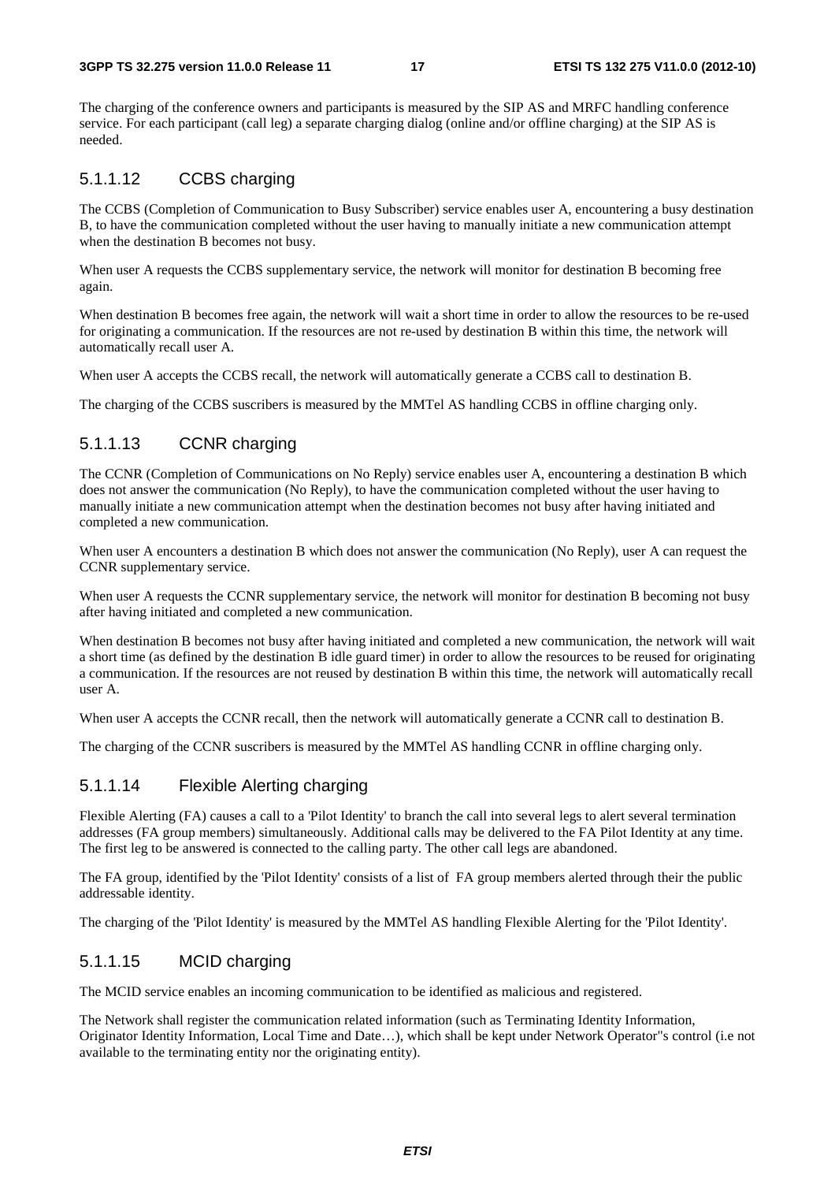The charging of the conference owners and participants is measured by the SIP AS and MRFC handling conference service. For each participant (call leg) a separate charging dialog (online and/or offline charging) at the SIP AS is needed.

#### 5.1.1.12 CCBS charging

The CCBS (Completion of Communication to Busy Subscriber) service enables user A, encountering a busy destination B, to have the communication completed without the user having to manually initiate a new communication attempt when the destination B becomes not busy.

When user A requests the CCBS supplementary service, the network will monitor for destination B becoming free again.

When destination B becomes free again, the network will wait a short time in order to allow the resources to be re-used for originating a communication. If the resources are not re-used by destination B within this time, the network will automatically recall user A.

When user A accepts the CCBS recall, the network will automatically generate a CCBS call to destination B.

The charging of the CCBS suscribers is measured by the MMTel AS handling CCBS in offline charging only.

#### 5.1.1.13 CCNR charging

The CCNR (Completion of Communications on No Reply) service enables user A, encountering a destination B which does not answer the communication (No Reply), to have the communication completed without the user having to manually initiate a new communication attempt when the destination becomes not busy after having initiated and completed a new communication.

When user A encounters a destination B which does not answer the communication (No Reply), user A can request the CCNR supplementary service.

When user A requests the CCNR supplementary service, the network will monitor for destination B becoming not busy after having initiated and completed a new communication.

When destination B becomes not busy after having initiated and completed a new communication, the network will wait a short time (as defined by the destination B idle guard timer) in order to allow the resources to be reused for originating a communication. If the resources are not reused by destination B within this time, the network will automatically recall user A.

When user A accepts the CCNR recall, then the network will automatically generate a CCNR call to destination B.

The charging of the CCNR suscribers is measured by the MMTel AS handling CCNR in offline charging only.

#### 5.1.1.14 Flexible Alerting charging

Flexible Alerting (FA) causes a call to a 'Pilot Identity' to branch the call into several legs to alert several termination addresses (FA group members) simultaneously. Additional calls may be delivered to the FA Pilot Identity at any time. The first leg to be answered is connected to the calling party. The other call legs are abandoned.

The FA group, identified by the 'Pilot Identity' consists of a list of FA group members alerted through their the public addressable identity.

The charging of the 'Pilot Identity' is measured by the MMTel AS handling Flexible Alerting for the 'Pilot Identity'.

#### 5.1.1.15 MCID charging

The MCID service enables an incoming communication to be identified as malicious and registered.

The Network shall register the communication related information (such as Terminating Identity Information, Originator Identity Information, Local Time and Date…), which shall be kept under Network Operator"s control (i.e not available to the terminating entity nor the originating entity).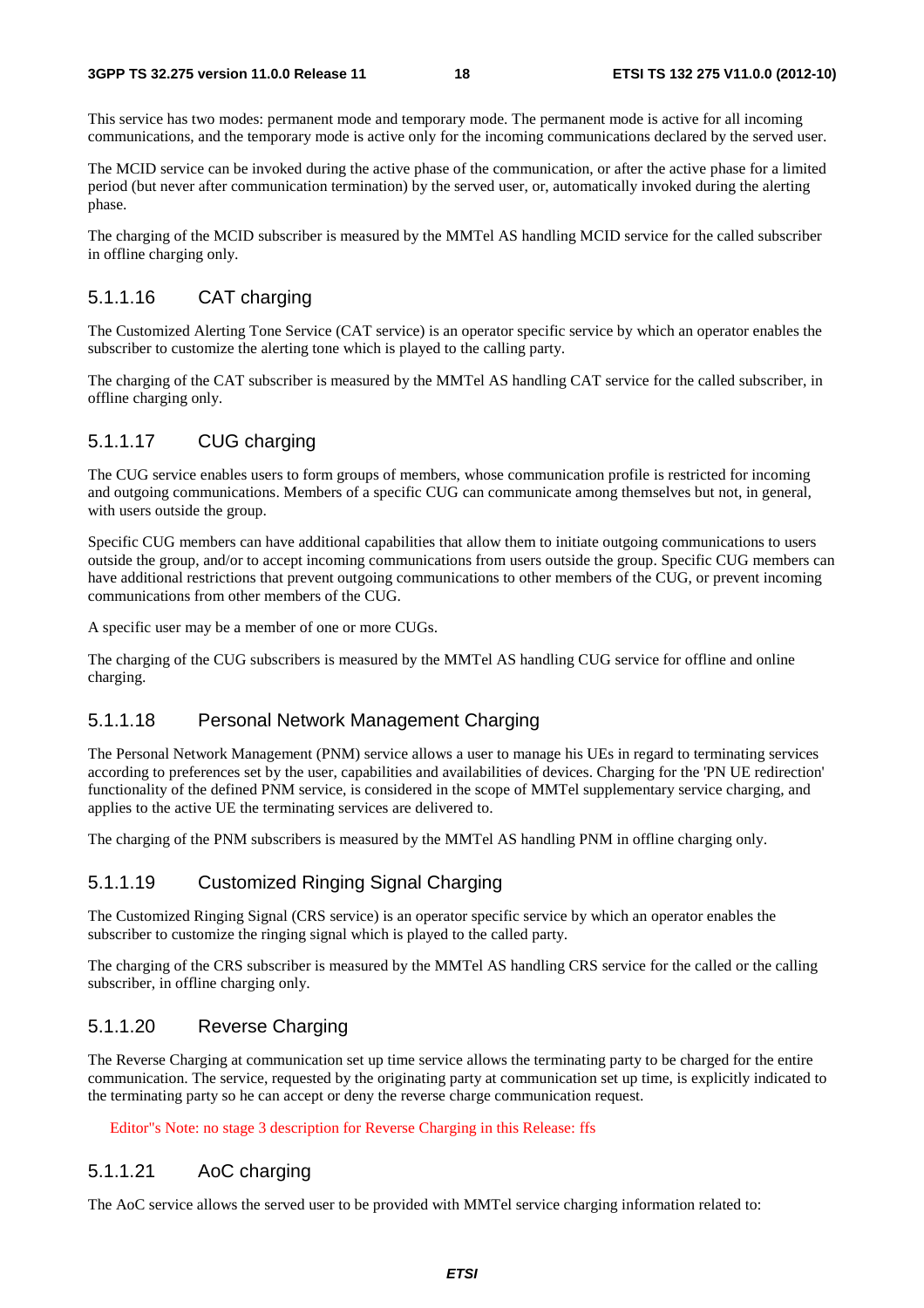This service has two modes: permanent mode and temporary mode. The permanent mode is active for all incoming communications, and the temporary mode is active only for the incoming communications declared by the served user.

The MCID service can be invoked during the active phase of the communication, or after the active phase for a limited period (but never after communication termination) by the served user, or, automatically invoked during the alerting phase.

The charging of the MCID subscriber is measured by the MMTel AS handling MCID service for the called subscriber in offline charging only.

#### 5.1.1.16 CAT charging

The Customized Alerting Tone Service (CAT service) is an operator specific service by which an operator enables the subscriber to customize the alerting tone which is played to the calling party.

The charging of the CAT subscriber is measured by the MMTel AS handling CAT service for the called subscriber, in offline charging only.

#### 5.1.1.17 CUG charging

The CUG service enables users to form groups of members, whose communication profile is restricted for incoming and outgoing communications. Members of a specific CUG can communicate among themselves but not, in general, with users outside the group.

Specific CUG members can have additional capabilities that allow them to initiate outgoing communications to users outside the group, and/or to accept incoming communications from users outside the group. Specific CUG members can have additional restrictions that prevent outgoing communications to other members of the CUG, or prevent incoming communications from other members of the CUG.

A specific user may be a member of one or more CUGs.

The charging of the CUG subscribers is measured by the MMTel AS handling CUG service for offline and online charging.

#### 5.1.1.18 Personal Network Management Charging

The Personal Network Management (PNM) service allows a user to manage his UEs in regard to terminating services according to preferences set by the user, capabilities and availabilities of devices. Charging for the 'PN UE redirection' functionality of the defined PNM service, is considered in the scope of MMTel supplementary service charging, and applies to the active UE the terminating services are delivered to.

The charging of the PNM subscribers is measured by the MMTel AS handling PNM in offline charging only.

#### 5.1.1.19 Customized Ringing Signal Charging

The Customized Ringing Signal (CRS service) is an operator specific service by which an operator enables the subscriber to customize the ringing signal which is played to the called party.

The charging of the CRS subscriber is measured by the MMTel AS handling CRS service for the called or the calling subscriber, in offline charging only.

#### 5.1.1.20 Reverse Charging

The Reverse Charging at communication set up time service allows the terminating party to be charged for the entire communication. The service, requested by the originating party at communication set up time, is explicitly indicated to the terminating party so he can accept or deny the reverse charge communication request.

Editor"s Note: no stage 3 description for Reverse Charging in this Release: ffs

#### 5.1.1.21 AoC charging

The AoC service allows the served user to be provided with MMTel service charging information related to: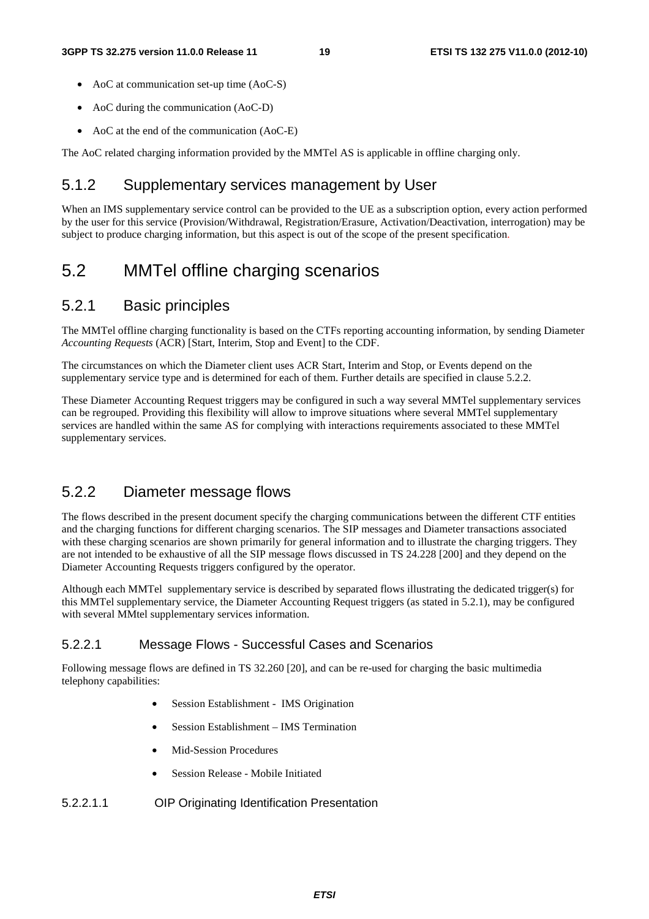- AoC at communication set-up time (AoC-S)
- AoC during the communication (AoC-D)
- AoC at the end of the communication (AoC-E)

The AoC related charging information provided by the MMTel AS is applicable in offline charging only.

### 5.1.2 Supplementary services management by User

When an IMS supplementary service control can be provided to the UE as a subscription option, every action performed by the user for this service (Provision/Withdrawal, Registration/Erasure, Activation/Deactivation, interrogation) may be subject to produce charging information, but this aspect is out of the scope of the present specification.

## 5.2 MMTel offline charging scenarios

### 5.2.1 Basic principles

The MMTel offline charging functionality is based on the CTFs reporting accounting information, by sending Diameter *Accounting Requests* (ACR) [Start, Interim, Stop and Event] to the CDF.

The circumstances on which the Diameter client uses ACR Start, Interim and Stop, or Events depend on the supplementary service type and is determined for each of them. Further details are specified in clause 5.2.2.

These Diameter Accounting Request triggers may be configured in such a way several MMTel supplementary services can be regrouped. Providing this flexibility will allow to improve situations where several MMTel supplementary services are handled within the same AS for complying with interactions requirements associated to these MMTel supplementary services.

### 5.2.2 Diameter message flows

The flows described in the present document specify the charging communications between the different CTF entities and the charging functions for different charging scenarios. The SIP messages and Diameter transactions associated with these charging scenarios are shown primarily for general information and to illustrate the charging triggers. They are not intended to be exhaustive of all the SIP message flows discussed in TS 24.228 [200] and they depend on the Diameter Accounting Requests triggers configured by the operator.

Although each MMTel supplementary service is described by separated flows illustrating the dedicated trigger(s) for this MMTel supplementary service, the Diameter Accounting Request triggers (as stated in 5.2.1), may be configured with several MMtel supplementary services information.

#### 5.2.2.1 Message Flows - Successful Cases and Scenarios

Following message flows are defined in TS 32.260 [20], and can be re-used for charging the basic multimedia telephony capabilities:

- Session Establishment - IMS Origination
- Session Establishment – IMS Termination
- Mid-Session Procedures
- Session Release - Mobile Initiated

##### 5.2.2.1.1 OIP Originating Identification Presentation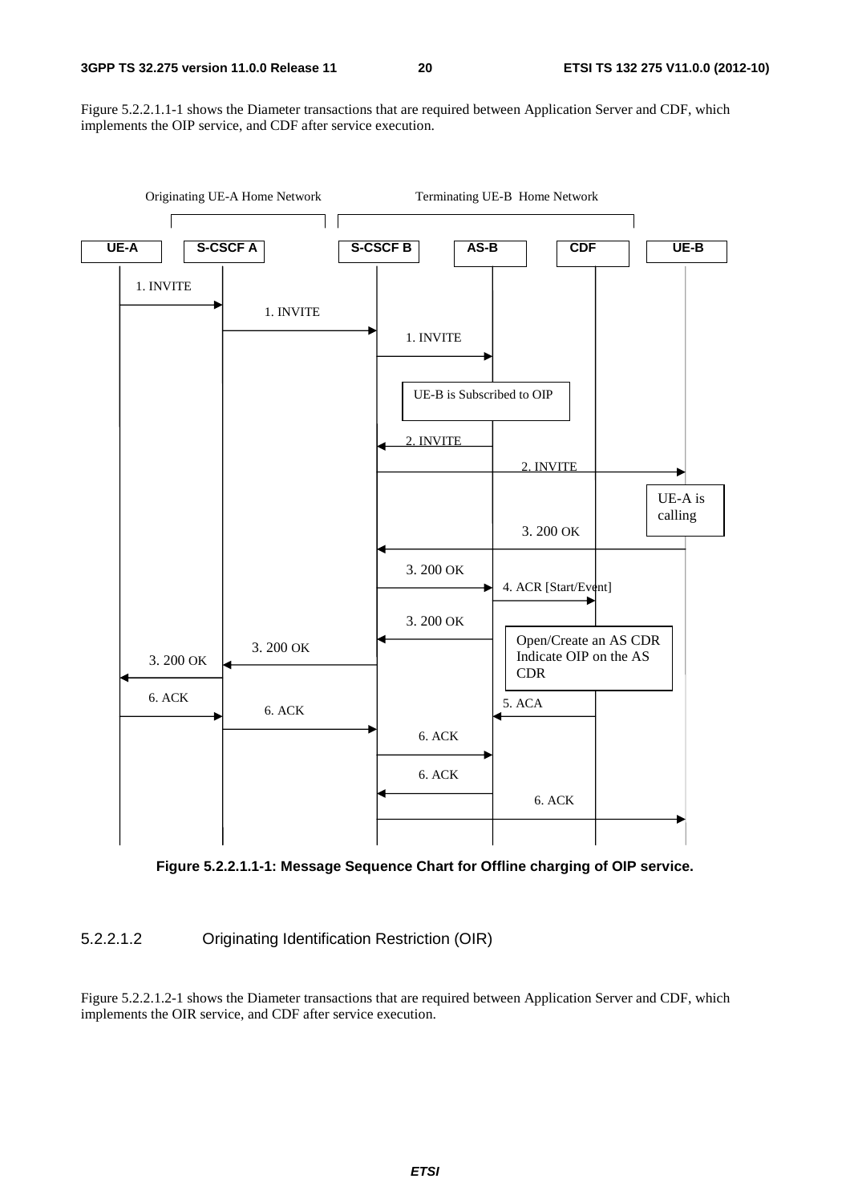Figure 5.2.2.1.1-1 shows the Diameter transactions that are required between Application Server and CDF, which implements the OIP service, and CDF after service execution.

Originating UE-A Home Network | Terminating UE-B Home Network

UE-A | S-CSCF A | S-CSCF B | AS-B | CDF | UE-B

1. INVITE
1. INVITE
1. INVITE
UE-B is Subscribed to OIP
2. INVITE
2. INVITE
UE-A is calling
3. 200 OK
3. 200 OK
4. ACR [Start/Event]
3. 200 OK
Open/Create an AS CDR Indicate OIP on the AS CDR
3. 200 OK
3. 200 OK
6. ACK
5. ACA
6. ACK
6. ACK
6. ACK
6. ACK

**Figure 5.2.2.1.1-1: Message Sequence Chart for Offline charging of OIP service.**

#### 5.2.2.1.2 Originating Identification Restriction (OIR)

Figure 5.2.2.1.2-1 shows the Diameter transactions that are required between Application Server and CDF, which implements the OIR service, and CDF after service execution.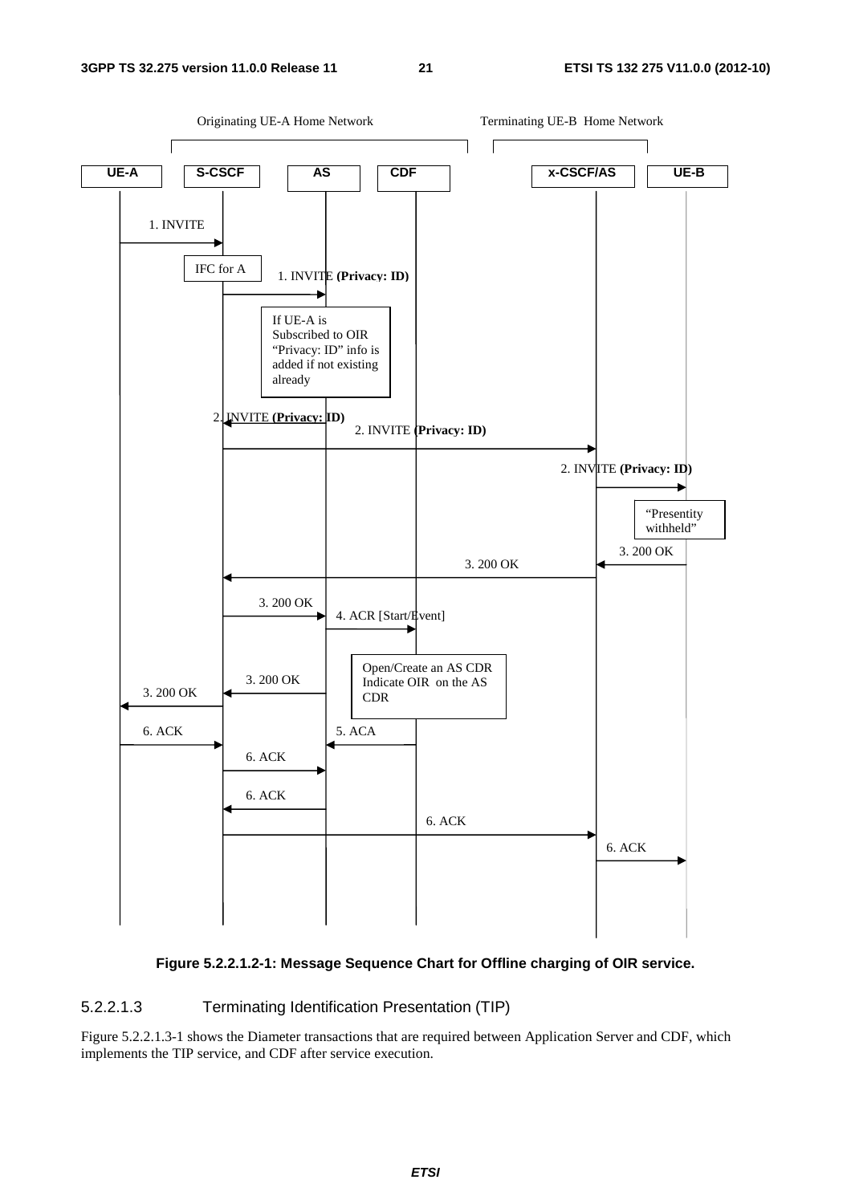Originating UE-A Home Network

Terminating UE-B Home Network

UE-A | S-CSCF | AS | CDF | x-CSCF/AS | UE-B

1. INVITE

IFC for A

1. INVITE **(Privacy: ID)**

If UE-A is Subscribed to OIR "Privacy: ID" info is added if not existing already

2. INVITE **(Privacy: ID)**

2. INVITE **(Privacy: ID)**

2. INVITE **(Privacy: ID)**

"Presentity withheld"

3. 200 OK

3. 200 OK

3. 200 OK

4. ACR [Start/Event]

Open/Create an AS CDR Indicate OIR on the AS CDR

3. 200 OK

3. 200 OK

6. ACK

5. ACA

6. ACK

6. ACK

6. ACK

6. ACK

**Figure 5.2.2.1.2-1: Message Sequence Chart for Offline charging of OIR service.**

#### 5.2.2.1.3 Terminating Identification Presentation (TIP)

Figure 5.2.2.1.3-1 shows the Diameter transactions that are required between Application Server and CDF, which implements the TIP service, and CDF after service execution.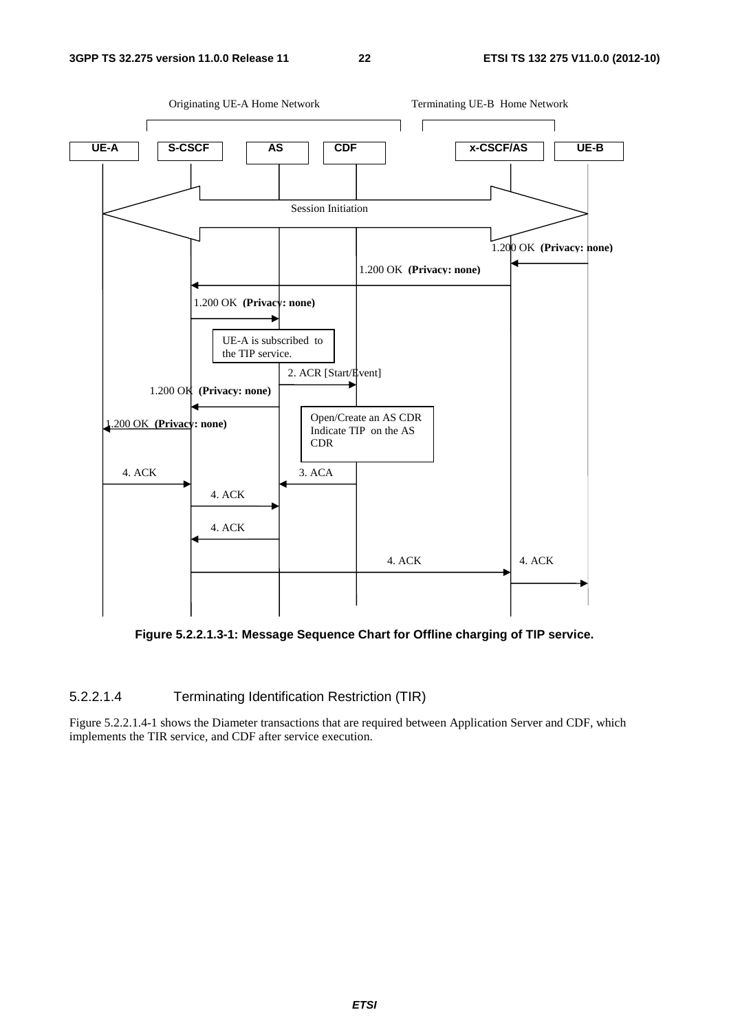Originating UE-A Home Network

Terminating UE-B Home Network

UE-A | S-CSCF | AS | CDF | x-CSCF/AS | UE-B

Session Initiation

1.200 OK **(Privacy: none)**

1.200 OK **(Privacy: none)**

1.200 OK **(Privacy: none)**

UE-A is subscribed to the TIP service.

2. ACR [Start/Event]

1.200 OK **(Privacy: none)**

Open/Create an AS CDR Indicate TIP on the AS CDR

1.200 OK **(Privacy: none)**

4. ACK

3. ACA

4. ACK

4. ACK

4. ACK

4. ACK

**Figure 5.2.2.1.3-1: Message Sequence Chart for Offline charging of TIP service.**

#### 5.2.2.1.4 Terminating Identification Restriction (TIR)

Figure 5.2.2.1.4-1 shows the Diameter transactions that are required between Application Server and CDF, which implements the TIR service, and CDF after service execution.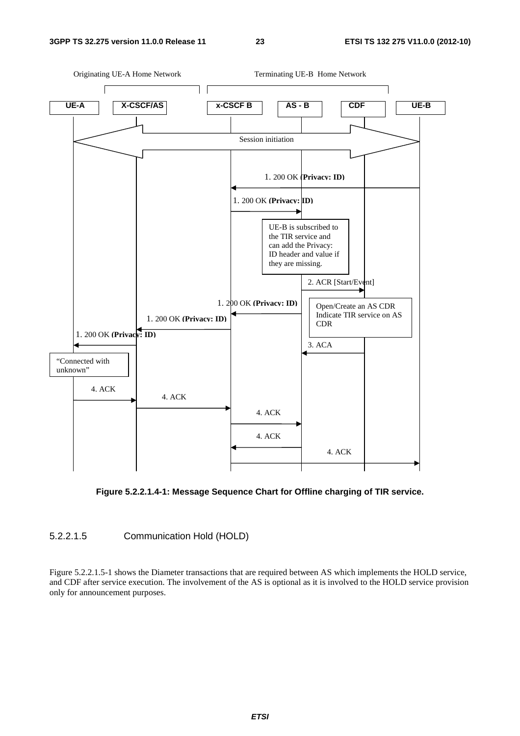Originating UE-A Home Network

Terminating UE-B Home Network

UE-A | X-CSCF/AS | x-CSCF B | AS - B | CDF | UE-B

Session initiation

1. 200 OK (Privacy: ID)

1. 200 OK (Privacy: ID)

UE-B is subscribed to the TIR service and can add the Privacy: ID header and value if they are missing.

2. ACR [Start/Event]

1. 200 OK (Privacy: ID)

Open/Create an AS CDR Indicate TIR service on AS CDR

1. 200 OK (Privacy: ID)

1. 200 OK (Privacy: ID)

3. ACA

"Connected with unknown"

4. ACK

4. ACK

4. ACK

4. ACK

4. ACK

**Figure 5.2.2.1.4-1: Message Sequence Chart for Offline charging of TIR service.**

#### 5.2.2.1.5 Communication Hold (HOLD)

Figure 5.2.2.1.5-1 shows the Diameter transactions that are required between AS which implements the HOLD service, and CDF after service execution. The involvement of the AS is optional as it is involved to the HOLD service provision only for announcement purposes.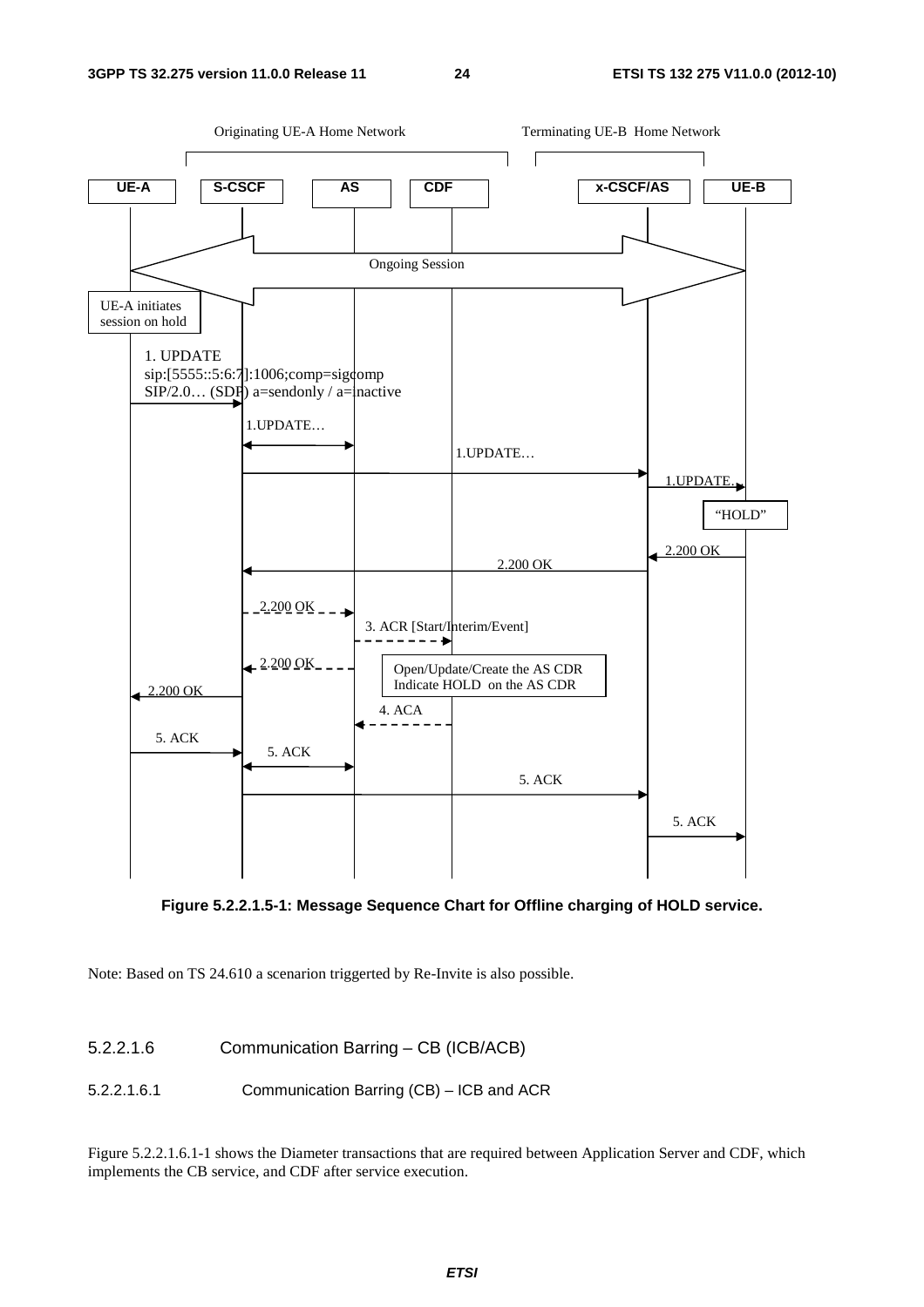**Figure 5.2.2.1.5-1: Message Sequence Chart for Offline charging of HOLD service.**

Note: Based on TS 24.610 a scenarion triggerted by Re-Invite is also possible.

##### 5.2.2.1.6 Communication Barring – CB (ICB/ACB)

###### 5.2.2.1.6.1 Communication Barring (CB) – ICB and ACR

Figure 5.2.2.1.6.1-1 shows the Diameter transactions that are required between Application Server and CDF, which implements the CB service, and CDF after service execution.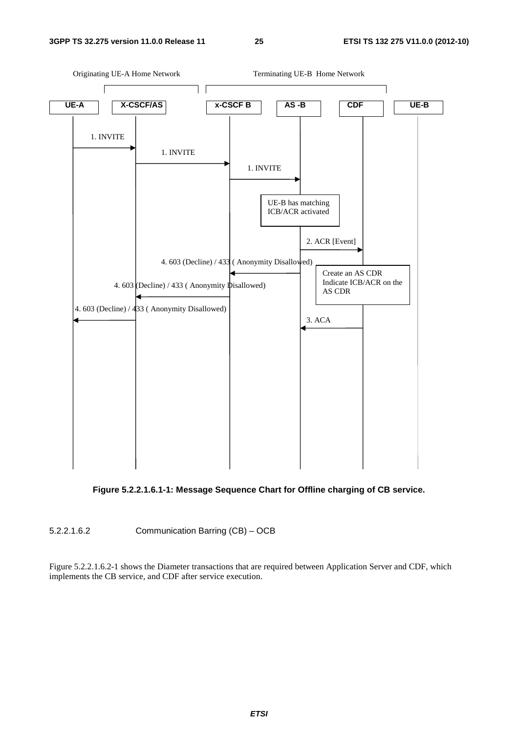**Figure 5.2.2.1.6.1-1: Message Sequence Chart for Offline charging of CB service.**

5.2.2.1.6.2 Communication Barring (CB) – OCB

Figure 5.2.2.1.6.2-1 shows the Diameter transactions that are required between Application Server and CDF, which implements the CB service, and CDF after service execution.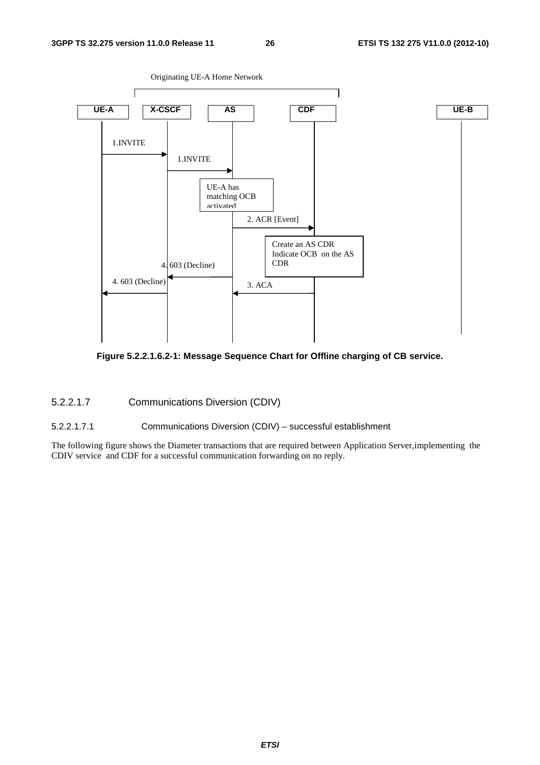Originating UE-A Home Network

UE-A | X-CSCF | AS | CDF | UE-B

1.INVITE

1.INVITE

UE-A has matching OCB activated

2. ACR [Event]

Create an AS CDR Indicate OCB on the AS CDR

4. 603 (Decline)

4. 603 (Decline)

3. ACA

**Figure 5.2.2.1.6.2-1: Message Sequence Chart for Offline charging of CB service.**

#### 5.2.2.1.7 Communications Diversion (CDIV)

##### 5.2.2.1.7.1 Communications Diversion (CDIV) – successful establishment

The following figure shows the Diameter transactions that are required between Application Server,implementing the CDIV service and CDF for a successful communication forwarding on no reply.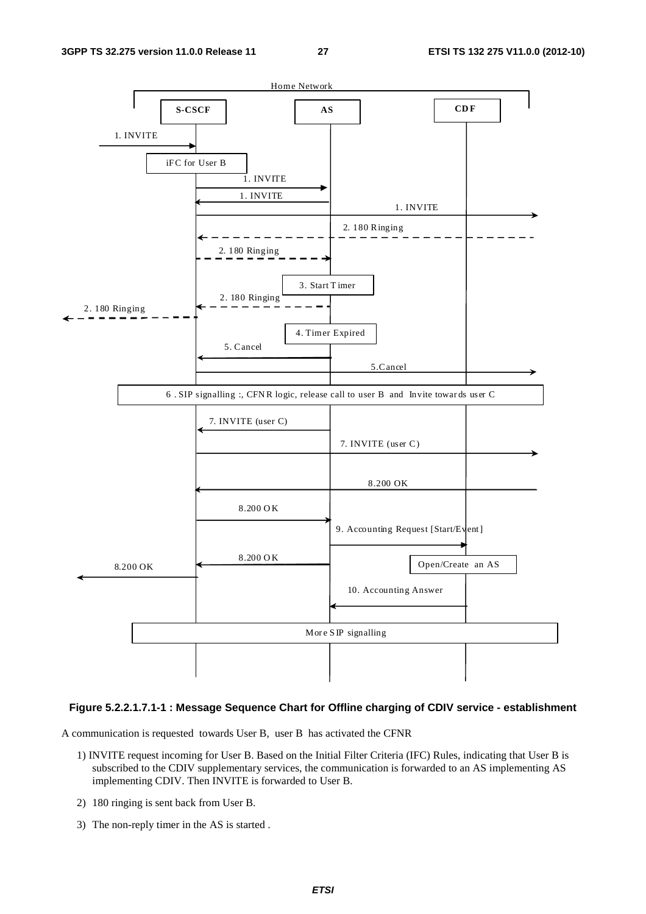**Figure 5.2.2.1.7.1-1 : Message Sequence Chart for Offline charging of CDIV service - establishment**

A communication is requested towards User B, user B has activated the CFNR

1) INVITE request incoming for User B. Based on the Initial Filter Criteria (IFC) Rules, indicating that User B is subscribed to the CDIV supplementary services, the communication is forwarded to an AS implementing AS implementing CDIV. Then INVITE is forwarded to User B.

2) 180 ringing is sent back from User B.

3) The non-reply timer in the AS is started .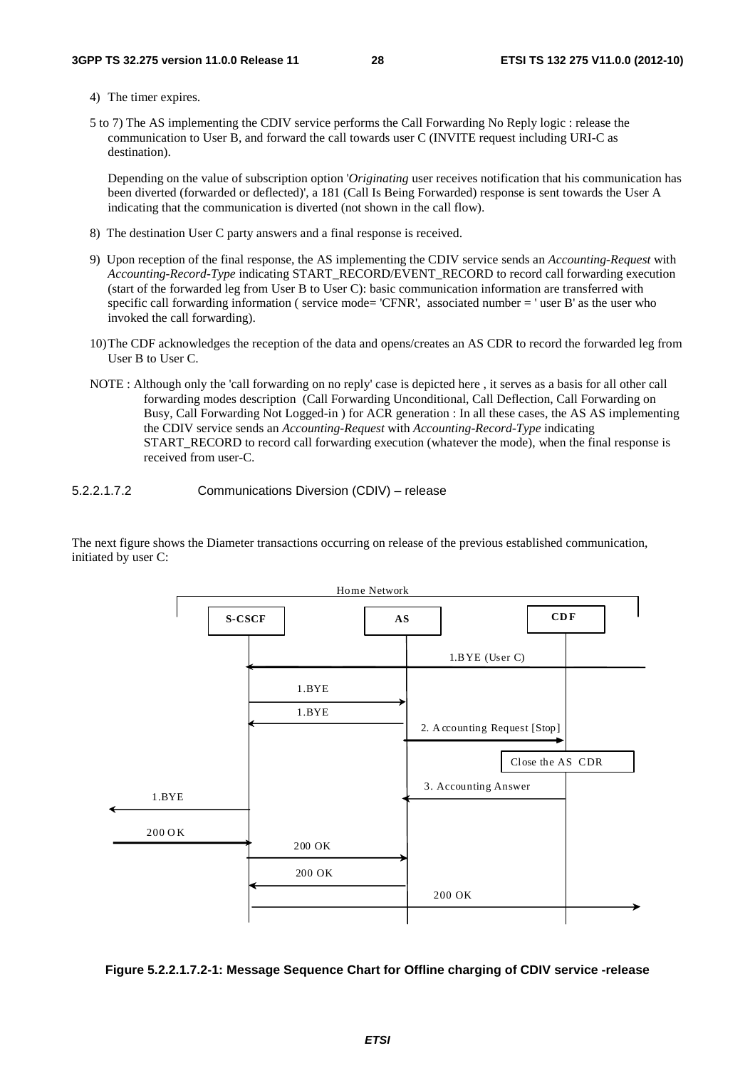4) The timer expires.

5 to 7) The AS implementing the CDIV service performs the Call Forwarding No Reply logic : release the communication to User B, and forward the call towards user C (INVITE request including URI-C as destination).

Depending on the value of subscription option '*Originating* user receives notification that his communication has been diverted (forwarded or deflected)', a 181 (Call Is Being Forwarded) response is sent towards the User A indicating that the communication is diverted (not shown in the call flow).

8) The destination User C party answers and a final response is received.

9) Upon reception of the final response, the AS implementing the CDIV service sends an *Accounting-Request* with *Accounting-Record-Type* indicating START_RECORD/EVENT_RECORD to record call forwarding execution (start of the forwarded leg from User B to User C): basic communication information are transferred with specific call forwarding information ( service mode= 'CFNR', associated number = ' user B' as the user who invoked the call forwarding).

10) The CDF acknowledges the reception of the data and opens/creates an AS CDR to record the forwarded leg from User B to User C.

NOTE : Although only the 'call forwarding on no reply' case is depicted here , it serves as a basis for all other call forwarding modes description (Call Forwarding Unconditional, Call Deflection, Call Forwarding on Busy, Call Forwarding Not Logged-in ) for ACR generation : In all these cases, the AS AS implementing the CDIV service sends an *Accounting-Request* with *Accounting-Record-Type* indicating START_RECORD to record call forwarding execution (whatever the mode), when the final response is received from user-C.

#### 5.2.2.1.7.2 Communications Diversion (CDIV) – release

The next figure shows the Diameter transactions occurring on release of the previous established communication, initiated by user C:

**Figure 5.2.2.1.7.2-1: Message Sequence Chart for Offline charging of CDIV service -release**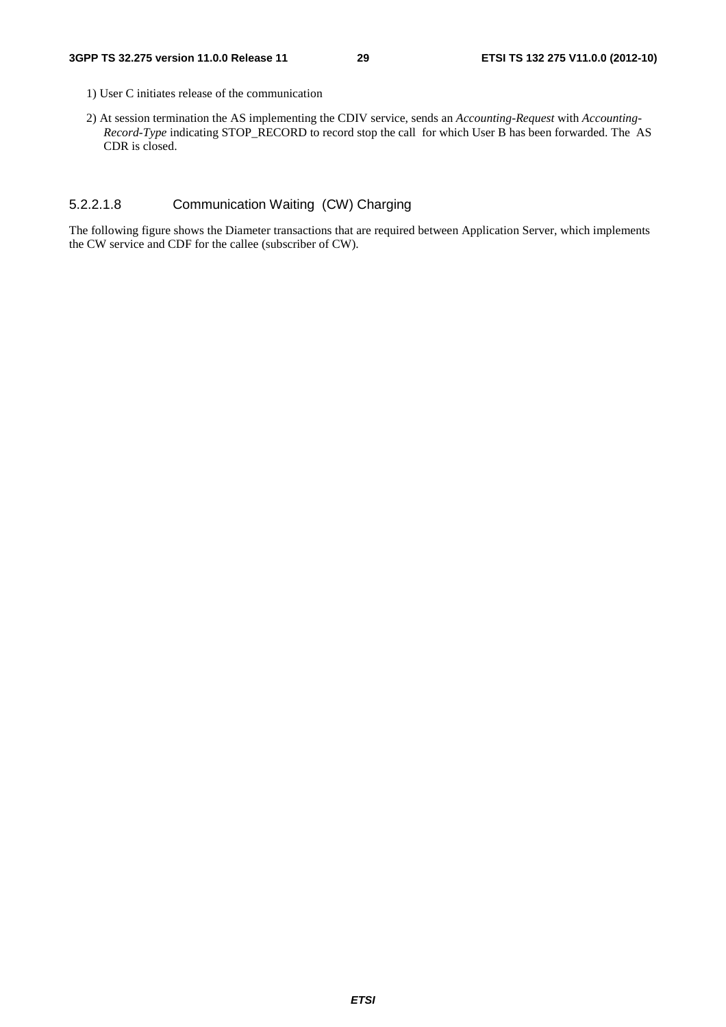1) User C initiates release of the communication

2) At session termination the AS implementing the CDIV service, sends an *Accounting-Request* with *Accounting-Record-Type* indicating STOP_RECORD to record stop the call  for which User B has been forwarded. The  AS CDR is closed.

#### 5.2.2.1.8 Communication Waiting  (CW) Charging

The following figure shows the Diameter transactions that are required between Application Server, which implements the CW service and CDF for the callee (subscriber of CW).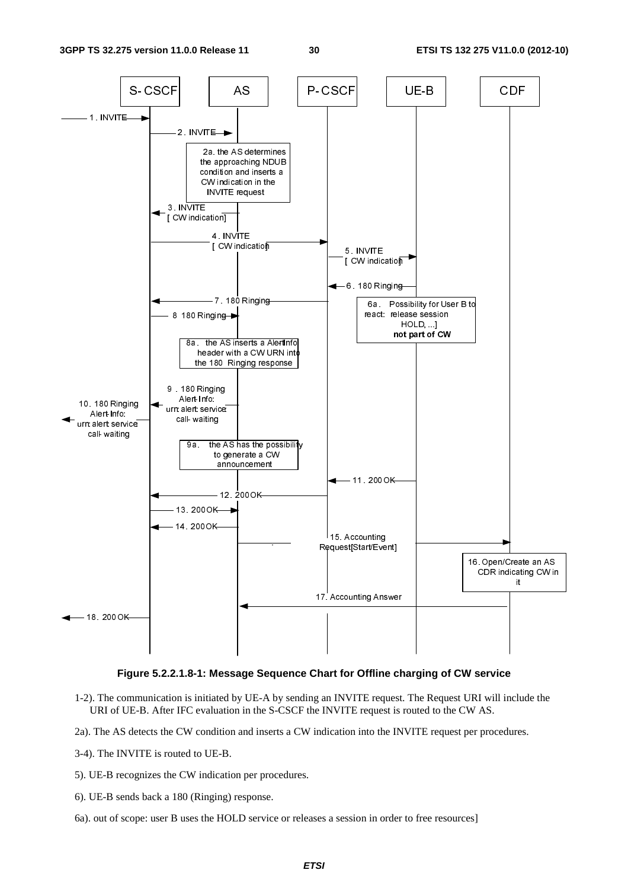**Figure 5.2.2.1.8-1: Message Sequence Chart for Offline charging of CW service**

1-2). The communication is initiated by UE-A by sending an INVITE request. The Request URI will include the URI of UE-B. After IFC evaluation in the S-CSCF the INVITE request is routed to the CW AS.

2a). The AS detects the CW condition and inserts a CW indication into the INVITE request per procedures.

3-4). The INVITE is routed to UE-B.

5). UE-B recognizes the CW indication per procedures.

6). UE-B sends back a 180 (Ringing) response.

6a). out of scope: user B uses the HOLD service or releases a session in order to free resources]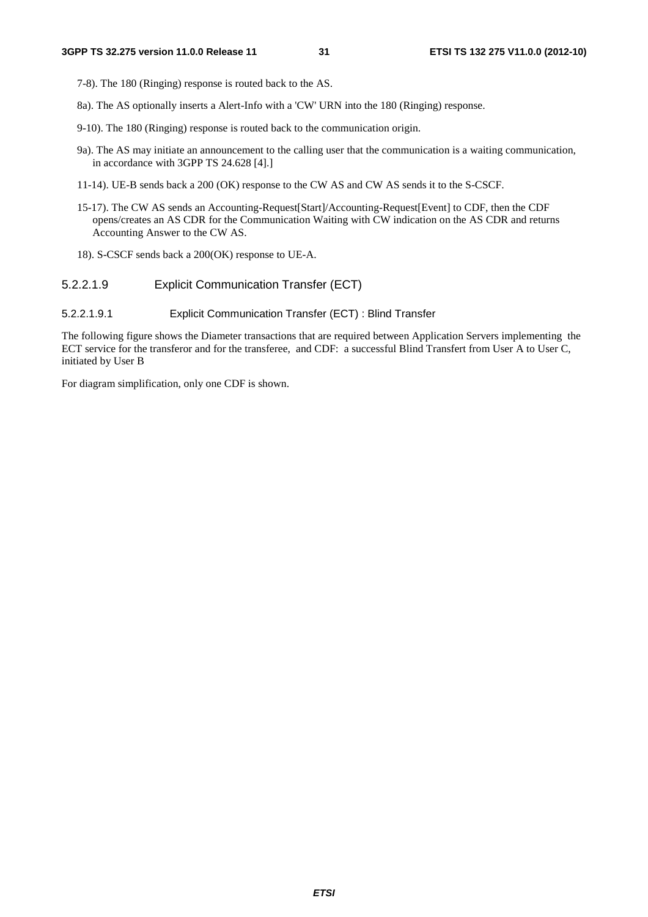7-8). The 180 (Ringing) response is routed back to the AS.

8a). The AS optionally inserts a Alert-Info with a 'CW' URN into the 180 (Ringing) response.

9-10). The 180 (Ringing) response is routed back to the communication origin.

9a). The AS may initiate an announcement to the calling user that the communication is a waiting communication, in accordance with 3GPP TS 24.628 [4].]

11-14). UE-B sends back a 200 (OK) response to the CW AS and CW AS sends it to the S-CSCF.

15-17). The CW AS sends an Accounting-Request[Start]/Accounting-Request[Event] to CDF, then the CDF opens/creates an AS CDR for the Communication Waiting with CW indication on the AS CDR and returns Accounting Answer to the CW AS.

18). S-CSCF sends back a 200(OK) response to UE-A.

##### 5.2.2.1.9 Explicit Communication Transfer (ECT)

###### 5.2.2.1.9.1 Explicit Communication Transfer (ECT) : Blind Transfer

The following figure shows the Diameter transactions that are required between Application Servers implementing the ECT service for the transferor and for the transferee, and CDF: a successful Blind Transfert from User A to User C, initiated by User B

For diagram simplification, only one CDF is shown.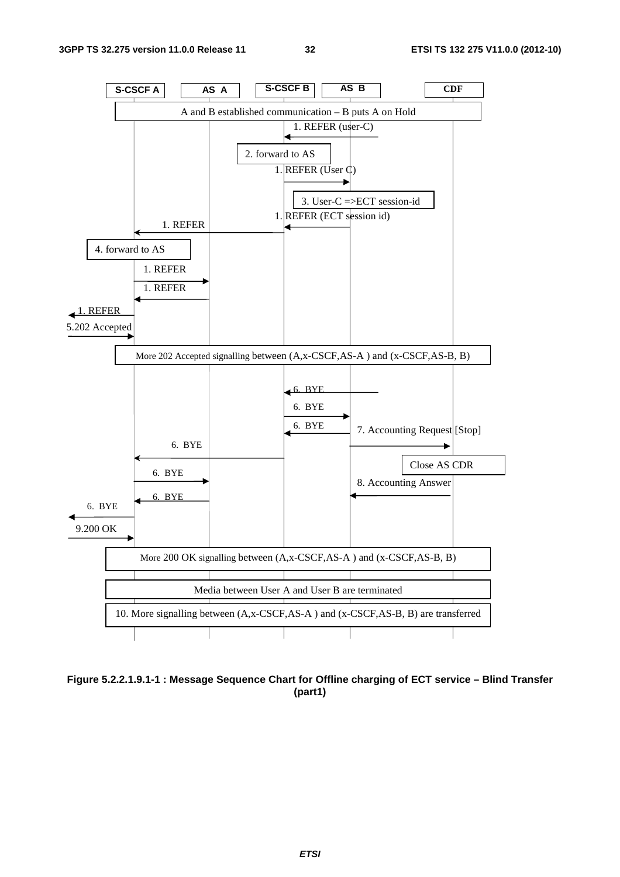S-CSCF A | AS A | S-CSCF B | AS B | CDF

A and B established communication – B puts A on Hold

1. REFER (user-C)

2. forward to AS

1. REFER (User C)

3. User-C =>ECT session-id

1. REFER (ECT session id)

1. REFER

4. forward to AS

1. REFER

1. REFER

1. REFER

5.202 Accepted

More 202 Accepted signalling between (A,x-CSCF,AS-A ) and (x-CSCF,AS-B, B)

6. BYE

6. BYE

6. BYE

7. Accounting Request [Stop]

6. BYE

Close AS CDR

6. BYE

8. Accounting Answer

6. BYE

6. BYE

9.200 OK

More 200 OK signalling between (A,x-CSCF,AS-A ) and (x-CSCF,AS-B, B)

Media between User A and User B are terminated

10. More signalling between (A,x-CSCF,AS-A ) and (x-CSCF,AS-B, B) are transferred

**Figure 5.2.2.1.9.1-1 : Message Sequence Chart for Offline charging of ECT service – Blind Transfer (part1)**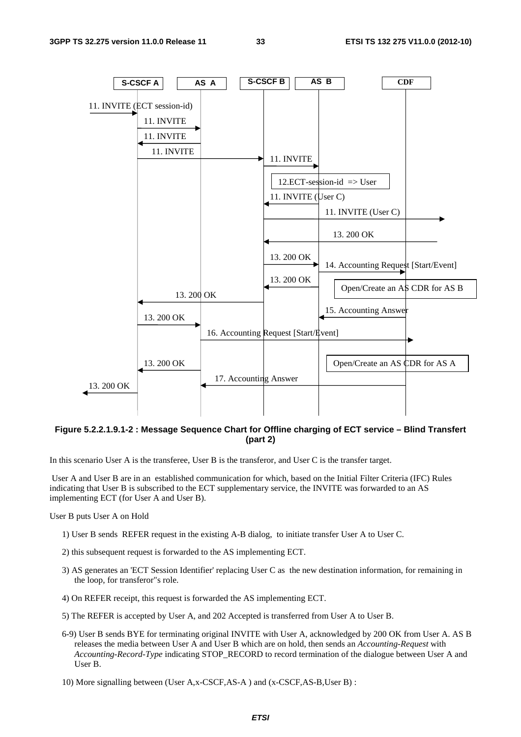**Figure 5.2.2.1.9.1-2 : Message Sequence Chart for Offline charging of ECT service – Blind Transfert (part 2)**

In this scenario User A is the transferee, User B is the transferor, and User C is the transfer target.

User A and User B are in an established communication for which, based on the Initial Filter Criteria (IFC) Rules indicating that User B is subscribed to the ECT supplementary service, the INVITE was forwarded to an AS implementing ECT (for User A and User B).

User B puts User A on Hold

1) User B sends REFER request in the existing A-B dialog, to initiate transfer User A to User C.

2) this subsequent request is forwarded to the AS implementing ECT.

3) AS generates an 'ECT Session Identifier' replacing User C as the new destination information, for remaining in the loop, for transferor"s role.

4) On REFER receipt, this request is forwarded the AS implementing ECT.

5) The REFER is accepted by User A, and 202 Accepted is transferred from User A to User B.

6-9) User B sends BYE for terminating original INVITE with User A, acknowledged by 200 OK from User A. AS B releases the media between User A and User B which are on hold, then sends an *Accounting-Request* with *Accounting-Record-Type* indicating STOP_RECORD to record termination of the dialogue between User A and User B.

10) More signalling between (User A,x-CSCF,AS-A ) and (x-CSCF,AS-B,User B) :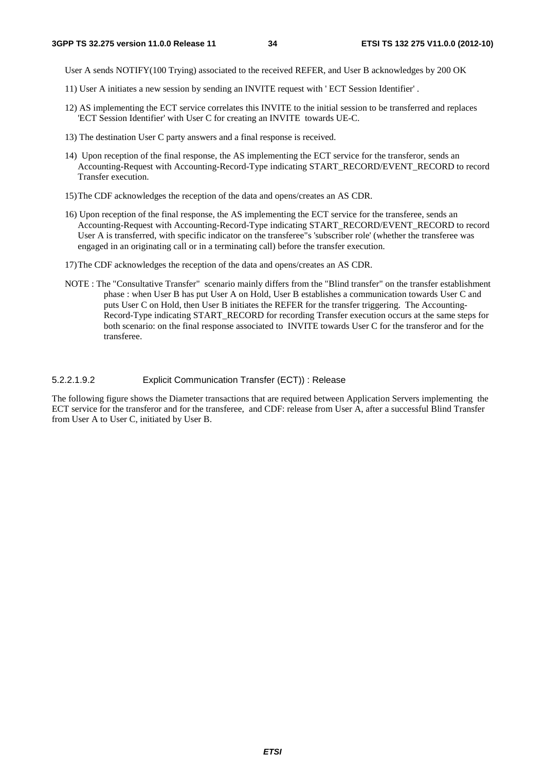User A sends NOTIFY(100 Trying) associated to the received REFER, and User B acknowledges by 200 OK

11) User A initiates a new session by sending an INVITE request with ' ECT Session Identifier' .

12) AS implementing the ECT service correlates this INVITE to the initial session to be transferred and replaces 'ECT Session Identifier' with User C for creating an INVITE towards UE-C.

13) The destination User C party answers and a final response is received.

14) Upon reception of the final response, the AS implementing the ECT service for the transferor, sends an Accounting-Request with Accounting-Record-Type indicating START_RECORD/EVENT_RECORD to record Transfer execution.

15) The CDF acknowledges the reception of the data and opens/creates an AS CDR.

16) Upon reception of the final response, the AS implementing the ECT service for the transferee, sends an Accounting-Request with Accounting-Record-Type indicating START_RECORD/EVENT_RECORD to record User A is transferred, with specific indicator on the transferee"s 'subscriber role' (whether the transferee was engaged in an originating call or in a terminating call) before the transfer execution.

17) The CDF acknowledges the reception of the data and opens/creates an AS CDR.

NOTE : The "Consultative Transfer" scenario mainly differs from the "Blind transfer" on the transfer establishment phase : when User B has put User A on Hold, User B establishes a communication towards User C and puts User C on Hold, then User B initiates the REFER for the transfer triggering. The Accounting-Record-Type indicating START_RECORD for recording Transfer execution occurs at the same steps for both scenario: on the final response associated to INVITE towards User C for the transferor and for the transferee.

##### 5.2.2.1.9.2 Explicit Communication Transfer (ECT)) : Release

The following figure shows the Diameter transactions that are required between Application Servers implementing the ECT service for the transferor and for the transferee, and CDF: release from User A, after a successful Blind Transfer from User A to User C, initiated by User B.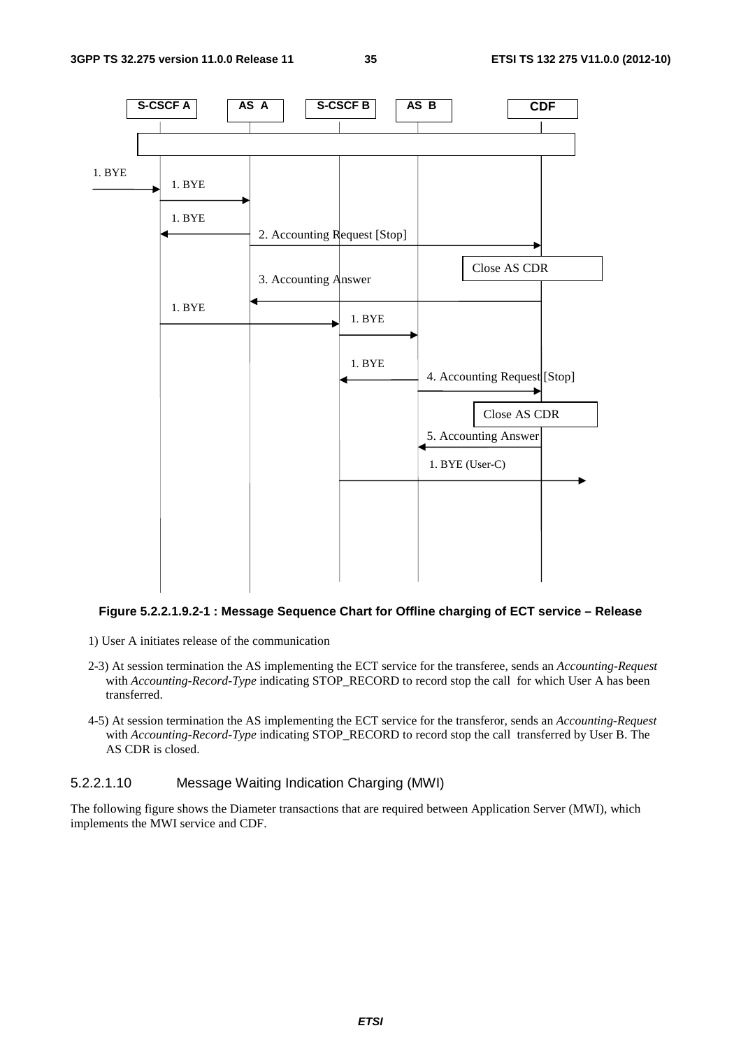**Figure 5.2.2.1.9.2-1 : Message Sequence Chart for Offline charging of ECT service – Release**

1) User A initiates release of the communication

2-3) At session termination the AS implementing the ECT service for the transferee, sends an *Accounting-Request* with *Accounting-Record-Type* indicating STOP_RECORD to record stop the call for which User A has been transferred.

4-5) At session termination the AS implementing the ECT service for the transferor, sends an *Accounting-Request* with *Accounting-Record-Type* indicating STOP_RECORD to record stop the call transferred by User B. The AS CDR is closed.

#### 5.2.2.1.10 Message Waiting Indication Charging (MWI)

The following figure shows the Diameter transactions that are required between Application Server (MWI), which implements the MWI service and CDF.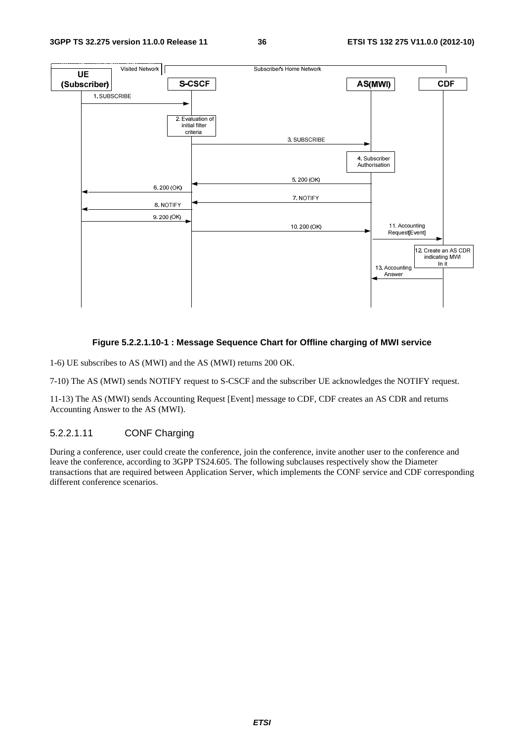**Figure 5.2.2.1.10-1 : Message Sequence Chart for Offline charging of MWI service**

1-6) UE subscribes to AS (MWI) and the AS (MWI) returns 200 OK.

7-10) The AS (MWI) sends NOTIFY request to S-CSCF and the subscriber UE acknowledges the NOTIFY request.

11-13) The AS (MWI) sends Accounting Request [Event] message to CDF, CDF creates an AS CDR and returns Accounting Answer to the AS (MWI).

#### 5.2.2.1.11 CONF Charging

During a conference, user could create the conference, join the conference, invite another user to the conference and leave the conference, according to 3GPP TS24.605. The following subclauses respectively show the Diameter transactions that are required between Application Server, which implements the CONF service and CDF corresponding different conference scenarios.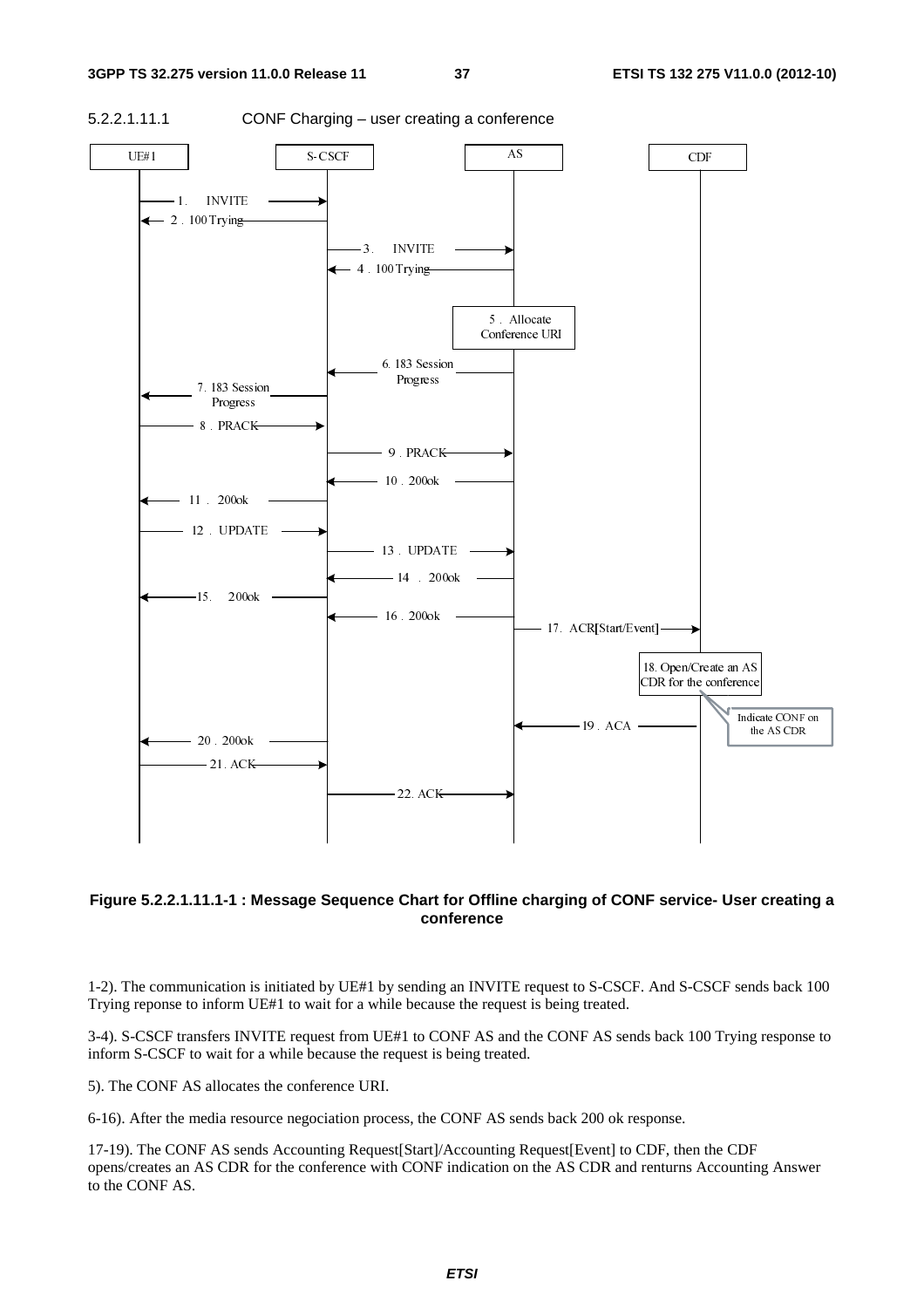#### 5.2.2.1.11.1 CONF Charging – user creating a conference

**Figure 5.2.2.1.11.1-1 : Message Sequence Chart for Offline charging of CONF service- User creating a conference**

1-2). The communication is initiated by UE#1 by sending an INVITE request to S-CSCF. And S-CSCF sends back 100 Trying reponse to inform UE#1 to wait for a while because the request is being treated.

3-4). S-CSCF transfers INVITE request from UE#1 to CONF AS and the CONF AS sends back 100 Trying response to inform S-CSCF to wait for a while because the request is being treated.

5). The CONF AS allocates the conference URI.

6-16). After the media resource negociation process, the CONF AS sends back 200 ok response.

17-19). The CONF AS sends Accounting Request[Start]/Accounting Request[Event] to CDF, then the CDF opens/creates an AS CDR for the conference with CONF indication on the AS CDR and renturns Accounting Answer to the CONF AS.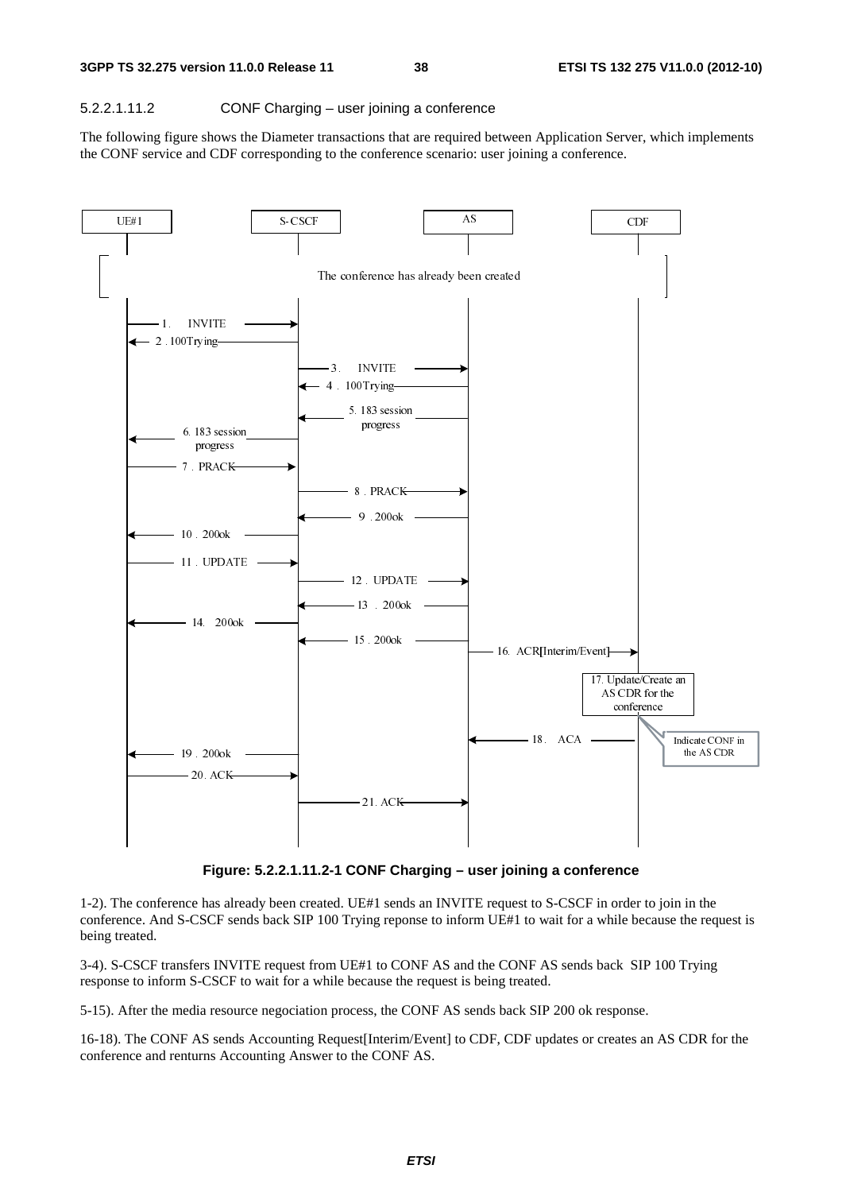#### 5.2.2.1.11.2 CONF Charging – user joining a conference

The following figure shows the Diameter transactions that are required between Application Server, which implements the CONF service and CDF corresponding to the conference scenario: user joining a conference.

**Figure: 5.2.2.1.11.2-1 CONF Charging – user joining a conference**

1-2). The conference has already been created. UE#1 sends an INVITE request to S-CSCF in order to join in the conference. And S-CSCF sends back SIP 100 Trying reponse to inform UE#1 to wait for a while because the request is being treated.

3-4). S-CSCF transfers INVITE request from UE#1 to CONF AS and the CONF AS sends back SIP 100 Trying response to inform S-CSCF to wait for a while because the request is being treated.

5-15). After the media resource negociation process, the CONF AS sends back SIP 200 ok response.

16-18). The CONF AS sends Accounting Request[Interim/Event] to CDF, CDF updates or creates an AS CDR for the conference and renturns Accounting Answer to the CONF AS.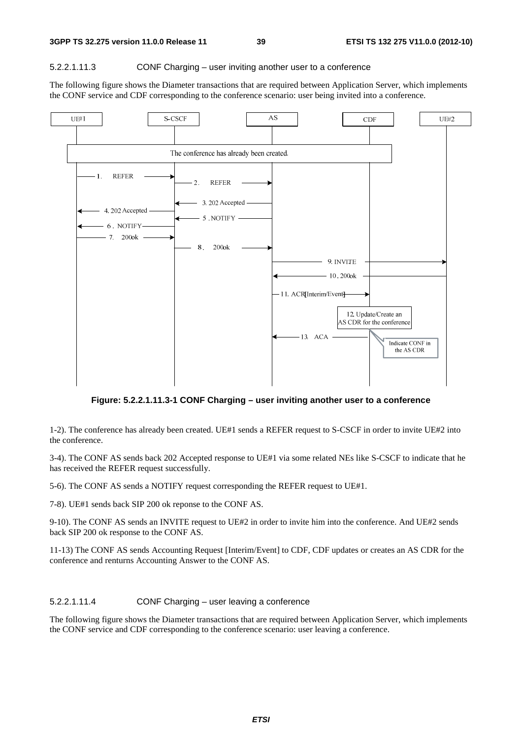#### 5.2.2.1.11.3 CONF Charging – user inviting another user to a conference

The following figure shows the Diameter transactions that are required between Application Server, which implements the CONF service and CDF corresponding to the conference scenario: user being invited into a conference.

**Figure: 5.2.2.1.11.3-1 CONF Charging – user inviting another user to a conference**

1-2). The conference has already been created. UE#1 sends a REFER request to S-CSCF in order to invite UE#2 into the conference.

3-4). The CONF AS sends back 202 Accepted response to UE#1 via some related NEs like S-CSCF to indicate that he has received the REFER request successfully.

5-6). The CONF AS sends a NOTIFY request corresponding the REFER request to UE#1.

7-8). UE#1 sends back SIP 200 ok reponse to the CONF AS.

9-10). The CONF AS sends an INVITE request to UE#2 in order to invite him into the conference. And UE#2 sends back SIP 200 ok response to the CONF AS.

11-13) The CONF AS sends Accounting Request [Interim/Event] to CDF, CDF updates or creates an AS CDR for the conference and renturns Accounting Answer to the CONF AS.

#### 5.2.2.1.11.4 CONF Charging – user leaving a conference

The following figure shows the Diameter transactions that are required between Application Server, which implements the CONF service and CDF corresponding to the conference scenario: user leaving a conference.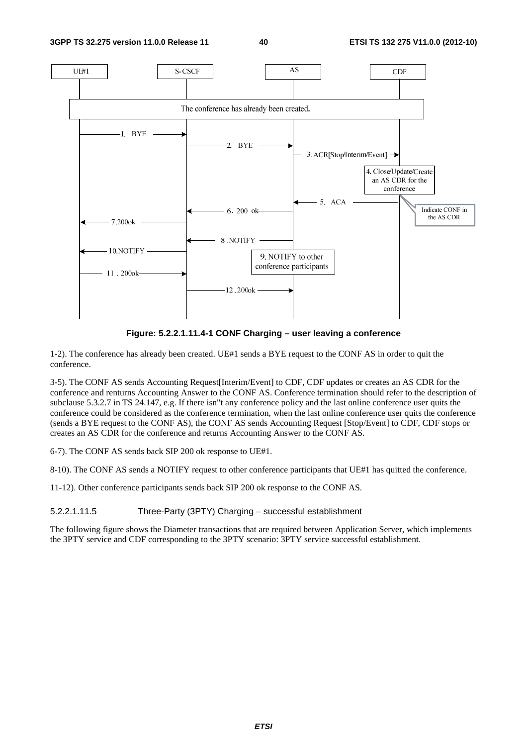**Figure: 5.2.2.1.11.4-1 CONF Charging – user leaving a conference**

1-2). The conference has already been created. UE#1 sends a BYE request to the CONF AS in order to quit the conference.

3-5). The CONF AS sends Accounting Request[Interim/Event] to CDF, CDF updates or creates an AS CDR for the conference and renturns Accounting Answer to the CONF AS. Conference termination should refer to the description of subclause 5.3.2.7 in TS 24.147, e.g. If there isn"t any conference policy and the last online conference user quits the conference could be considered as the conference termination, when the last online conference user quits the conference (sends a BYE request to the CONF AS), the CONF AS sends Accounting Request [Stop/Event] to CDF, CDF stops or creates an AS CDR for the conference and returns Accounting Answer to the CONF AS.

6-7). The CONF AS sends back SIP 200 ok response to UE#1.

8-10). The CONF AS sends a NOTIFY request to other conference participants that UE#1 has quitted the conference.

11-12). Other conference participants sends back SIP 200 ok response to the CONF AS.

#### 5.2.2.1.11.5 Three-Party (3PTY) Charging – successful establishment

The following figure shows the Diameter transactions that are required between Application Server, which implements the 3PTY service and CDF corresponding to the 3PTY scenario: 3PTY service successful establishment.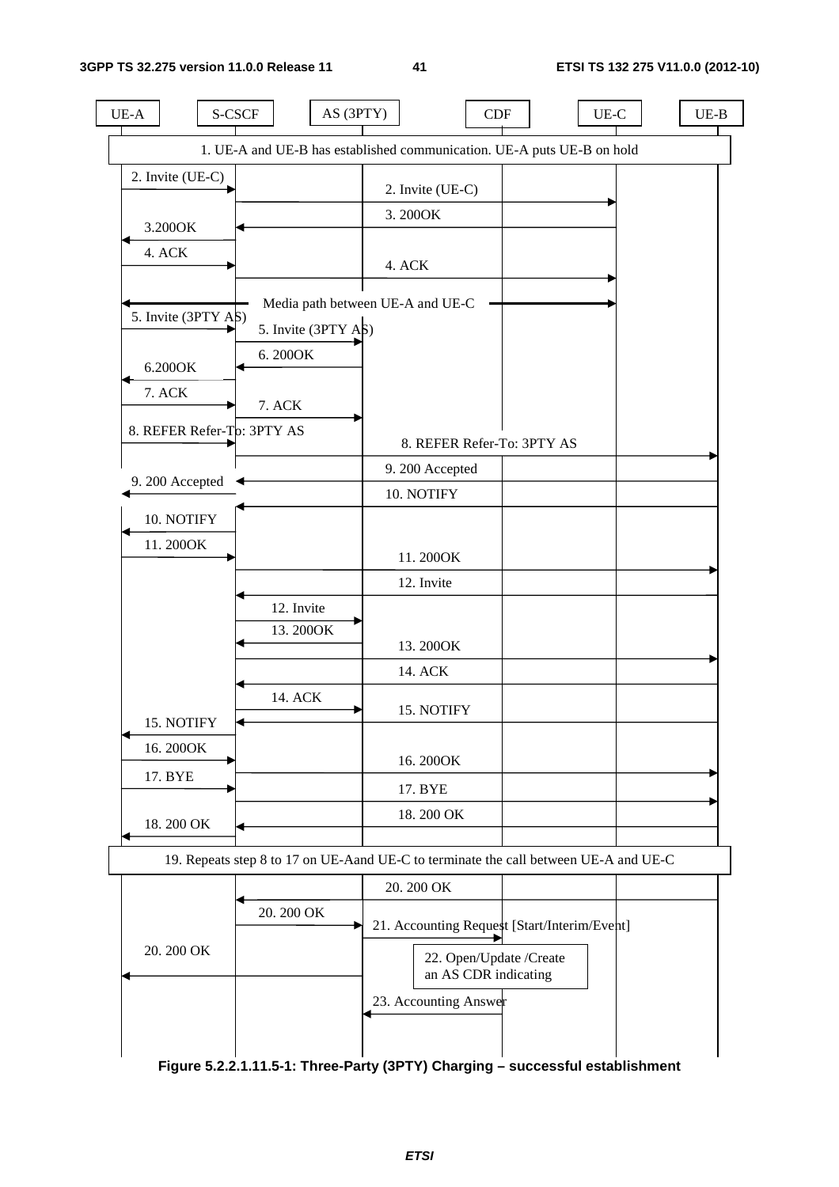| UE-A | S-CSCF | AS (3PTY) | CDF | UE-C | UE-B |
|---|---|---|---|---|---|

1. UE-A and UE-B has established communication. UE-A puts UE-B on hold

2. Invite (UE-C)
2. Invite (UE-C)
3. 200OK
3.200OK
4. ACK
4. ACK
Media path between UE-A and UE-C
5. Invite (3PTY AS)
5. Invite (3PTY AS)
6. 200OK
6.200OK
7. ACK
7. ACK
8. REFER Refer-To: 3PTY AS
8. REFER Refer-To: 3PTY AS
9. 200 Accepted
9. 200 Accepted
10. NOTIFY
10. NOTIFY
11. 200OK
11. 200OK
12. Invite
12. Invite
13. 200OK
13. 200OK
14. ACK
14. ACK
15. NOTIFY
15. NOTIFY
16. 200OK
16. 200OK
17. BYE
17. BYE
18. 200 OK
18. 200 OK

19. Repeats step 8 to 17 on UE-Aand UE-C to terminate the call between UE-A and UE-C

20. 200 OK
20. 200 OK
21. Accounting Request [Start/Interim/Event]
20. 200 OK
22. Open/Update /Create an AS CDR indicating
23. Accounting Answer

**Figure 5.2.2.1.11.5-1: Three-Party (3PTY) Charging – successful establishment**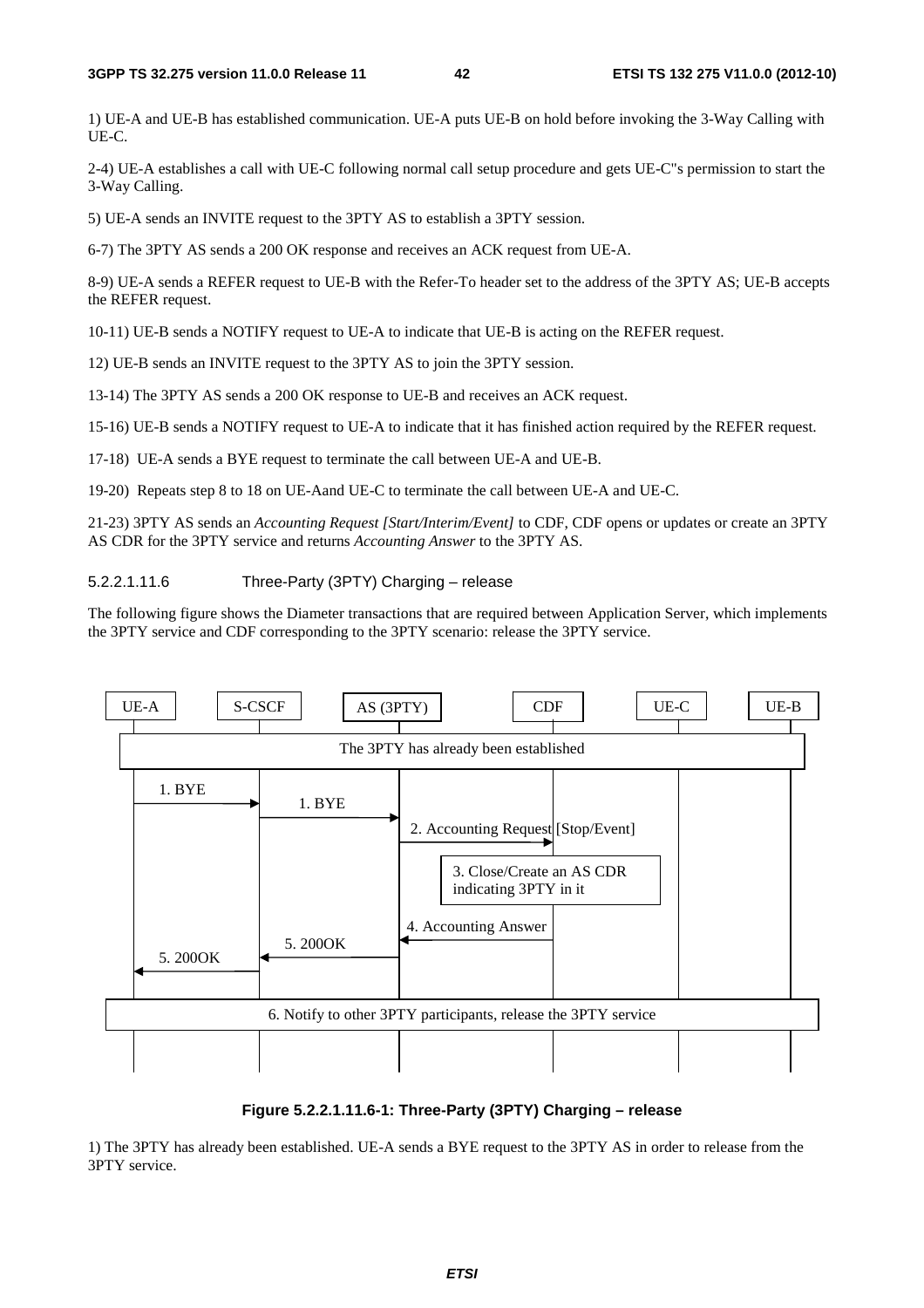1) UE-A and UE-B has established communication. UE-A puts UE-B on hold before invoking the 3-Way Calling with UE-C.

2-4) UE-A establishes a call with UE-C following normal call setup procedure and gets UE-C"s permission to start the 3-Way Calling.

5) UE-A sends an INVITE request to the 3PTY AS to establish a 3PTY session.

6-7) The 3PTY AS sends a 200 OK response and receives an ACK request from UE-A.

8-9) UE-A sends a REFER request to UE-B with the Refer-To header set to the address of the 3PTY AS; UE-B accepts the REFER request.

10-11) UE-B sends a NOTIFY request to UE-A to indicate that UE-B is acting on the REFER request.

12) UE-B sends an INVITE request to the 3PTY AS to join the 3PTY session.

13-14) The 3PTY AS sends a 200 OK response to UE-B and receives an ACK request.

15-16) UE-B sends a NOTIFY request to UE-A to indicate that it has finished action required by the REFER request.

17-18) UE-A sends a BYE request to terminate the call between UE-A and UE-B.

19-20) Repeats step 8 to 18 on UE-Aand UE-C to terminate the call between UE-A and UE-C.

21-23) 3PTY AS sends an *Accounting Request [Start/Interim/Event]* to CDF, CDF opens or updates or create an 3PTY AS CDR for the 3PTY service and returns *Accounting Answer* to the 3PTY AS.

#### 5.2.2.1.11.6 Three-Party (3PTY) Charging – release

The following figure shows the Diameter transactions that are required between Application Server, which implements the 3PTY service and CDF corresponding to the 3PTY scenario: release the 3PTY service.

UE-A | S-CSCF | AS (3PTY) | CDF | UE-C | UE-B

The 3PTY has already been established

1. BYE

1. BYE

2. Accounting Request [Stop/Event]

3. Close/Create an AS CDR indicating 3PTY in it

4. Accounting Answer

5. 200OK

5. 200OK

6. Notify to other 3PTY participants, release the 3PTY service

**Figure 5.2.2.1.11.6-1: Three-Party (3PTY) Charging – release**

1) The 3PTY has already been established. UE-A sends a BYE request to the 3PTY AS in order to release from the 3PTY service.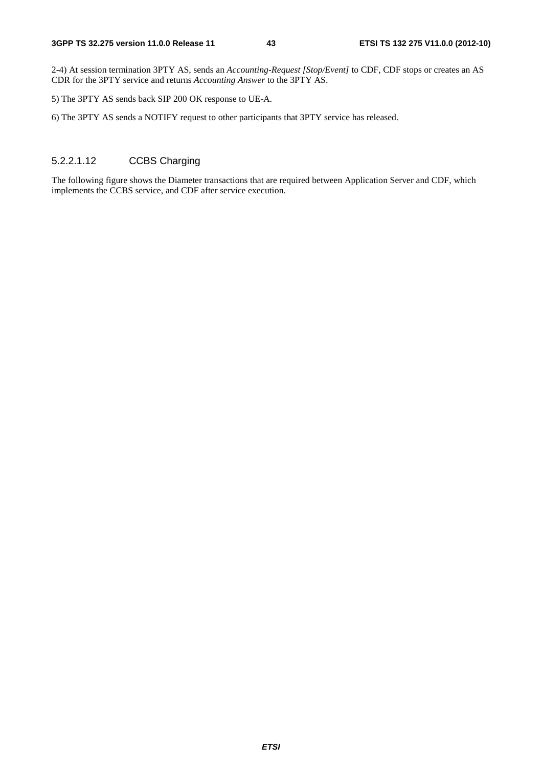2-4) At session termination 3PTY AS, sends an *Accounting-Request [Stop/Event]* to CDF, CDF stops or creates an AS CDR for the 3PTY service and returns *Accounting Answer* to the 3PTY AS.

5) The 3PTY AS sends back SIP 200 OK response to UE-A.

6) The 3PTY AS sends a NOTIFY request to other participants that 3PTY service has released.

##### 5.2.2.1.12 CCBS Charging

The following figure shows the Diameter transactions that are required between Application Server and CDF, which implements the CCBS service, and CDF after service execution.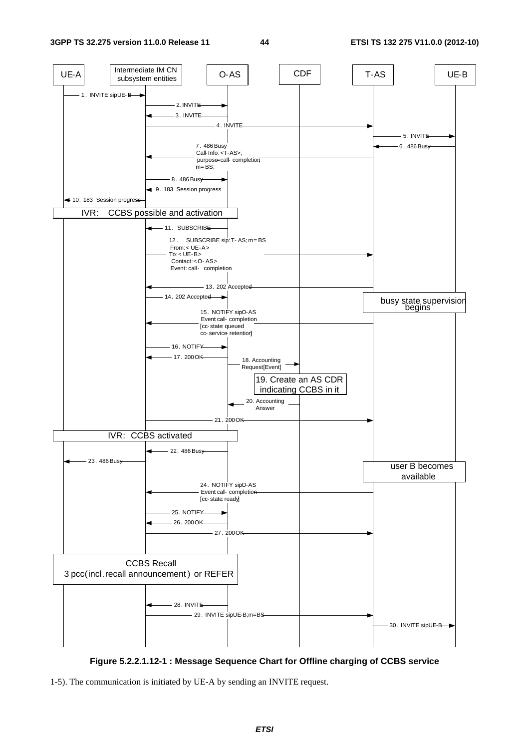Figure 5.2.2.1.12-1 : Message Sequence Chart for Offline charging of CCBS service

1-5). The communication is initiated by UE-A by sending an INVITE request.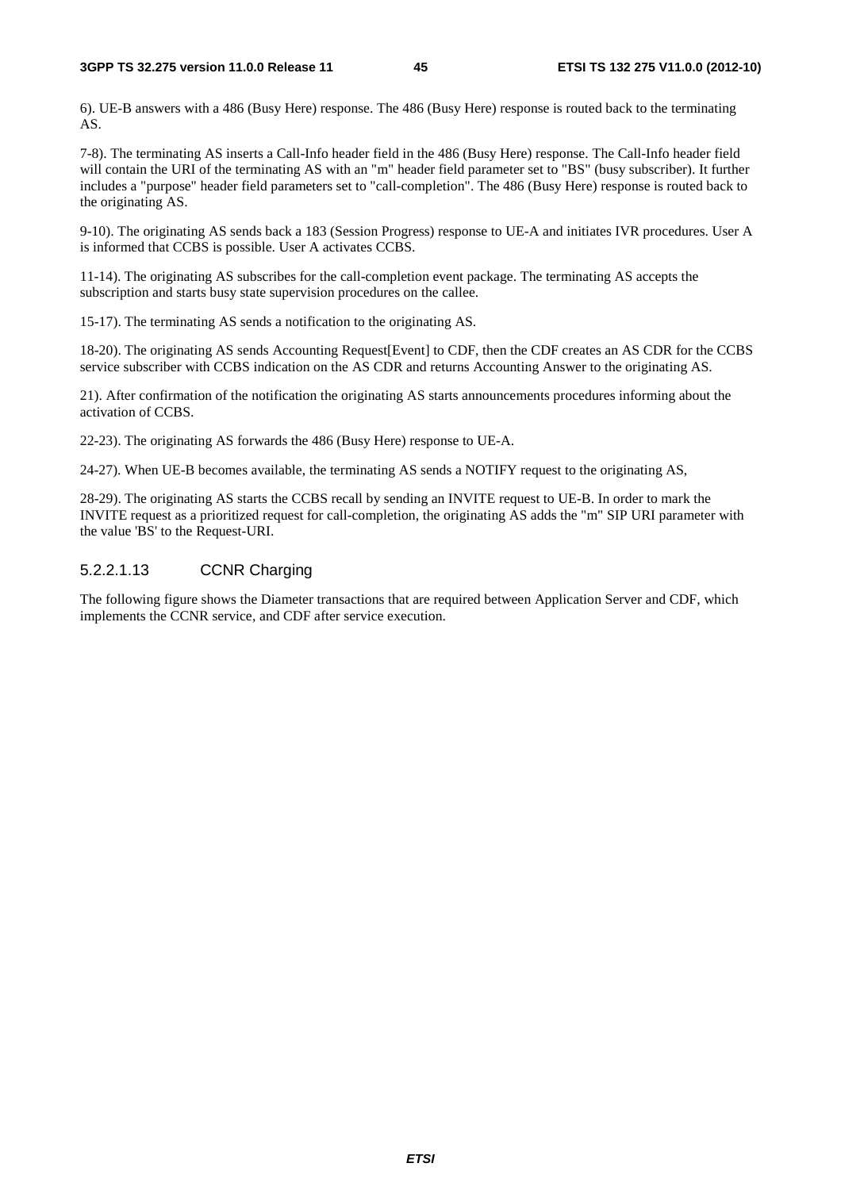6). UE-B answers with a 486 (Busy Here) response. The 486 (Busy Here) response is routed back to the terminating AS.

7-8). The terminating AS inserts a Call-Info header field in the 486 (Busy Here) response. The Call-Info header field will contain the URI of the terminating AS with an "m" header field parameter set to "BS" (busy subscriber). It further includes a "purpose" header field parameters set to "call-completion". The 486 (Busy Here) response is routed back to the originating AS.

9-10). The originating AS sends back a 183 (Session Progress) response to UE-A and initiates IVR procedures. User A is informed that CCBS is possible. User A activates CCBS.

11-14). The originating AS subscribes for the call-completion event package. The terminating AS accepts the subscription and starts busy state supervision procedures on the callee.

15-17). The terminating AS sends a notification to the originating AS.

18-20). The originating AS sends Accounting Request[Event] to CDF, then the CDF creates an AS CDR for the CCBS service subscriber with CCBS indication on the AS CDR and returns Accounting Answer to the originating AS.

21). After confirmation of the notification the originating AS starts announcements procedures informing about the activation of CCBS.

22-23). The originating AS forwards the 486 (Busy Here) response to UE-A.

24-27). When UE-B becomes available, the terminating AS sends a NOTIFY request to the originating AS,

28-29). The originating AS starts the CCBS recall by sending an INVITE request to UE-B. In order to mark the INVITE request as a prioritized request for call-completion, the originating AS adds the "m" SIP URI parameter with the value 'BS' to the Request-URI.

##### 5.2.2.1.13 CCNR Charging

The following figure shows the Diameter transactions that are required between Application Server and CDF, which implements the CCNR service, and CDF after service execution.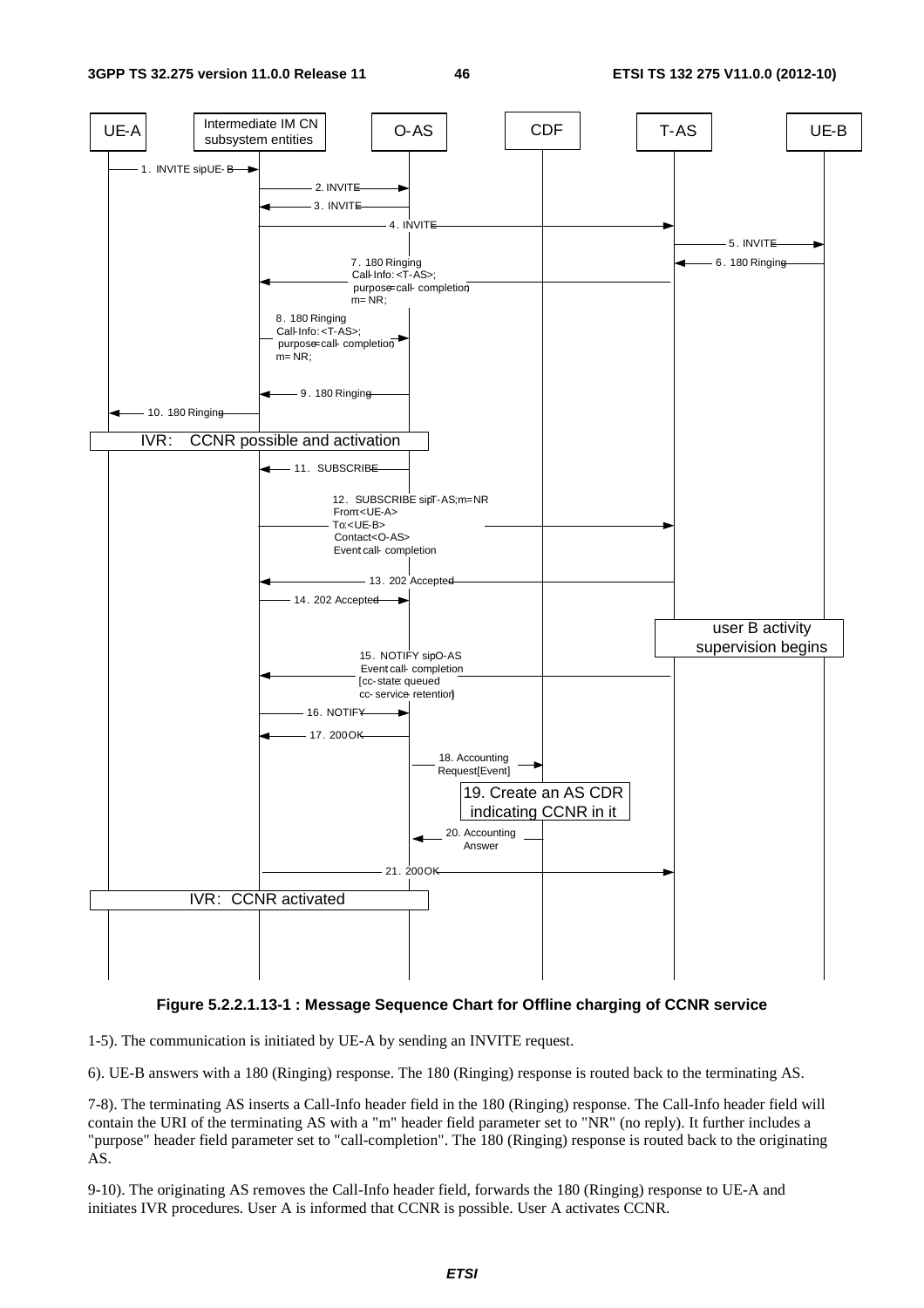**Figure 5.2.2.1.13-1 : Message Sequence Chart for Offline charging of CCNR service**

1-5). The communication is initiated by UE-A by sending an INVITE request.

6). UE-B answers with a 180 (Ringing) response. The 180 (Ringing) response is routed back to the terminating AS.

7-8). The terminating AS inserts a Call-Info header field in the 180 (Ringing) response. The Call-Info header field will contain the URI of the terminating AS with a "m" header field parameter set to "NR" (no reply). It further includes a "purpose" header field parameter set to "call-completion". The 180 (Ringing) response is routed back to the originating AS.

9-10). The originating AS removes the Call-Info header field, forwards the 180 (Ringing) response to UE-A and initiates IVR procedures. User A is informed that CCNR is possible. User A activates CCNR.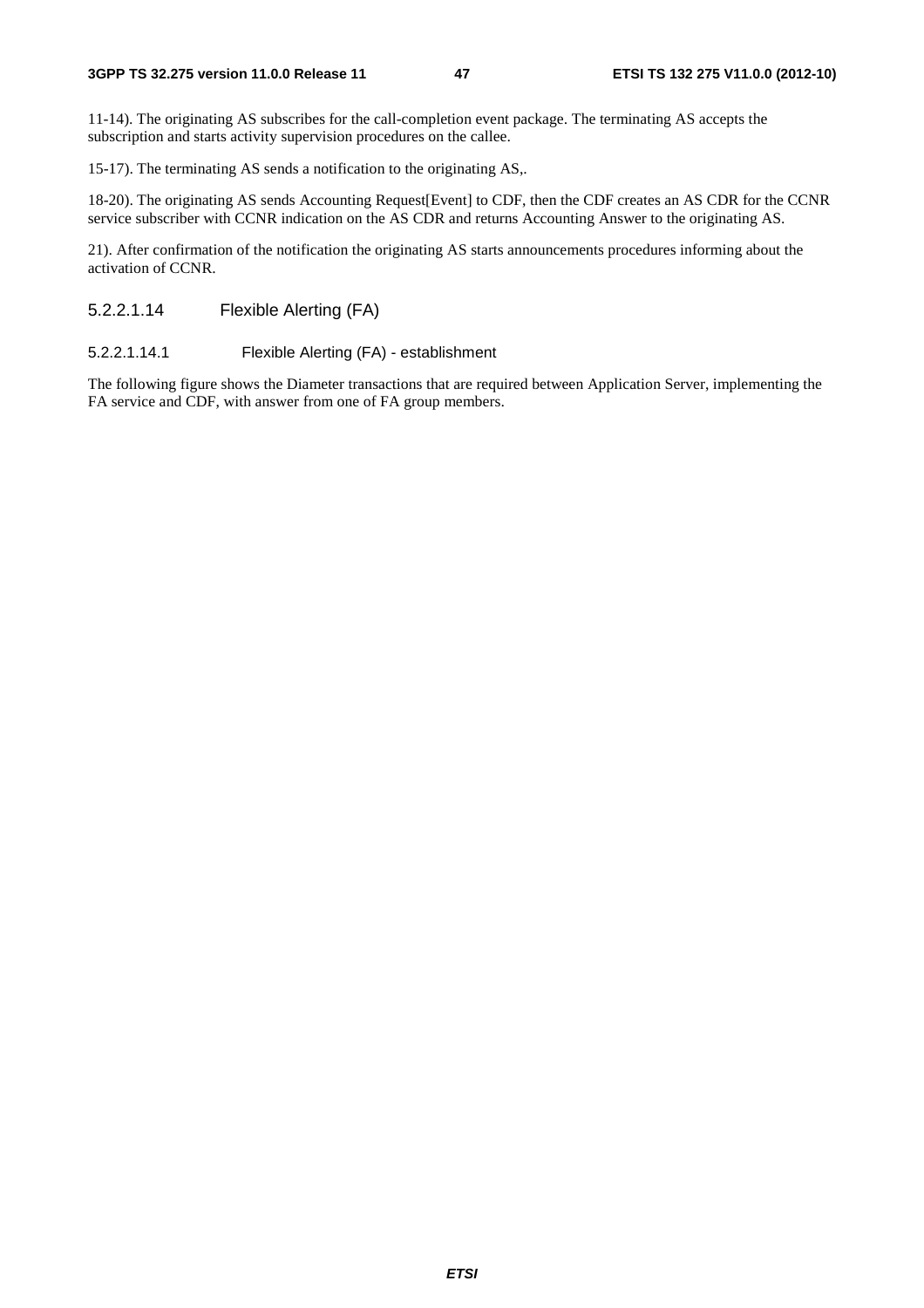11-14). The originating AS subscribes for the call-completion event package. The terminating AS accepts the subscription and starts activity supervision procedures on the callee.

15-17). The terminating AS sends a notification to the originating AS,.

18-20). The originating AS sends Accounting Request[Event] to CDF, then the CDF creates an AS CDR for the CCNR service subscriber with CCNR indication on the AS CDR and returns Accounting Answer to the originating AS.

21). After confirmation of the notification the originating AS starts announcements procedures informing about the activation of CCNR.

##### 5.2.2.1.14 Flexible Alerting (FA)

###### 5.2.2.1.14.1 Flexible Alerting (FA) - establishment

The following figure shows the Diameter transactions that are required between Application Server, implementing the FA service and CDF, with answer from one of FA group members.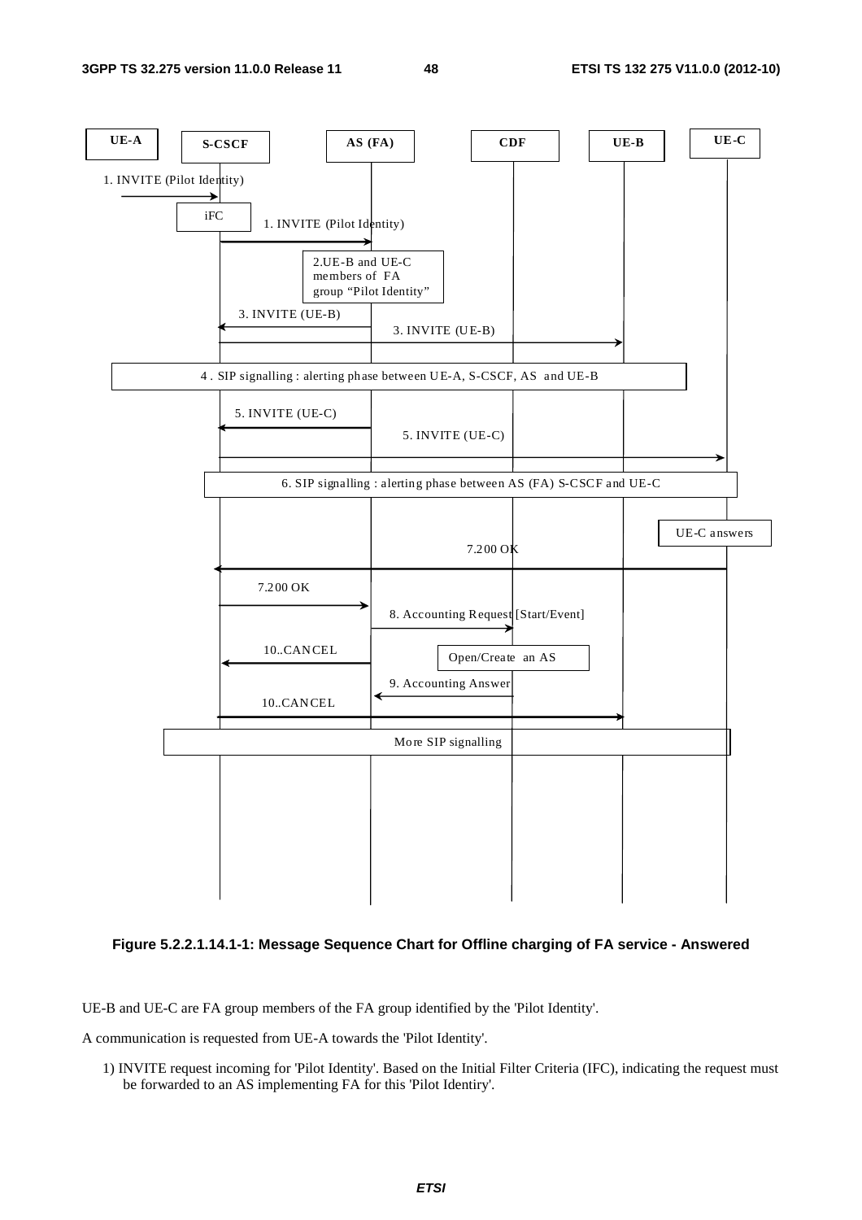Figure 5.2.2.1.14.1-1: Message Sequence Chart for Offline charging of FA service - Answered

UE-B and UE-C are FA group members of the FA group identified by the 'Pilot Identity'.

A communication is requested from UE-A towards the 'Pilot Identity'.

1) INVITE request incoming for 'Pilot Identity'. Based on the Initial Filter Criteria (IFC), indicating the request must be forwarded to an AS implementing FA for this 'Pilot Identiry'.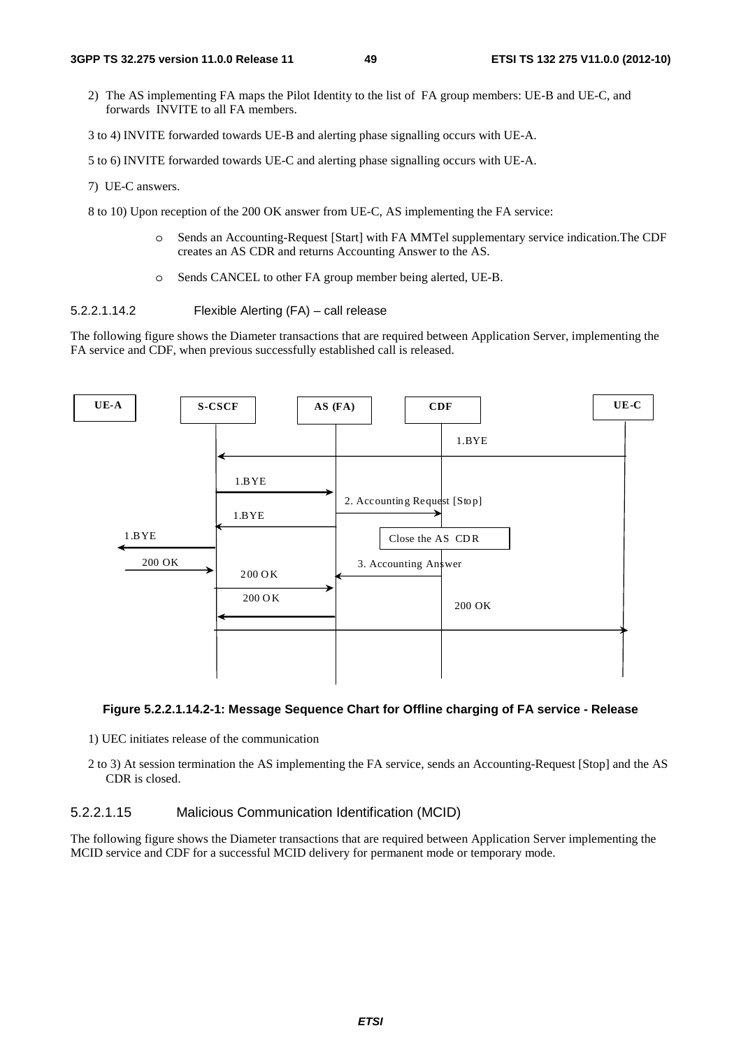2) The AS implementing FA maps the Pilot Identity to the list of FA group members: UE-B and UE-C, and forwards INVITE to all FA members.

3 to 4) INVITE forwarded towards UE-B and alerting phase signalling occurs with UE-A.

5 to 6) INVITE forwarded towards UE-C and alerting phase signalling occurs with UE-A.

7) UE-C answers.

8 to 10) Upon reception of the 200 OK answer from UE-C, AS implementing the FA service:

- Sends an Accounting-Request [Start] with FA MMTel supplementary service indication.The CDF creates an AS CDR and returns Accounting Answer to the AS.
- Sends CANCEL to other FA group member being alerted, UE-B.

##### 5.2.2.1.14.2 Flexible Alerting (FA) – call release

The following figure shows the Diameter transactions that are required between Application Server, implementing the FA service and CDF, when previous successfully established call is released.

UE-A | S-CSCF | AS (FA) | CDF | UE-C

1.BYE
1.BYE
2. Accounting Request [Stop]
1.BYE
1.BYE
Close the AS CDR
200 OK
3. Accounting Answer
200 OK
200 OK
200 OK

**Figure 5.2.2.1.14.2-1: Message Sequence Chart for Offline charging of FA service - Release**

1) UEC initiates release of the communication

2 to 3) At session termination the AS implementing the FA service, sends an Accounting-Request [Stop] and the AS CDR is closed.

#### 5.2.2.1.15 Malicious Communication Identification (MCID)

The following figure shows the Diameter transactions that are required between Application Server implementing the MCID service and CDF for a successful MCID delivery for permanent mode or temporary mode.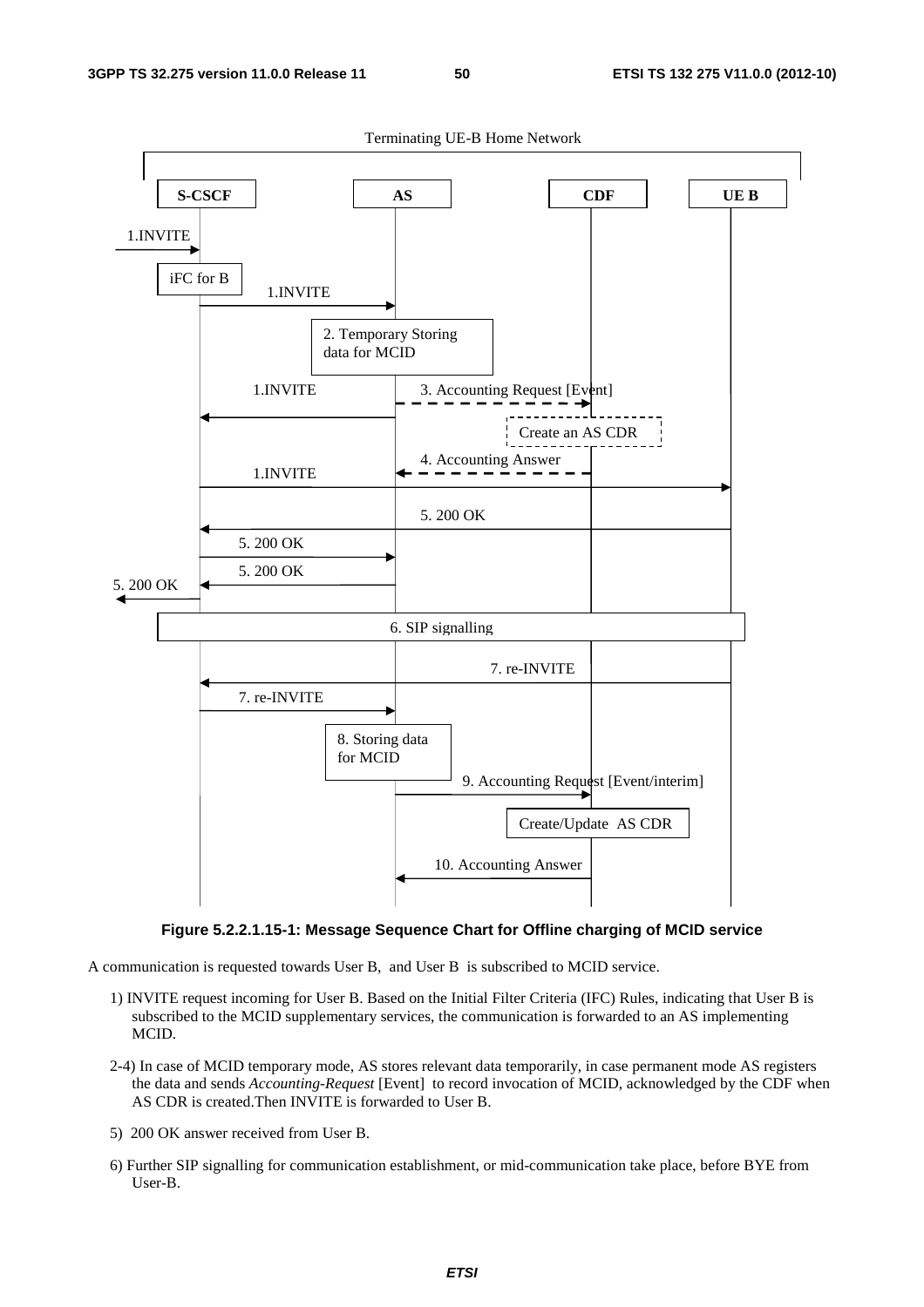Figure 5.2.2.1.15-1: Message Sequence Chart for Offline charging of MCID service

A communication is requested towards User B, and User B is subscribed to MCID service.

1) INVITE request incoming for User B. Based on the Initial Filter Criteria (IFC) Rules, indicating that User B is subscribed to the MCID supplementary services, the communication is forwarded to an AS implementing MCID.

2-4) In case of MCID temporary mode, AS stores relevant data temporarily, in case permanent mode AS registers the data and sends *Accounting-Request* [Event] to record invocation of MCID, acknowledged by the CDF when AS CDR is created.Then INVITE is forwarded to User B.

5) 200 OK answer received from User B.

6) Further SIP signalling for communication establishment, or mid-communication take place, before BYE from User-B.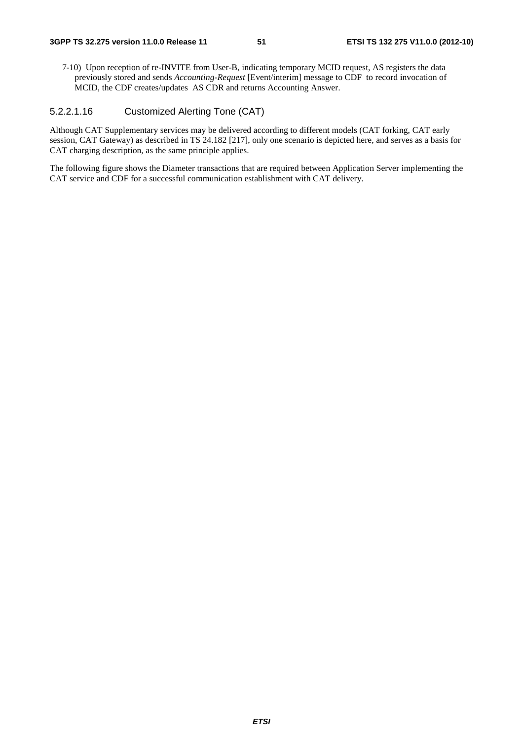7-10) Upon reception of re-INVITE from User-B, indicating temporary MCID request, AS registers the data previously stored and sends *Accounting-Request* [Event/interim] message to CDF to record invocation of MCID, the CDF creates/updates AS CDR and returns Accounting Answer.

##### 5.2.2.1.16 Customized Alerting Tone (CAT)

Although CAT Supplementary services may be delivered according to different models (CAT forking, CAT early session, CAT Gateway) as described in TS 24.182 [217], only one scenario is depicted here, and serves as a basis for CAT charging description, as the same principle applies.

The following figure shows the Diameter transactions that are required between Application Server implementing the CAT service and CDF for a successful communication establishment with CAT delivery.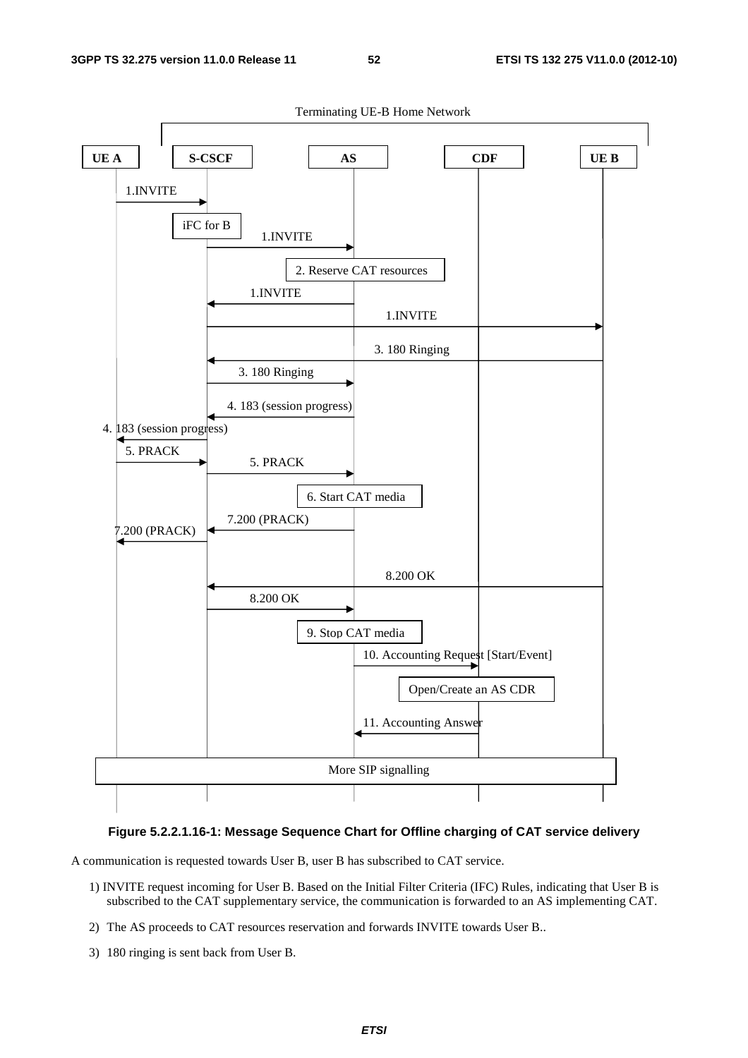**Figure 5.2.2.1.16-1: Message Sequence Chart for Offline charging of CAT service delivery**

A communication is requested towards User B, user B has subscribed to CAT service.

1) INVITE request incoming for User B. Based on the Initial Filter Criteria (IFC) Rules, indicating that User B is subscribed to the CAT supplementary service, the communication is forwarded to an AS implementing CAT.

2) The AS proceeds to CAT resources reservation and forwards INVITE towards User B..

3) 180 ringing is sent back from User B.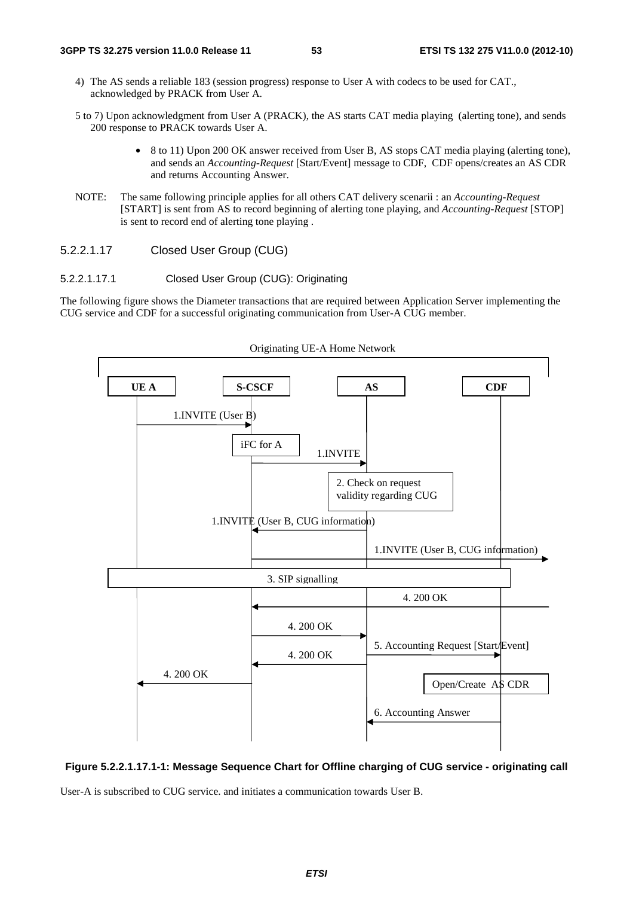4) The AS sends a reliable 183 (session progress) response to User A with codecs to be used for CAT., acknowledged by PRACK from User A.

5 to 7) Upon acknowledgment from User A (PRACK), the AS starts CAT media playing (alerting tone), and sends 200 response to PRACK towards User A.

- 8 to 11) Upon 200 OK answer received from User B, AS stops CAT media playing (alerting tone), and sends an *Accounting-Request* [Start/Event] message to CDF, CDF opens/creates an AS CDR and returns Accounting Answer.

NOTE: The same following principle applies for all others CAT delivery scenarii : an *Accounting-Request* [START] is sent from AS to record beginning of alerting tone playing, and *Accounting-Request* [STOP] is sent to record end of alerting tone playing .

#### 5.2.2.1.17 Closed User Group (CUG)

##### 5.2.2.1.17.1 Closed User Group (CUG): Originating

The following figure shows the Diameter transactions that are required between Application Server implementing the CUG service and CDF for a successful originating communication from User-A CUG member.

Originating UE-A Home Network

UE A | S-CSCF | AS | CDF

1.INVITE (User B)

iFC for A

1.INVITE

2. Check on request validity regarding CUG

1.INVITE (User B, CUG information)

1.INVITE (User B, CUG information)

3. SIP signalling

4. 200 OK

4. 200 OK

5. Accounting Request [Start/Event]

4. 200 OK

4. 200 OK

Open/Create AS CDR

6. Accounting Answer

**Figure 5.2.2.1.17.1-1: Message Sequence Chart for Offline charging of CUG service - originating call**

User-A is subscribed to CUG service. and initiates a communication towards User B.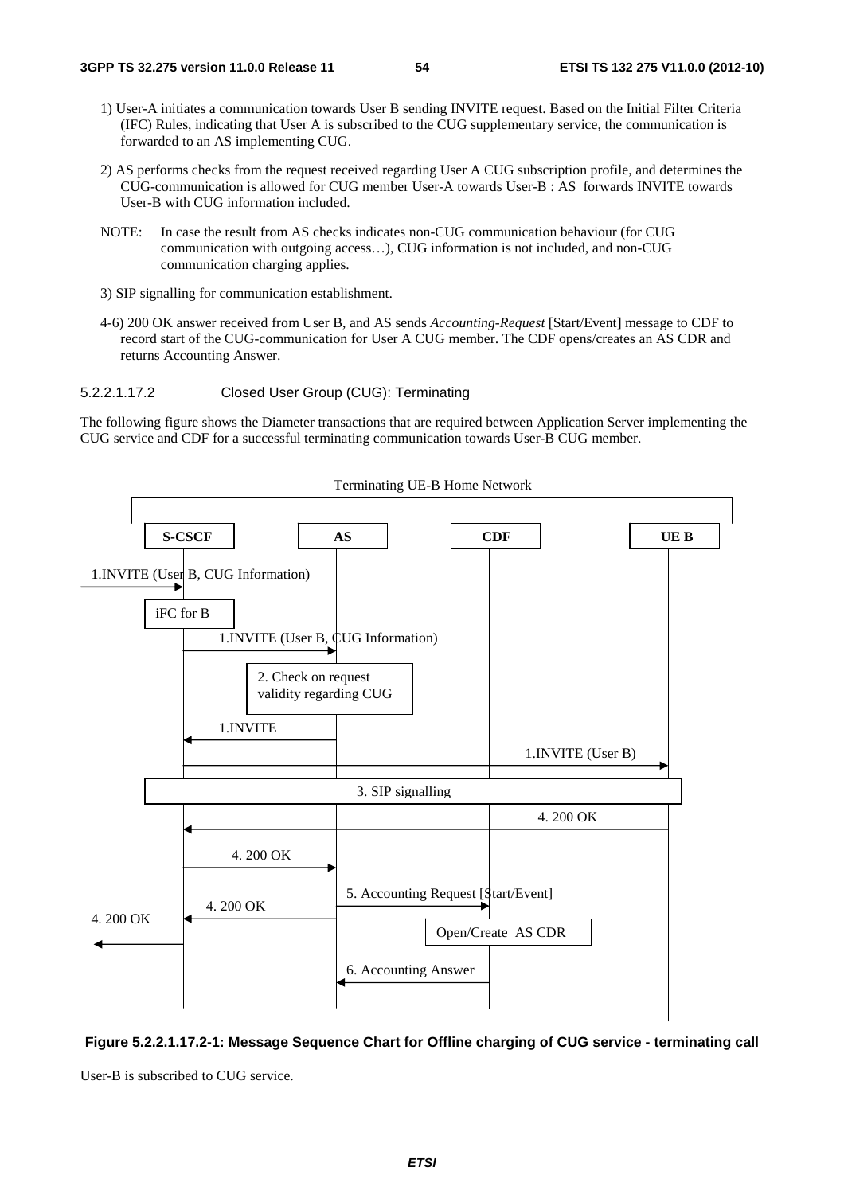1) User-A initiates a communication towards User B sending INVITE request. Based on the Initial Filter Criteria (IFC) Rules, indicating that User A is subscribed to the CUG supplementary service, the communication is forwarded to an AS implementing CUG.

2) AS performs checks from the request received regarding User A CUG subscription profile, and determines the CUG-communication is allowed for CUG member User-A towards User-B : AS forwards INVITE towards User-B with CUG information included.

NOTE: In case the result from AS checks indicates non-CUG communication behaviour (for CUG communication with outgoing access…), CUG information is not included, and non-CUG communication charging applies.

3) SIP signalling for communication establishment.

4-6) 200 OK answer received from User B, and AS sends *Accounting-Request* [Start/Event] message to CDF to record start of the CUG-communication for User A CUG member. The CDF opens/creates an AS CDR and returns Accounting Answer.

#### 5.2.2.1.17.2 Closed User Group (CUG): Terminating

The following figure shows the Diameter transactions that are required between Application Server implementing the CUG service and CDF for a successful terminating communication towards User-B CUG member.

Terminating UE-B Home Network

S-CSCF | AS | CDF | UE B

1.INVITE (User B, CUG Information)

iFC for B

1.INVITE (User B, CUG Information)

2. Check on request validity regarding CUG

1.INVITE

1.INVITE (User B)

3. SIP signalling

4. 200 OK

4. 200 OK

5. Accounting Request [Start/Event]

4. 200 OK

4. 200 OK

Open/Create AS CDR

6. Accounting Answer

**Figure 5.2.2.1.17.2-1: Message Sequence Chart for Offline charging of CUG service - terminating call**

User-B is subscribed to CUG service.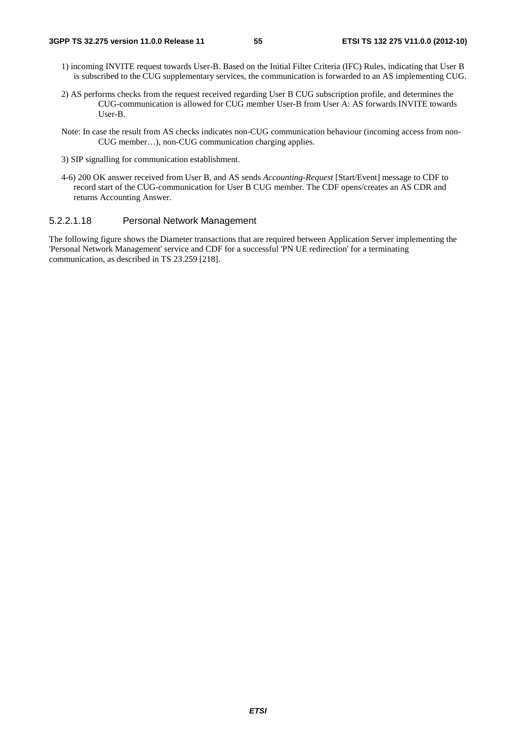1) incoming INVITE request towards User-B. Based on the Initial Filter Criteria (IFC) Rules, indicating that User B is subscribed to the CUG supplementary services, the communication is forwarded to an AS implementing CUG.

2) AS performs checks from the request received regarding User B CUG subscription profile, and determines the CUG-communication is allowed for CUG member User-B from User A: AS forwards INVITE towards User-B.

Note: In case the result from AS checks indicates non-CUG communication behaviour (incoming access from non-CUG member…), non-CUG communication charging applies.

3) SIP signalling for communication establishment.

4-6) 200 OK answer received from User B, and AS sends *Accounting-Request* [Start/Event] message to CDF to record start of the CUG-communication for User B CUG member. The CDF opens/creates an AS CDR and returns Accounting Answer.

#### 5.2.2.1.18 Personal Network Management

The following figure shows the Diameter transactions that are required between Application Server implementing the 'Personal Network Management' service and CDF for a successful 'PN UE redirection' for a terminating communication, as described in TS 23.259 [218].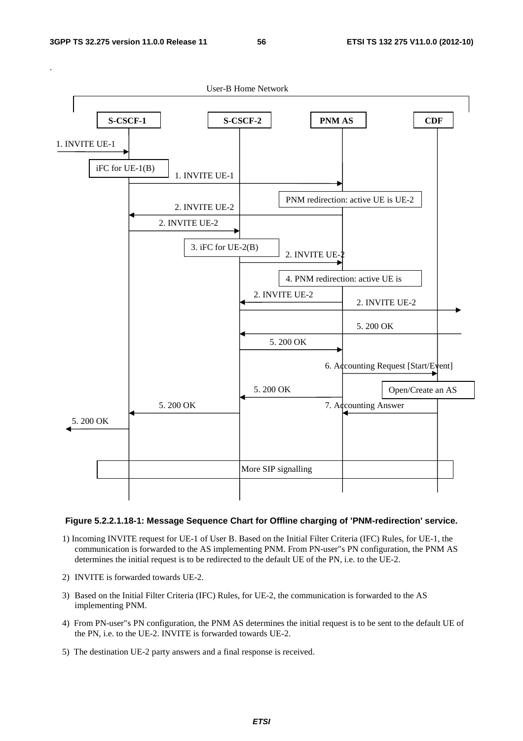.

User-B Home Network

S-CSCF-1 | S-CSCF-2 | PNM AS | CDF

1. INVITE UE-1

iFC for UE-1(B)

1. INVITE UE-1

PNM redirection: active UE is UE-2

2. INVITE UE-2

2. INVITE UE-2

3. iFC for UE-2(B)

2. INVITE UE-2

4. PNM redirection: active UE is

2. INVITE UE-2

2. INVITE UE-2

5. 200 OK

5. 200 OK

6. Accounting Request [Start/Event]

5. 200 OK

Open/Create an AS

5. 200 OK

7. Accounting Answer

5. 200 OK

More SIP signalling

**Figure 5.2.2.1.18-1: Message Sequence Chart for Offline charging of 'PNM-redirection' service.**

1) Incoming INVITE request for UE-1 of User B. Based on the Initial Filter Criteria (IFC) Rules, for UE-1, the communication is forwarded to the AS implementing PNM. From PN-user"s PN configuration, the PNM AS determines the initial request is to be redirected to the default UE of the PN, i.e. to the UE-2.

2) INVITE is forwarded towards UE-2.

3) Based on the Initial Filter Criteria (IFC) Rules, for UE-2, the communication is forwarded to the AS implementing PNM.

4) From PN-user"s PN configuration, the PNM AS determines the initial request is to be sent to the default UE of the PN, i.e. to the UE-2. INVITE is forwarded towards UE-2.

5) The destination UE-2 party answers and a final response is received.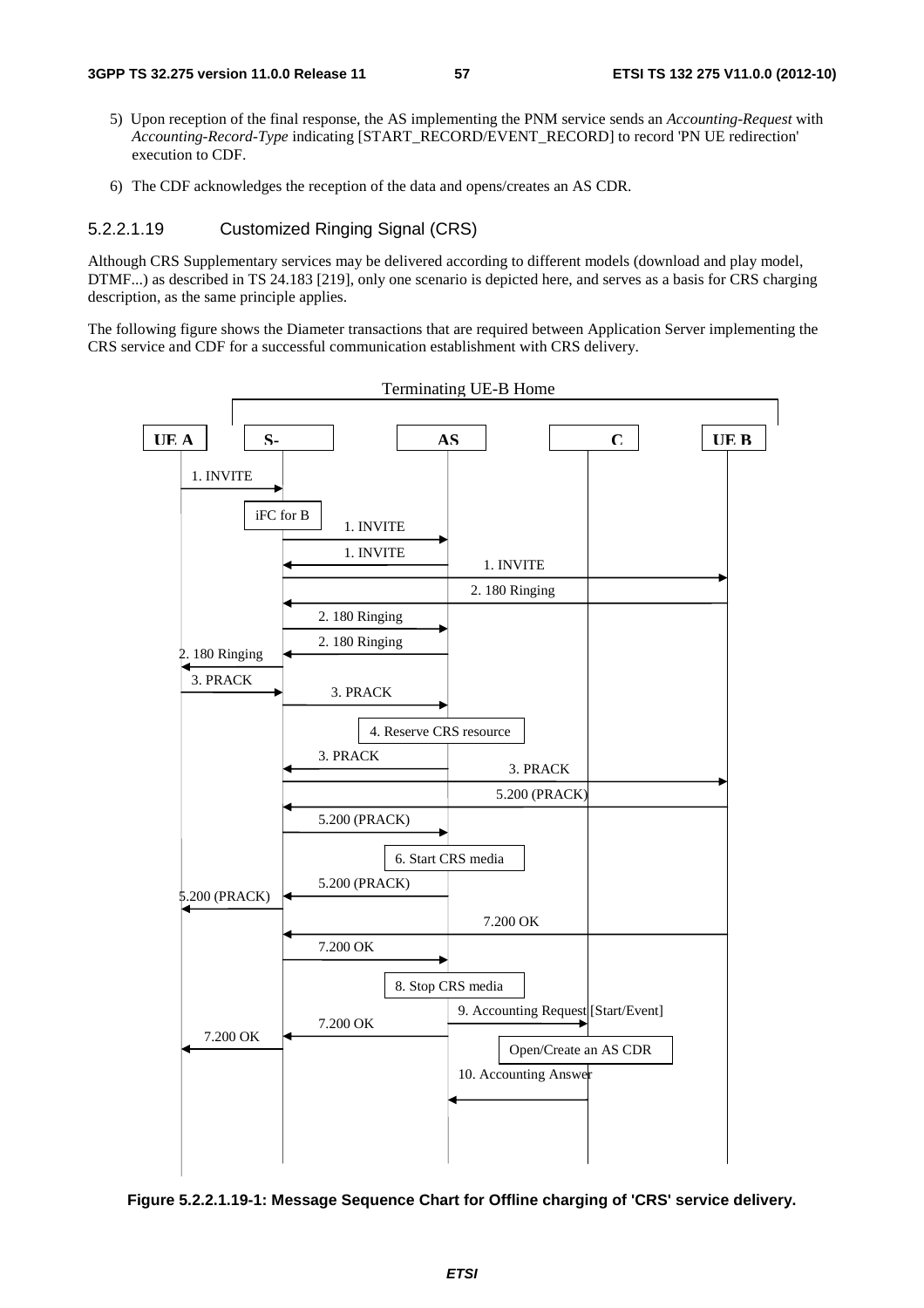5) Upon reception of the final response, the AS implementing the PNM service sends an *Accounting-Request* with *Accounting-Record-Type* indicating [START_RECORD/EVENT_RECORD] to record 'PN UE redirection' execution to CDF.

6) The CDF acknowledges the reception of the data and opens/creates an AS CDR.

#### 5.2.2.1.19 Customized Ringing Signal (CRS)

Although CRS Supplementary services may be delivered according to different models (download and play model, DTMF...) as described in TS 24.183 [219], only one scenario is depicted here, and serves as a basis for CRS charging description, as the same principle applies.

The following figure shows the Diameter transactions that are required between Application Server implementing the CRS service and CDF for a successful communication establishment with CRS delivery.

Terminating UE-B Home

UE A | S- | AS | C | UE B

1. INVITE

iFC for B

1. INVITE

1. INVITE

1. INVITE

2. 180 Ringing

2. 180 Ringing

2. 180 Ringing

2. 180 Ringing

3. PRACK

3. PRACK

4. Reserve CRS resource

3. PRACK

3. PRACK

5.200 (PRACK)

5.200 (PRACK)

6. Start CRS media

5.200 (PRACK)

5.200 (PRACK)

7.200 OK

7.200 OK

8. Stop CRS media

9. Accounting Request [Start/Event]

7.200 OK

7.200 OK

Open/Create an AS CDR

10. Accounting Answer

**Figure 5.2.2.1.19-1: Message Sequence Chart for Offline charging of 'CRS' service delivery.**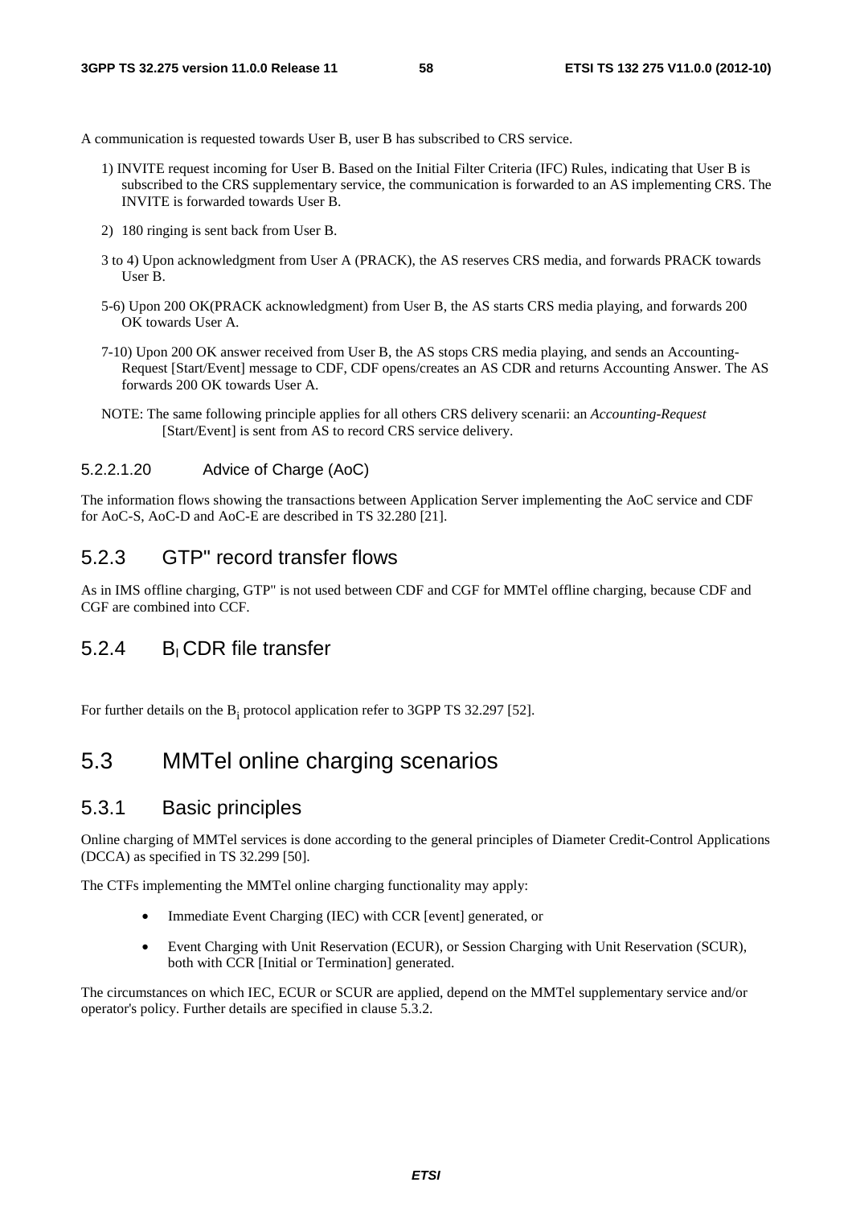A communication is requested towards User B, user B has subscribed to CRS service.

1) INVITE request incoming for User B. Based on the Initial Filter Criteria (IFC) Rules, indicating that User B is subscribed to the CRS supplementary service, the communication is forwarded to an AS implementing CRS. The INVITE is forwarded towards User B.

2) 180 ringing is sent back from User B.

3 to 4) Upon acknowledgment from User A (PRACK), the AS reserves CRS media, and forwards PRACK towards User B.

5-6) Upon 200 OK(PRACK acknowledgment) from User B, the AS starts CRS media playing, and forwards 200 OK towards User A.

7-10) Upon 200 OK answer received from User B, the AS stops CRS media playing, and sends an Accounting-Request [Start/Event] message to CDF, CDF opens/creates an AS CDR and returns Accounting Answer. The AS forwards 200 OK towards User A.

NOTE: The same following principle applies for all others CRS delivery scenarii: an *Accounting-Request* [Start/Event] is sent from AS to record CRS service delivery.

#### 5.2.2.1.20 Advice of Charge (AoC)

The information flows showing the transactions between Application Server implementing the AoC service and CDF for AoC-S, AoC-D and AoC-E are described in TS 32.280 [21].

### 5.2.3 GTP" record transfer flows

As in IMS offline charging, GTP" is not used between CDF and CGF for MMTel offline charging, because CDF and CGF are combined into CCF.

### 5.2.4 $B_I$ CDR file transfer

For further details on the $B_i$ protocol application refer to 3GPP TS 32.297 [52].

## 5.3 MMTel online charging scenarios

### 5.3.1 Basic principles

Online charging of MMTel services is done according to the general principles of Diameter Credit-Control Applications (DCCA) as specified in TS 32.299 [50].

The CTFs implementing the MMTel online charging functionality may apply:

- Immediate Event Charging (IEC) with CCR [event] generated, or
- Event Charging with Unit Reservation (ECUR), or Session Charging with Unit Reservation (SCUR), both with CCR [Initial or Termination] generated.

The circumstances on which IEC, ECUR or SCUR are applied, depend on the MMTel supplementary service and/or operator's policy. Further details are specified in clause 5.3.2.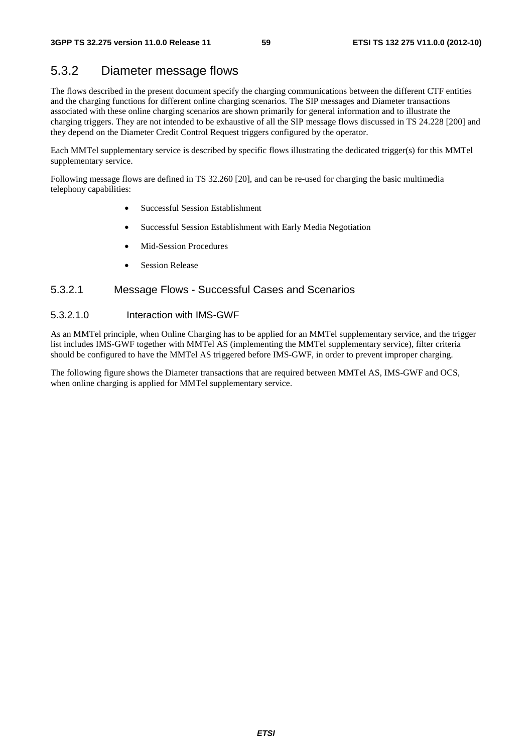## 5.3.2 Diameter message flows

The flows described in the present document specify the charging communications between the different CTF entities and the charging functions for different online charging scenarios. The SIP messages and Diameter transactions associated with these online charging scenarios are shown primarily for general information and to illustrate the charging triggers. They are not intended to be exhaustive of all the SIP message flows discussed in TS 24.228 [200] and they depend on the Diameter Credit Control Request triggers configured by the operator.

Each MMTel supplementary service is described by specific flows illustrating the dedicated trigger(s) for this MMTel supplementary service.

Following message flows are defined in TS 32.260 [20], and can be re-used for charging the basic multimedia telephony capabilities:

- Successful Session Establishment
- Successful Session Establishment with Early Media Negotiation
- Mid-Session Procedures
- Session Release

### 5.3.2.1 Message Flows - Successful Cases and Scenarios

#### 5.3.2.1.0 Interaction with IMS-GWF

As an MMTel principle, when Online Charging has to be applied for an MMTel supplementary service, and the trigger list includes IMS-GWF together with MMTel AS (implementing the MMTel supplementary service), filter criteria should be configured to have the MMTel AS triggered before IMS-GWF, in order to prevent improper charging.

The following figure shows the Diameter transactions that are required between MMTel AS, IMS-GWF and OCS, when online charging is applied for MMTel supplementary service.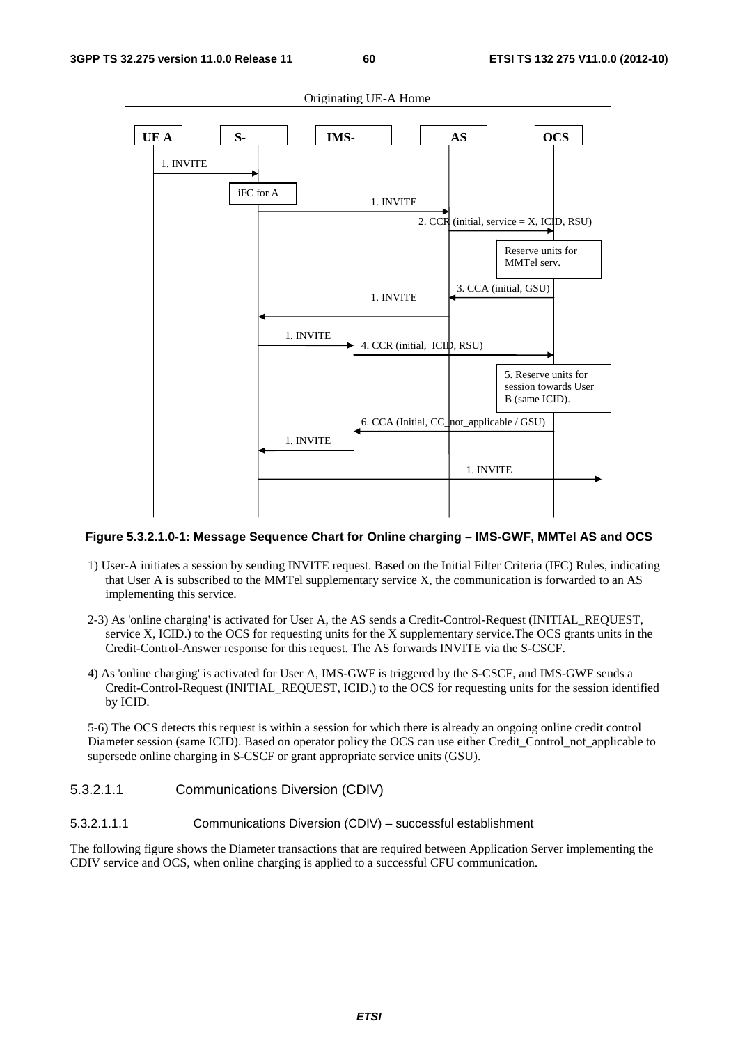Originating UE-A Home

UE A | S- | IMS- | AS | OCS

1. INVITE

iFC for A

1. INVITE

2. CCR (initial, service = X, ICID, RSU)

Reserve units for MMTel serv.

3. CCA (initial, GSU)

1. INVITE

1. INVITE

4. CCR (initial, ICID, RSU)

5. Reserve units for session towards User B (same ICID).

6. CCA (Initial, CC_not_applicable / GSU)

1. INVITE

1. INVITE

**Figure 5.3.2.1.0-1: Message Sequence Chart for Online charging – IMS-GWF, MMTel AS and OCS**

1) User-A initiates a session by sending INVITE request. Based on the Initial Filter Criteria (IFC) Rules, indicating that User A is subscribed to the MMTel supplementary service X, the communication is forwarded to an AS implementing this service.

2-3) As 'online charging' is activated for User A, the AS sends a Credit-Control-Request (INITIAL_REQUEST, service X, ICID.) to the OCS for requesting units for the X supplementary service.The OCS grants units in the Credit-Control-Answer response for this request. The AS forwards INVITE via the S-CSCF.

4) As 'online charging' is activated for User A, IMS-GWF is triggered by the S-CSCF, and IMS-GWF sends a Credit-Control-Request (INITIAL_REQUEST, ICID.) to the OCS for requesting units for the session identified by ICID.

5-6) The OCS detects this request is within a session for which there is already an ongoing online credit control Diameter session (same ICID). Based on operator policy the OCS can use either Credit_Control_not_applicable to supersede online charging in S-CSCF or grant appropriate service units (GSU).

#### 5.3.2.1.1 Communications Diversion (CDIV)

##### 5.3.2.1.1.1 Communications Diversion (CDIV) – successful establishment

The following figure shows the Diameter transactions that are required between Application Server implementing the CDIV service and OCS, when online charging is applied to a successful CFU communication.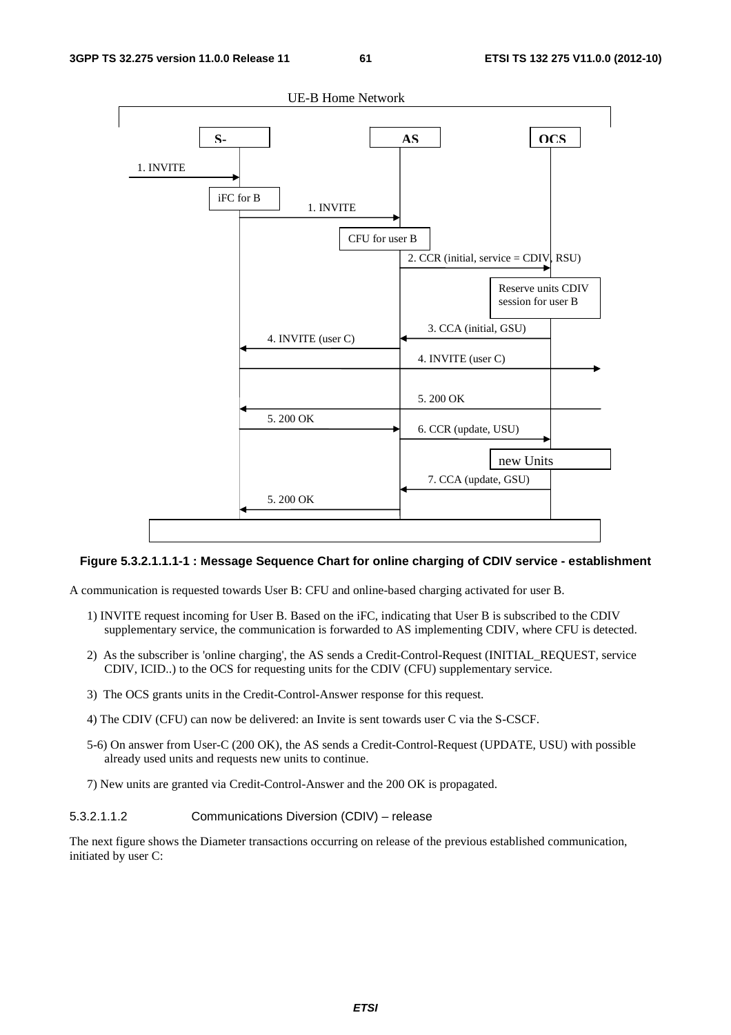UE-B Home Network

S- | AS | OCS

1. INVITE

iFC for B

1. INVITE

CFU for user B

2. CCR (initial, service = CDIV, RSU)

Reserve units CDIV session for user B

3. CCA (initial, GSU)

4. INVITE (user C)

4. INVITE (user C)

5. 200 OK

5. 200 OK

6. CCR (update, USU)

new Units

7. CCA (update, GSU)

5. 200 OK

**Figure 5.3.2.1.1.1-1 : Message Sequence Chart for online charging of CDIV service - establishment**

A communication is requested towards User B: CFU and online-based charging activated for user B.

1) INVITE request incoming for User B. Based on the iFC, indicating that User B is subscribed to the CDIV supplementary service, the communication is forwarded to AS implementing CDIV, where CFU is detected.

2) As the subscriber is 'online charging', the AS sends a Credit-Control-Request (INITIAL_REQUEST, service CDIV, ICID..) to the OCS for requesting units for the CDIV (CFU) supplementary service.

3) The OCS grants units in the Credit-Control-Answer response for this request.

4) The CDIV (CFU) can now be delivered: an Invite is sent towards user C via the S-CSCF.

5-6) On answer from User-C (200 OK), the AS sends a Credit-Control-Request (UPDATE, USU) with possible already used units and requests new units to continue.

7) New units are granted via Credit-Control-Answer and the 200 OK is propagated.

#### 5.3.2.1.1.2 Communications Diversion (CDIV) – release

The next figure shows the Diameter transactions occurring on release of the previous established communication, initiated by user C: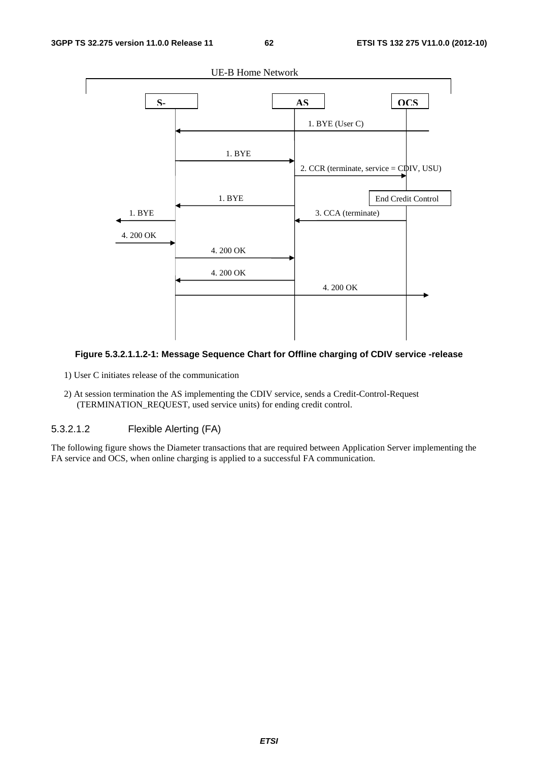UE-B Home Network

S-

AS

OCS

1. BYE (User C)

1. BYE

2. CCR (terminate, service = CDIV, USU)

1. BYE

End Credit Control

1. BYE

3. CCA (terminate)

4. 200 OK

4. 200 OK

4. 200 OK

4. 200 OK

**Figure 5.3.2.1.1.2-1: Message Sequence Chart for Offline charging of CDIV service -release**

1) User C initiates release of the communication

2) At session termination the AS implementing the CDIV service, sends a Credit-Control-Request (TERMINATION_REQUEST, used service units) for ending credit control.

#### 5.3.2.1.2 Flexible Alerting (FA)

The following figure shows the Diameter transactions that are required between Application Server implementing the FA service and OCS, when online charging is applied to a successful FA communication.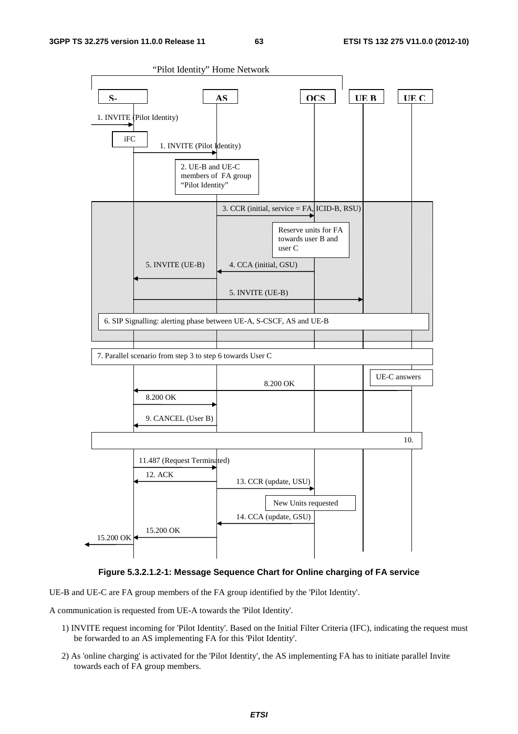**Figure 5.3.2.1.2-1: Message Sequence Chart for Online charging of FA service**

UE-B and UE-C are FA group members of the FA group identified by the 'Pilot Identity'.

A communication is requested from UE-A towards the 'Pilot Identity'.

1) INVITE request incoming for 'Pilot Identity'. Based on the Initial Filter Criteria (IFC), indicating the request must be forwarded to an AS implementing FA for this 'Pilot Identity'.

2) As 'online charging' is activated for the 'Pilot Identity', the AS implementing FA has to initiate parallel Invite towards each of FA group members.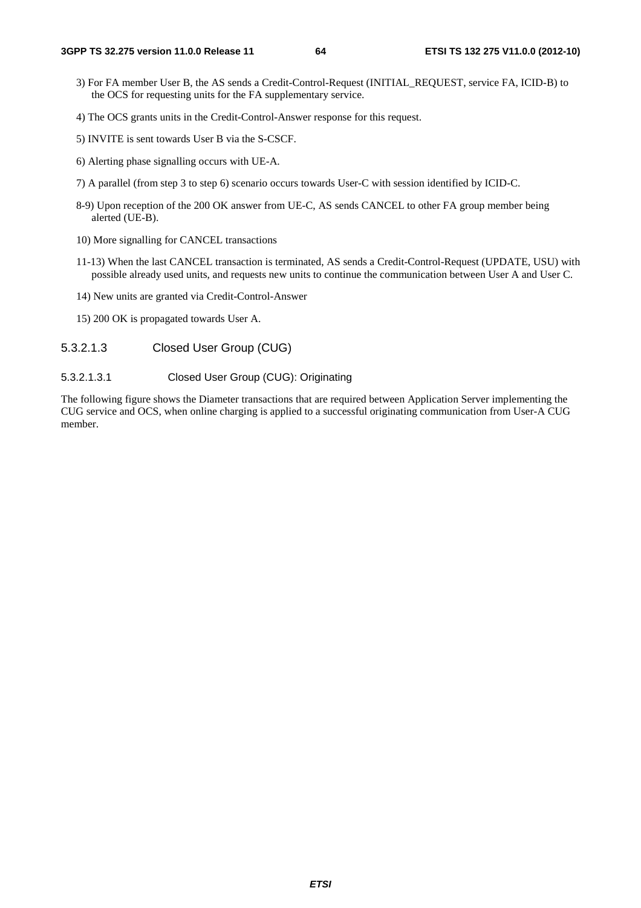3) For FA member User B, the AS sends a Credit-Control-Request (INITIAL_REQUEST, service FA, ICID-B) to the OCS for requesting units for the FA supplementary service.

4) The OCS grants units in the Credit-Control-Answer response for this request.

5) INVITE is sent towards User B via the S-CSCF.

6) Alerting phase signalling occurs with UE-A.

7) A parallel (from step 3 to step 6) scenario occurs towards User-C with session identified by ICID-C.

8-9) Upon reception of the 200 OK answer from UE-C, AS sends CANCEL to other FA group member being alerted (UE-B).

10) More signalling for CANCEL transactions

11-13) When the last CANCEL transaction is terminated, AS sends a Credit-Control-Request (UPDATE, USU) with possible already used units, and requests new units to continue the communication between User A and User C.

14) New units are granted via Credit-Control-Answer

15) 200 OK is propagated towards User A.

#### 5.3.2.1.3 Closed User Group (CUG)

##### 5.3.2.1.3.1 Closed User Group (CUG): Originating

The following figure shows the Diameter transactions that are required between Application Server implementing the CUG service and OCS, when online charging is applied to a successful originating communication from User-A CUG member.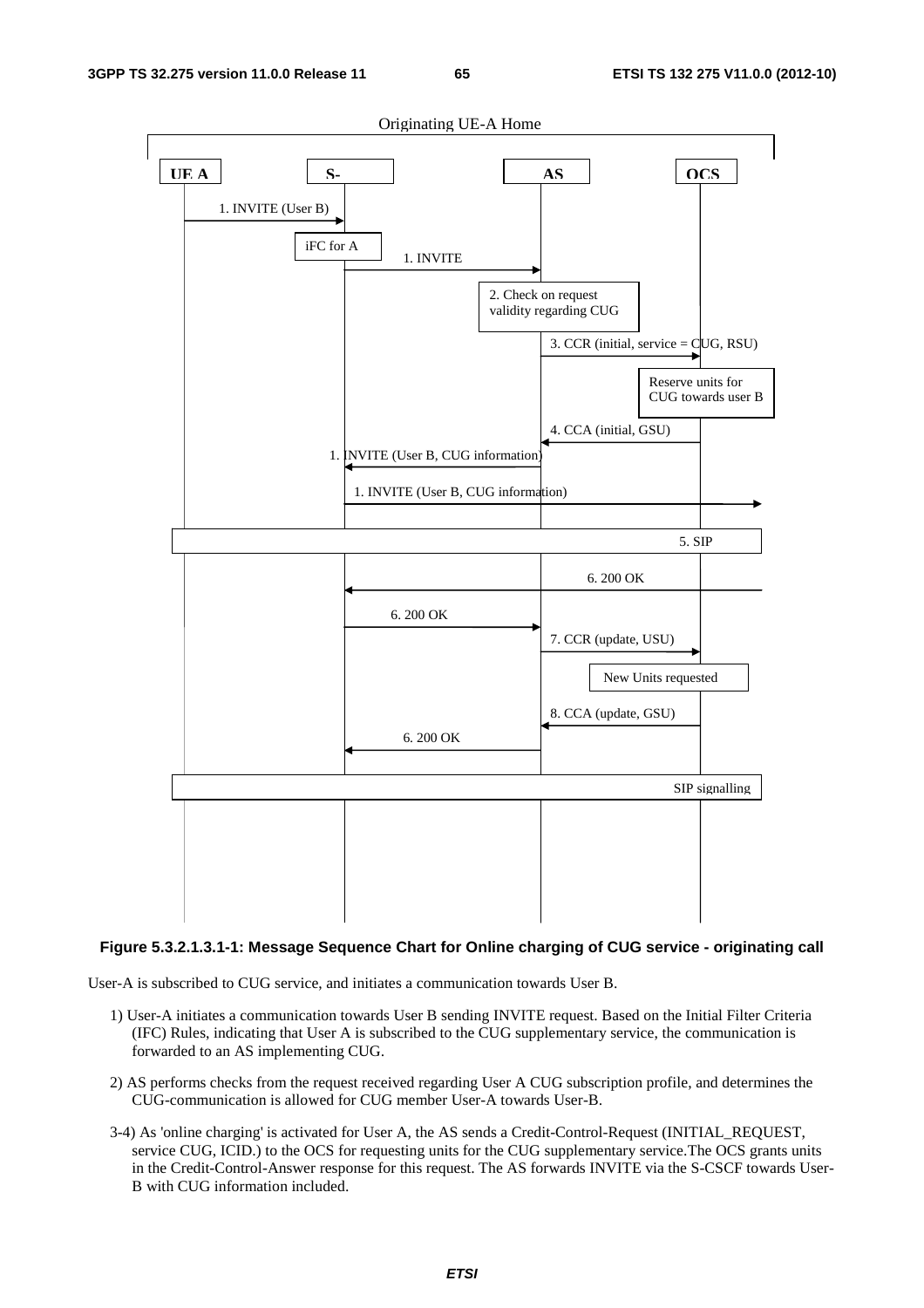Figure 5.3.2.1.3.1-1: Message Sequence Chart for Online charging of CUG service - originating call

User-A is subscribed to CUG service, and initiates a communication towards User B.

1) User-A initiates a communication towards User B sending INVITE request. Based on the Initial Filter Criteria (IFC) Rules, indicating that User A is subscribed to the CUG supplementary service, the communication is forwarded to an AS implementing CUG.

2) AS performs checks from the request received regarding User A CUG subscription profile, and determines the CUG-communication is allowed for CUG member User-A towards User-B.

3-4) As 'online charging' is activated for User A, the AS sends a Credit-Control-Request (INITIAL_REQUEST, service CUG, ICID.) to the OCS for requesting units for the CUG supplementary service.The OCS grants units in the Credit-Control-Answer response for this request. The AS forwards INVITE via the S-CSCF towards User-B with CUG information included.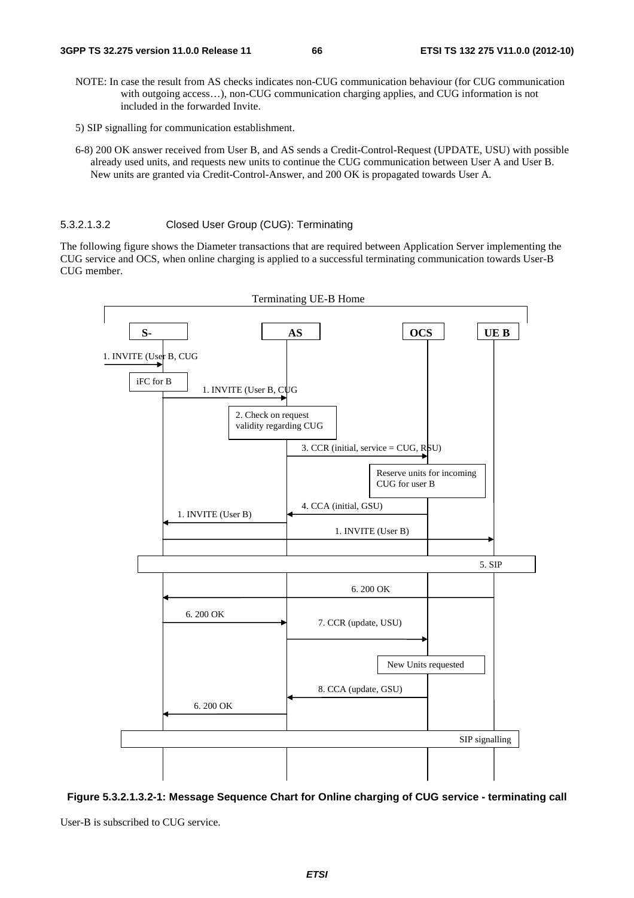NOTE: In case the result from AS checks indicates non-CUG communication behaviour (for CUG communication with outgoing access…), non-CUG communication charging applies, and CUG information is not included in the forwarded Invite.

5) SIP signalling for communication establishment.

6-8) 200 OK answer received from User B, and AS sends a Credit-Control-Request (UPDATE, USU) with possible already used units, and requests new units to continue the CUG communication between User A and User B. New units are granted via Credit-Control-Answer, and 200 OK is propagated towards User A.

##### 5.3.2.1.3.2 Closed User Group (CUG): Terminating

The following figure shows the Diameter transactions that are required between Application Server implementing the CUG service and OCS, when online charging is applied to a successful terminating communication towards User-B CUG member.

Terminating UE-B Home

S- | AS | OCS | UE B

1. INVITE (User B, CUG
iFC for B
1. INVITE (User B, CUG
2. Check on request validity regarding CUG
3. CCR (initial, service = CUG, RSU)
Reserve units for incoming CUG for user B
4. CCA (initial, GSU)
1. INVITE (User B)
1. INVITE (User B)
5. SIP
6. 200 OK
6. 200 OK
7. CCR (update, USU)
New Units requested
8. CCA (update, GSU)
6. 200 OK
SIP signalling

**Figure 5.3.2.1.3.2-1: Message Sequence Chart for Online charging of CUG service - terminating call**

User-B is subscribed to CUG service.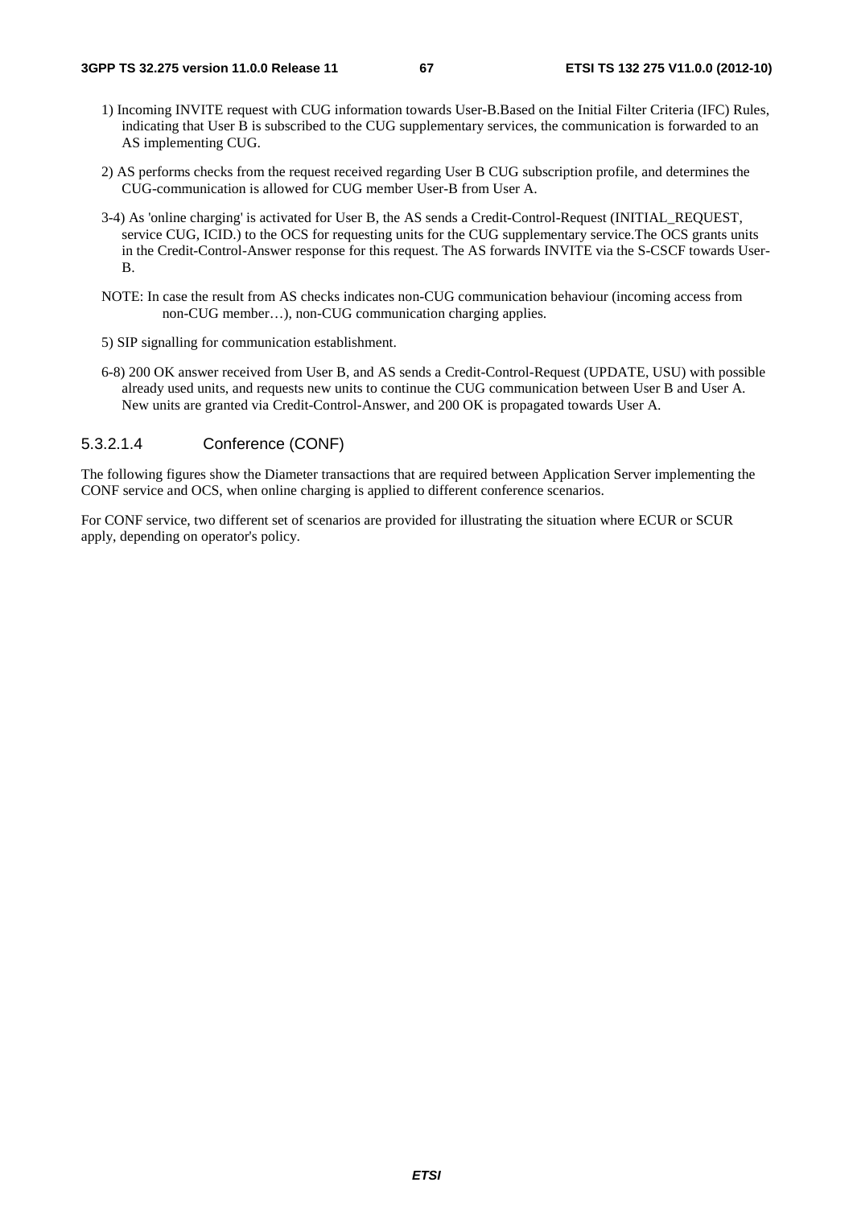1) Incoming INVITE request with CUG information towards User-B.Based on the Initial Filter Criteria (IFC) Rules, indicating that User B is subscribed to the CUG supplementary services, the communication is forwarded to an AS implementing CUG.

2) AS performs checks from the request received regarding User B CUG subscription profile, and determines the CUG-communication is allowed for CUG member User-B from User A.

3-4) As 'online charging' is activated for User B, the AS sends a Credit-Control-Request (INITIAL_REQUEST, service CUG, ICID.) to the OCS for requesting units for the CUG supplementary service.The OCS grants units in the Credit-Control-Answer response for this request. The AS forwards INVITE via the S-CSCF towards User-B.

NOTE: In case the result from AS checks indicates non-CUG communication behaviour (incoming access from non-CUG member…), non-CUG communication charging applies.

5) SIP signalling for communication establishment.

6-8) 200 OK answer received from User B, and AS sends a Credit-Control-Request (UPDATE, USU) with possible already used units, and requests new units to continue the CUG communication between User B and User A. New units are granted via Credit-Control-Answer, and 200 OK is propagated towards User A.

##### 5.3.2.1.4 Conference (CONF)

The following figures show the Diameter transactions that are required between Application Server implementing the CONF service and OCS, when online charging is applied to different conference scenarios.

For CONF service, two different set of scenarios are provided for illustrating the situation where ECUR or SCUR apply, depending on operator's policy.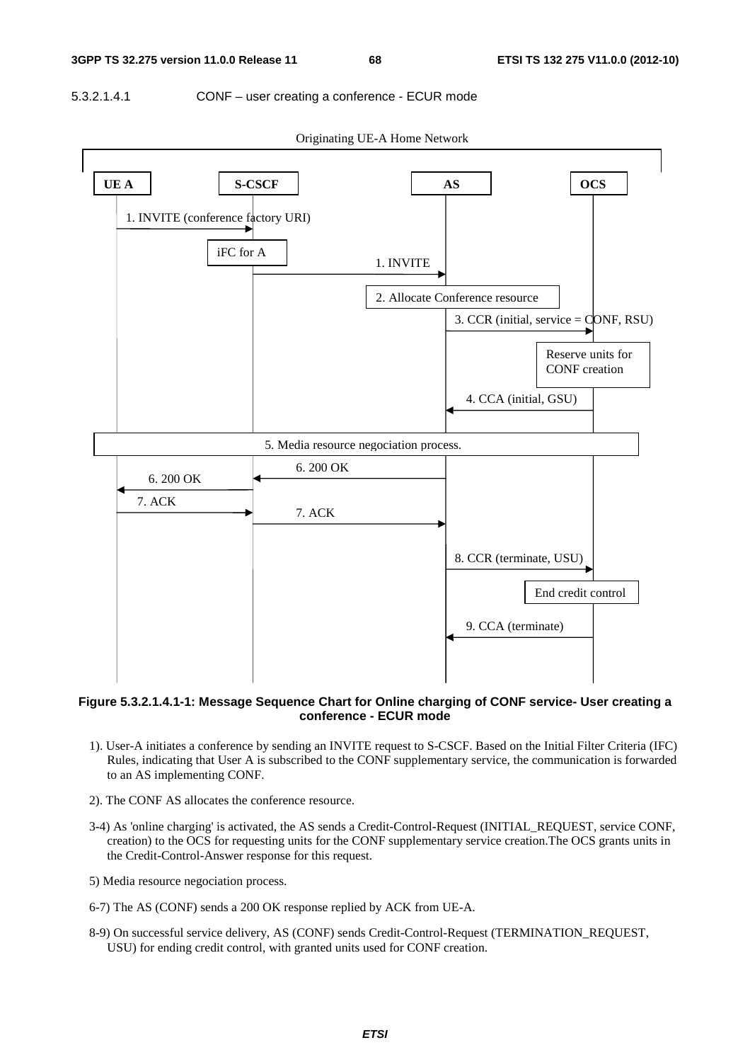#### 5.3.2.1.4.1 CONF – user creating a conference - ECUR mode

Originating UE-A Home Network

UE A | S-CSCF | AS | OCS

1. INVITE (conference factory URI)

iFC for A

1. INVITE

2. Allocate Conference resource

3. CCR (initial, service = CONF, RSU)

Reserve units for CONF creation

4. CCA (initial, GSU)

5. Media resource negociation process.

6. 200 OK

6. 200 OK

7. ACK

7. ACK

8. CCR (terminate, USU)

End credit control

9. CCA (terminate)

**Figure 5.3.2.1.4.1-1: Message Sequence Chart for Online charging of CONF service- User creating a conference - ECUR mode**

1). User-A initiates a conference by sending an INVITE request to S-CSCF. Based on the Initial Filter Criteria (IFC) Rules, indicating that User A is subscribed to the CONF supplementary service, the communication is forwarded to an AS implementing CONF.

2). The CONF AS allocates the conference resource.

3-4) As 'online charging' is activated, the AS sends a Credit-Control-Request (INITIAL_REQUEST, service CONF, creation) to the OCS for requesting units for the CONF supplementary service creation.The OCS grants units in the Credit-Control-Answer response for this request.

5) Media resource negociation process.

6-7) The AS (CONF) sends a 200 OK response replied by ACK from UE-A.

8-9) On successful service delivery, AS (CONF) sends Credit-Control-Request (TERMINATION_REQUEST, USU) for ending credit control, with granted units used for CONF creation.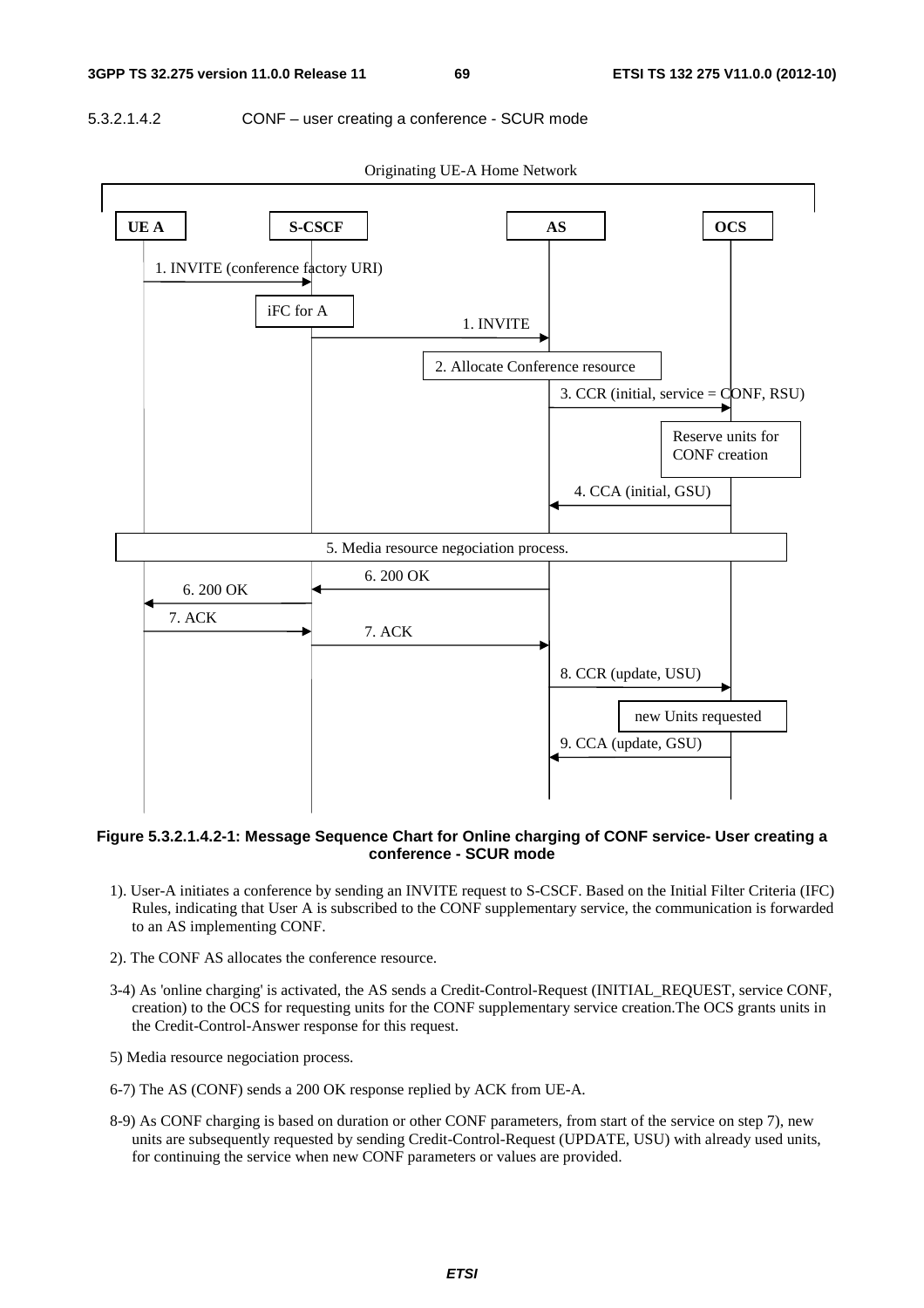5.3.2.1.4.2 CONF – user creating a conference - SCUR mode

Originating UE-A Home Network

UE A | S-CSCF | AS | OCS

1. INVITE (conference factory URI)

iFC for A

1. INVITE

2. Allocate Conference resource

3. CCR (initial, service = CONF, RSU)

Reserve units for CONF creation

4. CCA (initial, GSU)

5. Media resource negociation process.

6. 200 OK

6. 200 OK

7. ACK

7. ACK

8. CCR (update, USU)

new Units requested

9. CCA (update, GSU)

**Figure 5.3.2.1.4.2-1: Message Sequence Chart for Online charging of CONF service- User creating a conference - SCUR mode**

1). User-A initiates a conference by sending an INVITE request to S-CSCF. Based on the Initial Filter Criteria (IFC) Rules, indicating that User A is subscribed to the CONF supplementary service, the communication is forwarded to an AS implementing CONF.

2). The CONF AS allocates the conference resource.

3-4) As 'online charging' is activated, the AS sends a Credit-Control-Request (INITIAL_REQUEST, service CONF, creation) to the OCS for requesting units for the CONF supplementary service creation.The OCS grants units in the Credit-Control-Answer response for this request.

5) Media resource negociation process.

6-7) The AS (CONF) sends a 200 OK response replied by ACK from UE-A.

8-9) As CONF charging is based on duration or other CONF parameters, from start of the service on step 7), new units are subsequently requested by sending Credit-Control-Request (UPDATE, USU) with already used units, for continuing the service when new CONF parameters or values are provided.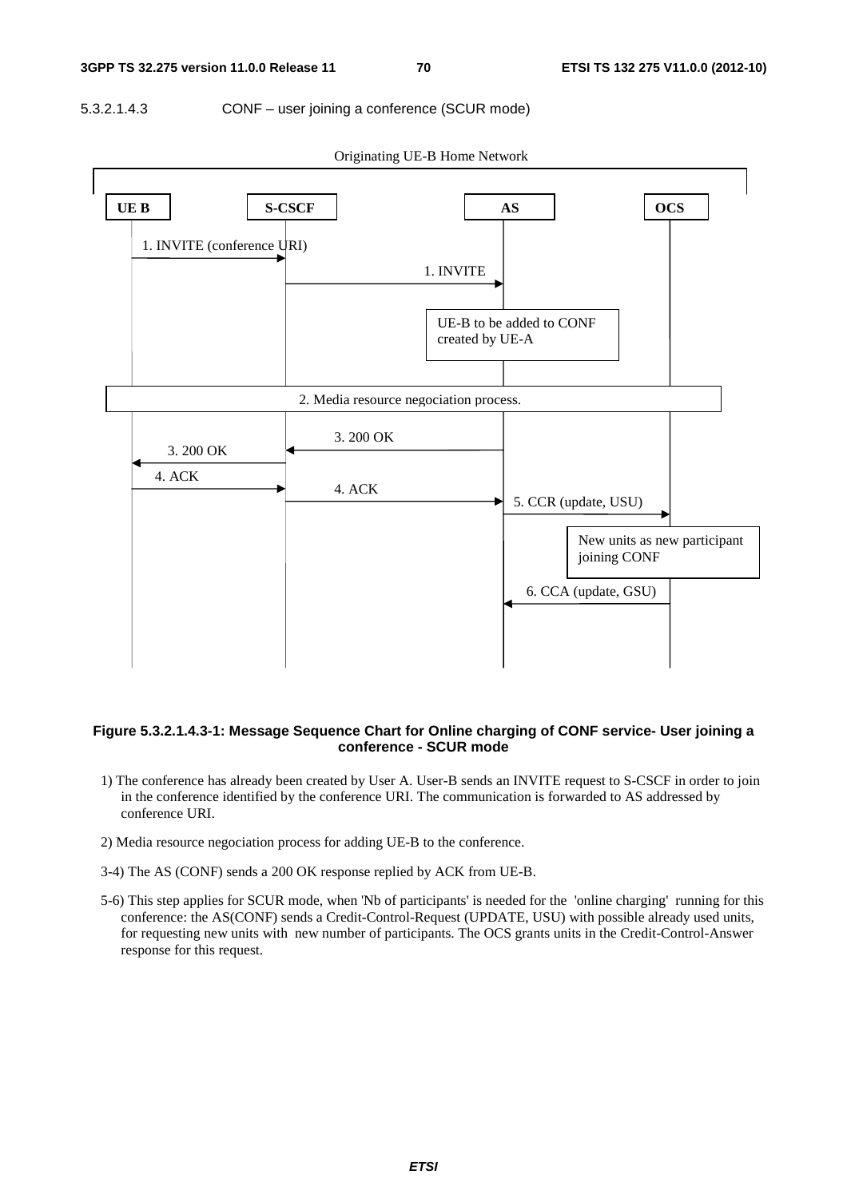#### 5.3.2.1.4.3 CONF – user joining a conference (SCUR mode)

Originating UE-B Home Network

UE B | S-CSCF | AS | OCS

1. INVITE (conference URI)

1. INVITE

UE-B to be added to CONF created by UE-A

2. Media resource negociation process.

3. 200 OK

3. 200 OK

4. ACK

4. ACK

5. CCR (update, USU)

New units as new participant joining CONF

6. CCA (update, GSU)

**Figure 5.3.2.1.4.3-1: Message Sequence Chart for Online charging of CONF service- User joining a conference - SCUR mode**

1) The conference has already been created by User A. User-B sends an INVITE request to S-CSCF in order to join in the conference identified by the conference URI. The communication is forwarded to AS addressed by conference URI.

2) Media resource negociation process for adding UE-B to the conference.

3-4) The AS (CONF) sends a 200 OK response replied by ACK from UE-B.

5-6) This step applies for SCUR mode, when 'Nb of participants' is needed for the 'online charging' running for this conference: the AS(CONF) sends a Credit-Control-Request (UPDATE, USU) with possible already used units, for requesting new units with new number of participants. The OCS grants units in the Credit-Control-Answer response for this request.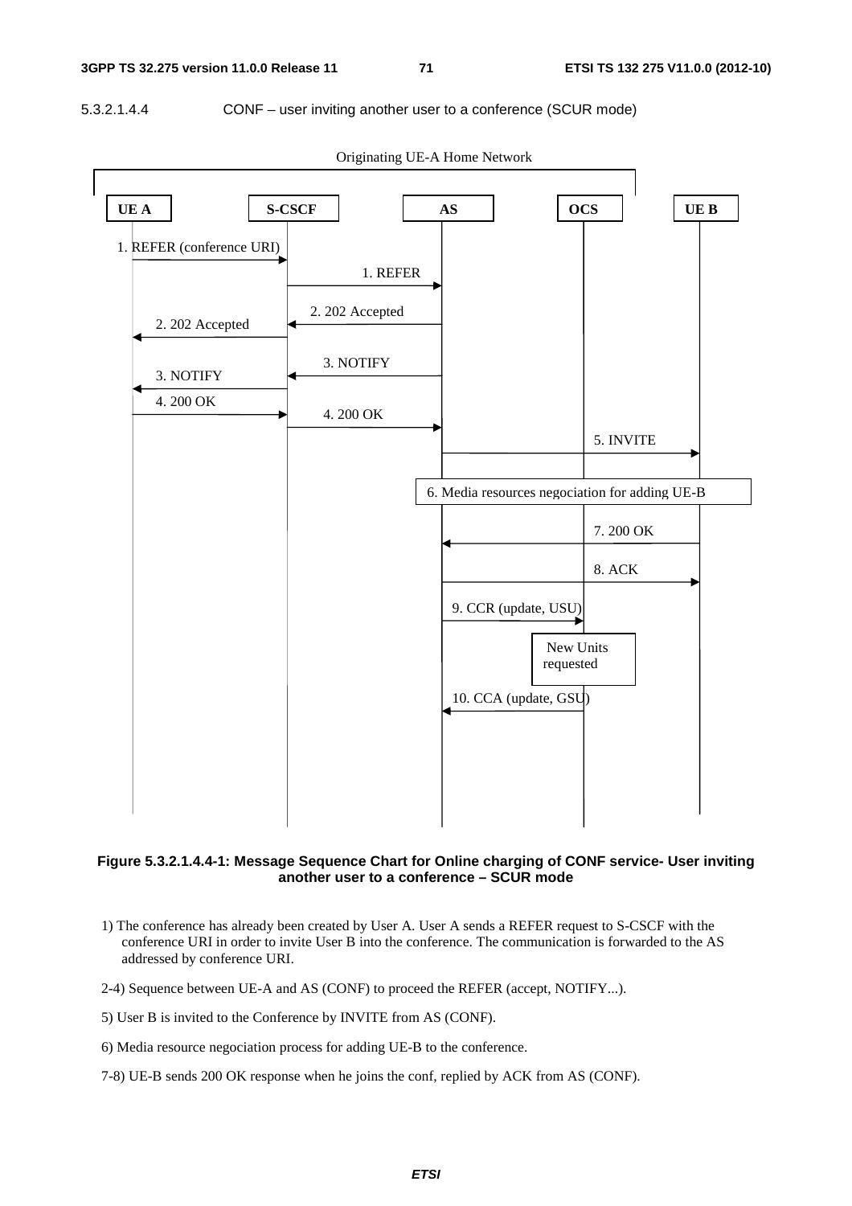5.3.2.1.4.4 CONF – user inviting another user to a conference (SCUR mode)

**Figure 5.3.2.1.4.4-1: Message Sequence Chart for Online charging of CONF service- User inviting another user to a conference – SCUR mode**

1) The conference has already been created by User A. User A sends a REFER request to S-CSCF with the conference URI in order to invite User B into the conference. The communication is forwarded to the AS addressed by conference URI.

2-4) Sequence between UE-A and AS (CONF) to proceed the REFER (accept, NOTIFY...).

5) User B is invited to the Conference by INVITE from AS (CONF).

6) Media resource negociation process for adding UE-B to the conference.

7-8) UE-B sends 200 OK response when he joins the conf, replied by ACK from AS (CONF).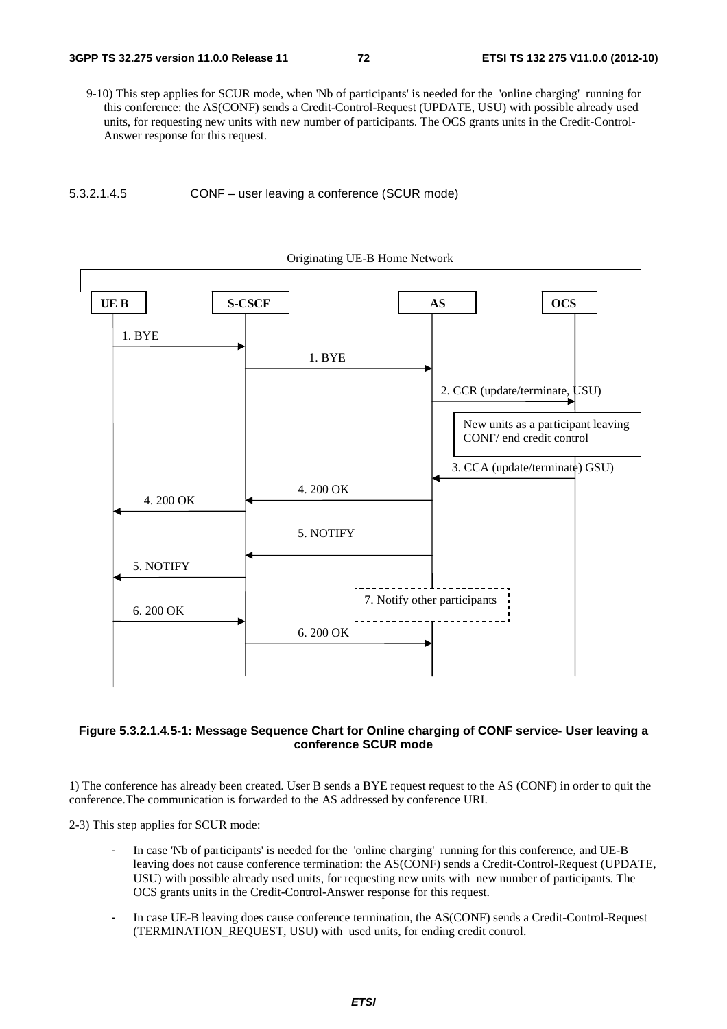9-10) This step applies for SCUR mode, when 'Nb of participants' is needed for the 'online charging' running for this conference: the AS(CONF) sends a Credit-Control-Request (UPDATE, USU) with possible already used units, for requesting new units with new number of participants. The OCS grants units in the Credit-Control-Answer response for this request.

#### 5.3.2.1.4.5 CONF – user leaving a conference (SCUR mode)

Originating UE-B Home Network

UE B | S-CSCF | AS | OCS

1. BYE

1. BYE

2. CCR (update/terminate, USU)

New units as a participant leaving CONF/ end credit control

3. CCA (update/terminate) GSU)

4. 200 OK

4. 200 OK

5. NOTIFY

5. NOTIFY

7. Notify other participants

6. 200 OK

6. 200 OK

**Figure 5.3.2.1.4.5-1: Message Sequence Chart for Online charging of CONF service- User leaving a conference SCUR mode**

1) The conference has already been created. User B sends a BYE request request to the AS (CONF) in order to quit the conference.The communication is forwarded to the AS addressed by conference URI.

2-3) This step applies for SCUR mode:

- In case 'Nb of participants' is needed for the 'online charging' running for this conference, and UE-B leaving does not cause conference termination: the AS(CONF) sends a Credit-Control-Request (UPDATE, USU) with possible already used units, for requesting new units with new number of participants. The OCS grants units in the Credit-Control-Answer response for this request.
- In case UE-B leaving does cause conference termination, the AS(CONF) sends a Credit-Control-Request (TERMINATION_REQUEST, USU) with used units, for ending credit control.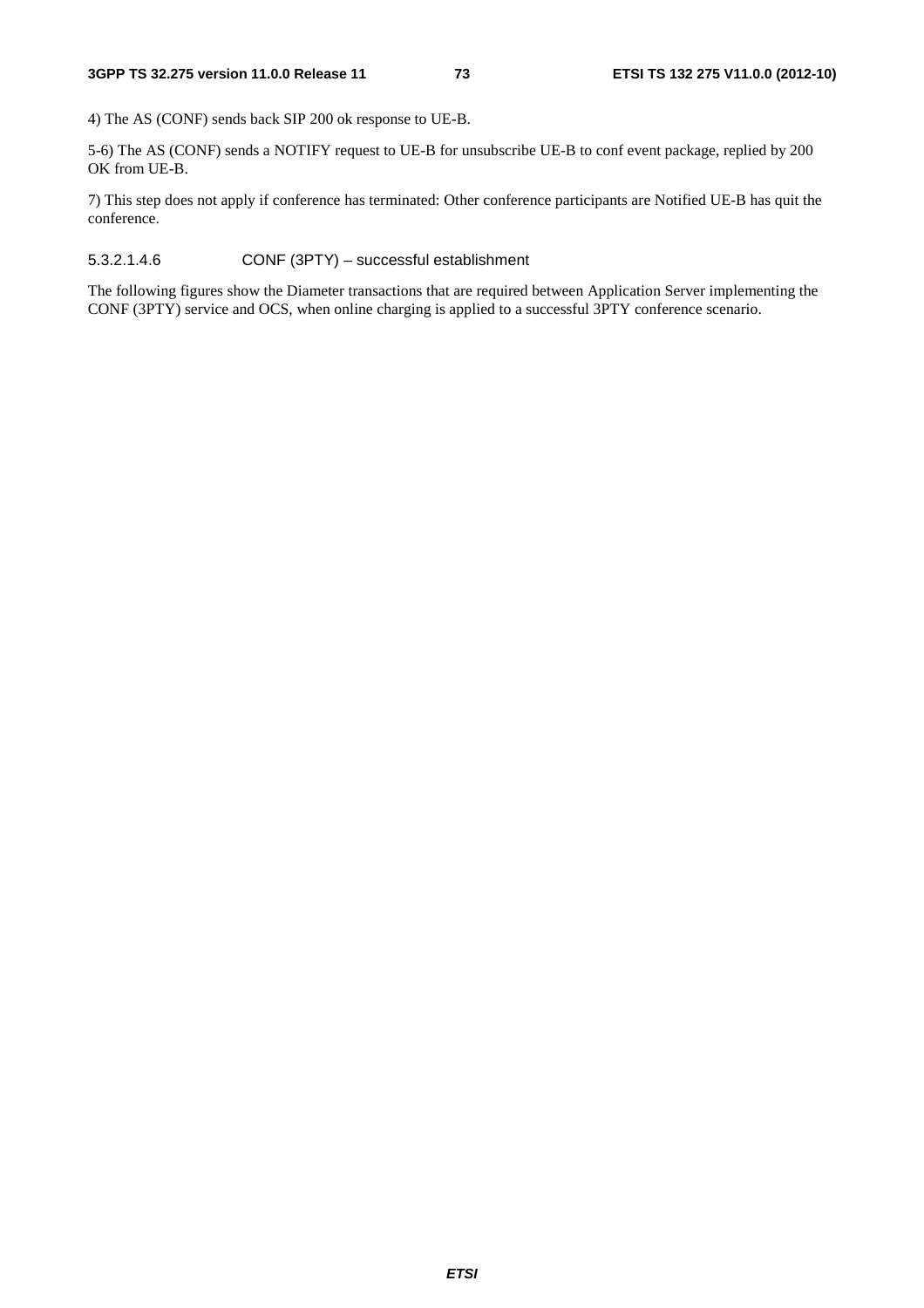4) The AS (CONF) sends back SIP 200 ok response to UE-B.

5-6) The AS (CONF) sends a NOTIFY request to UE-B for unsubscribe UE-B to conf event package, replied by 200 OK from UE-B.

7) This step does not apply if conference has terminated: Other conference participants are Notified UE-B has quit the conference.

##### 5.3.2.1.4.6 CONF (3PTY) – successful establishment

The following figures show the Diameter transactions that are required between Application Server implementing the CONF (3PTY) service and OCS, when online charging is applied to a successful 3PTY conference scenario.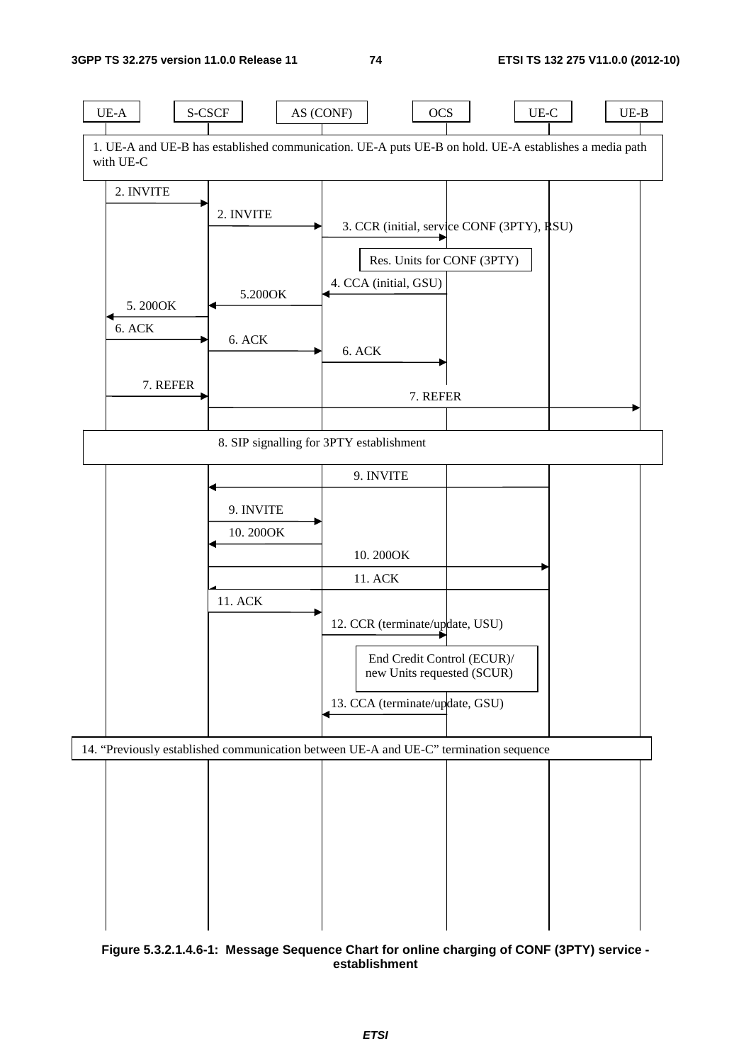UE-A | S-CSCF | AS (CONF) | OCS | UE-C | UE-B

1. UE-A and UE-B has established communication. UE-A puts UE-B on hold. UE-A establishes a media path with UE-C

2. INVITE

2. INVITE

3. CCR (initial, service CONF (3PTY), RSU)

Res. Units for CONF (3PTY)

4. CCA (initial, GSU)

5.200OK

5. 200OK

6. ACK

6. ACK

6. ACK

7. REFER

7. REFER

8. SIP signalling for 3PTY establishment

9. INVITE

9. INVITE

10. 200OK

10. 200OK

11. ACK

11. ACK

12. CCR (terminate/update, USU)

End Credit Control (ECUR)/
new Units requested (SCUR)

13. CCA (terminate/update, GSU)

14. "Previously established communication between UE-A and UE-C" termination sequence

**Figure 5.3.2.1.4.6-1: Message Sequence Chart for online charging of CONF (3PTY) service - establishment**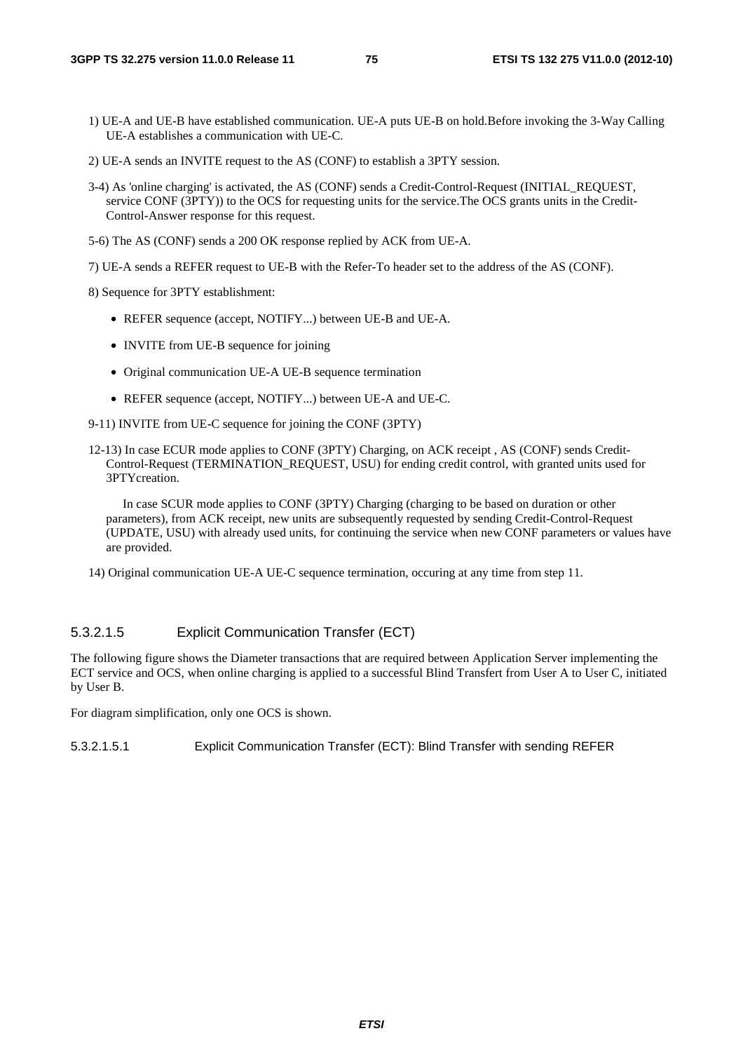1) UE-A and UE-B have established communication. UE-A puts UE-B on hold.Before invoking the 3-Way Calling UE-A establishes a communication with UE-C.

2) UE-A sends an INVITE request to the AS (CONF) to establish a 3PTY session.

3-4) As 'online charging' is activated, the AS (CONF) sends a Credit-Control-Request (INITIAL_REQUEST, service CONF (3PTY)) to the OCS for requesting units for the service.The OCS grants units in the Credit-Control-Answer response for this request.

5-6) The AS (CONF) sends a 200 OK response replied by ACK from UE-A.

7) UE-A sends a REFER request to UE-B with the Refer-To header set to the address of the AS (CONF).

8) Sequence for 3PTY establishment:

- REFER sequence (accept, NOTIFY...) between UE-B and UE-A.
- INVITE from UE-B sequence for joining
- Original communication UE-A UE-B sequence termination
- REFER sequence (accept, NOTIFY...) between UE-A and UE-C.

9-11) INVITE from UE-C sequence for joining the CONF (3PTY)

12-13) In case ECUR mode applies to CONF (3PTY) Charging, on ACK receipt , AS (CONF) sends Credit-Control-Request (TERMINATION_REQUEST, USU) for ending credit control, with granted units used for 3PTYcreation.

In case SCUR mode applies to CONF (3PTY) Charging (charging to be based on duration or other parameters), from ACK receipt, new units are subsequently requested by sending Credit-Control-Request (UPDATE, USU) with already used units, for continuing the service when new CONF parameters or values have are provided.

14) Original communication UE-A UE-C sequence termination, occuring at any time from step 11.

#### 5.3.2.1.5 Explicit Communication Transfer (ECT)

The following figure shows the Diameter transactions that are required between Application Server implementing the ECT service and OCS, when online charging is applied to a successful Blind Transfert from User A to User C, initiated by User B.

For diagram simplification, only one OCS is shown.

##### 5.3.2.1.5.1 Explicit Communication Transfer (ECT): Blind Transfer with sending REFER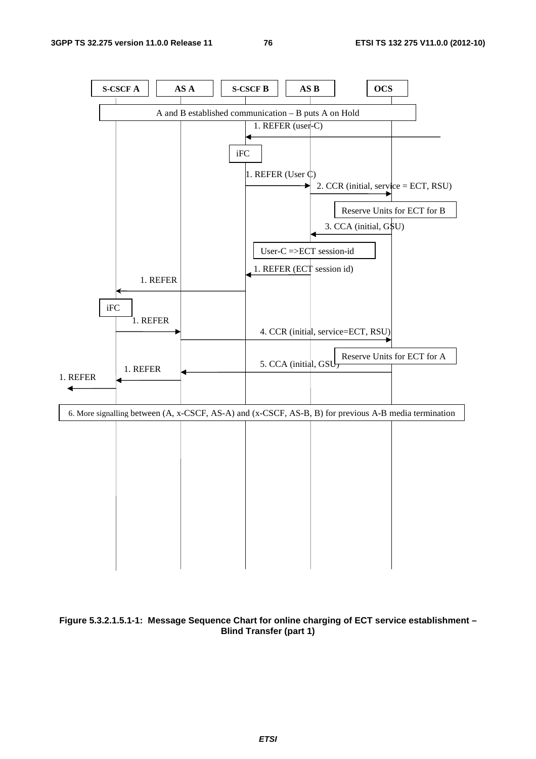| S-CSCF A | AS A | S-CSCF B | AS B | OCS |
|---|---|---|---|---|

A and B established communication – B puts A on Hold

1. REFER (user-C)

iFC

1. REFER (User C)

2. CCR (initial, service = ECT, RSU)

Reserve Units for ECT for B

3. CCA (initial, GSU)

User-C =>ECT session-id

1. REFER (ECT session id)

1. REFER

iFC

1. REFER

4. CCR (initial, service=ECT, RSU)

Reserve Units for ECT for A

5. CCA (initial, GSU)

1. REFER

1. REFER

6. More signalling between (A, x-CSCF, AS-A) and (x-CSCF, AS-B, B) for previous A-B media termination

**Figure 5.3.2.1.5.1-1: Message Sequence Chart for online charging of ECT service establishment – Blind Transfer (part 1)**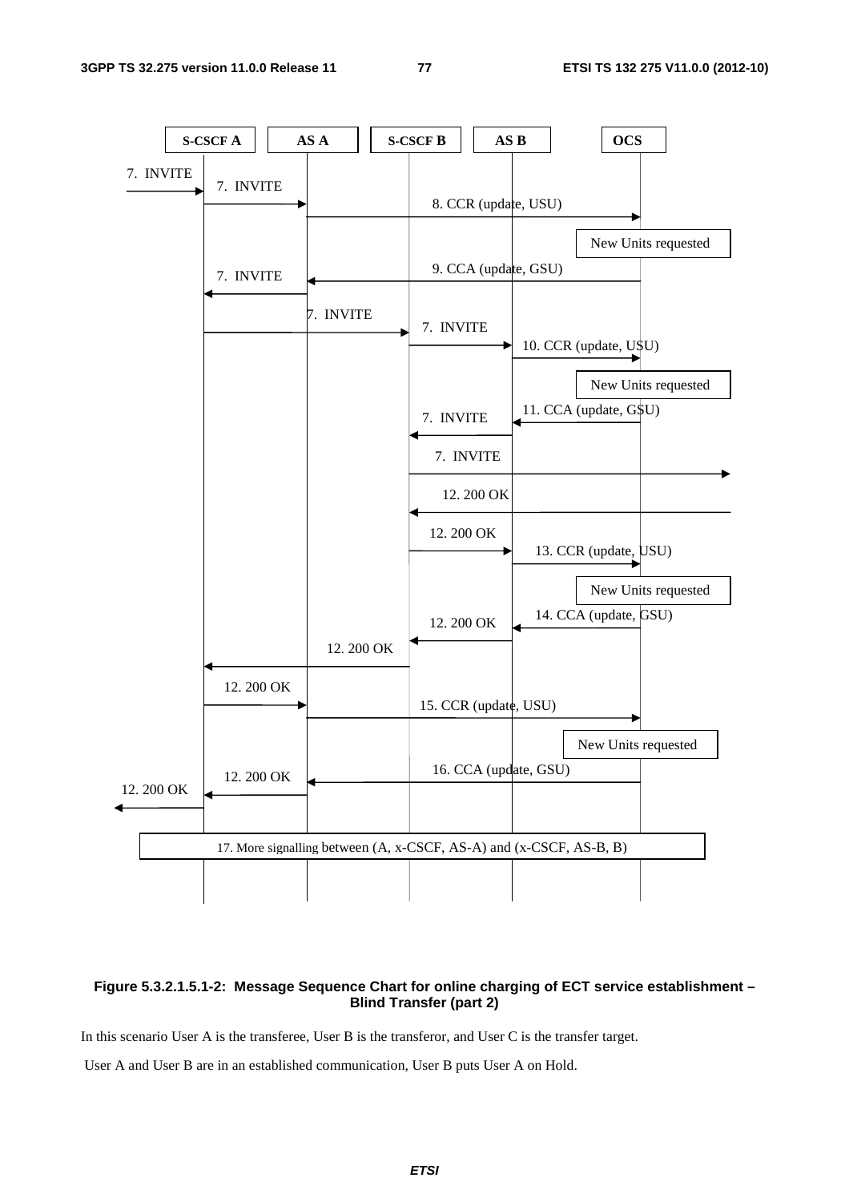Figure 5.3.2.1.5.1-2: Message Sequence Chart for online charging of ECT service establishment – Blind Transfer (part 2)

In this scenario User A is the transferee, User B is the transferor, and User C is the transfer target.

User A and User B are in an established communication, User B puts User A on Hold.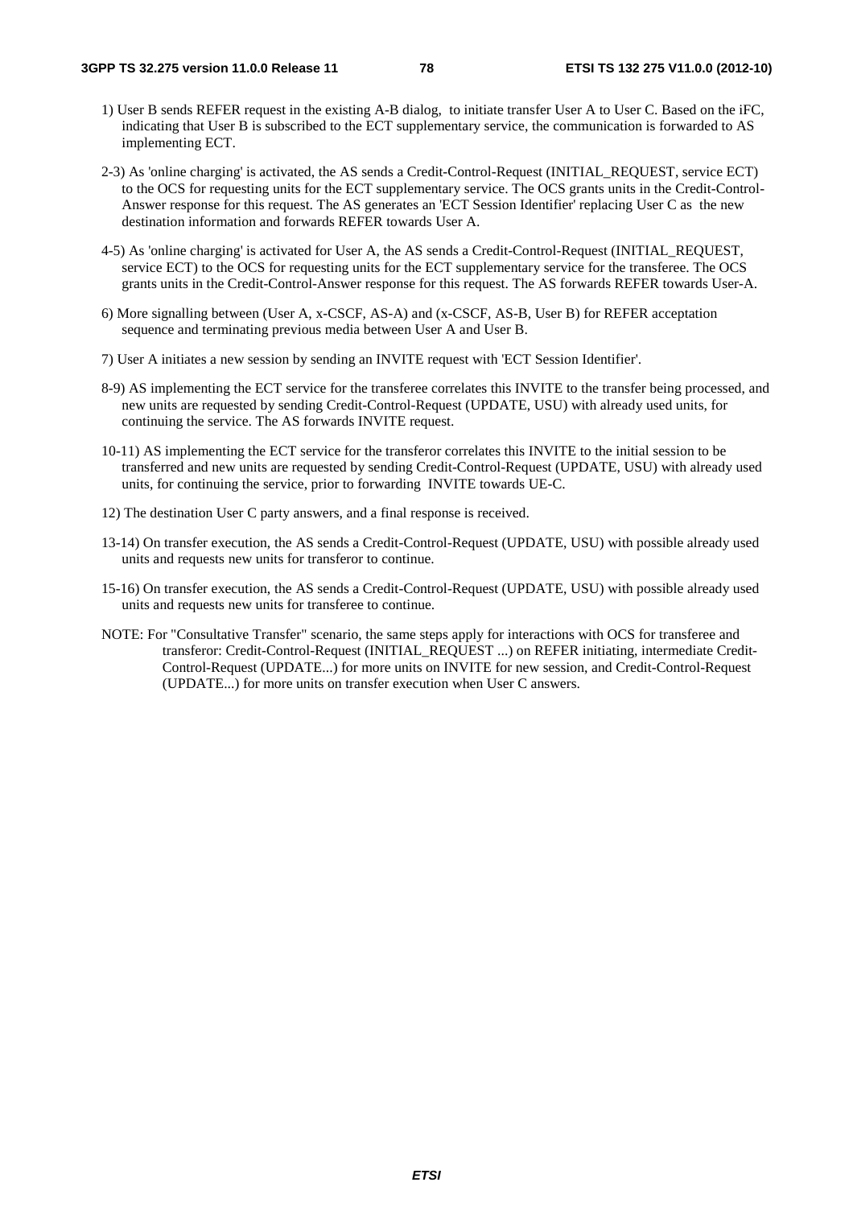1) User B sends REFER request in the existing A-B dialog, to initiate transfer User A to User C. Based on the iFC, indicating that User B is subscribed to the ECT supplementary service, the communication is forwarded to AS implementing ECT.

2-3) As 'online charging' is activated, the AS sends a Credit-Control-Request (INITIAL_REQUEST, service ECT) to the OCS for requesting units for the ECT supplementary service. The OCS grants units in the Credit-Control-Answer response for this request. The AS generates an 'ECT Session Identifier' replacing User C as the new destination information and forwards REFER towards User A.

4-5) As 'online charging' is activated for User A, the AS sends a Credit-Control-Request (INITIAL_REQUEST, service ECT) to the OCS for requesting units for the ECT supplementary service for the transferee. The OCS grants units in the Credit-Control-Answer response for this request. The AS forwards REFER towards User-A.

6) More signalling between (User A, x-CSCF, AS-A) and (x-CSCF, AS-B, User B) for REFER acceptation sequence and terminating previous media between User A and User B.

7) User A initiates a new session by sending an INVITE request with 'ECT Session Identifier'.

8-9) AS implementing the ECT service for the transferee correlates this INVITE to the transfer being processed, and new units are requested by sending Credit-Control-Request (UPDATE, USU) with already used units, for continuing the service. The AS forwards INVITE request.

10-11) AS implementing the ECT service for the transferor correlates this INVITE to the initial session to be transferred and new units are requested by sending Credit-Control-Request (UPDATE, USU) with already used units, for continuing the service, prior to forwarding INVITE towards UE-C.

12) The destination User C party answers, and a final response is received.

13-14) On transfer execution, the AS sends a Credit-Control-Request (UPDATE, USU) with possible already used units and requests new units for transferor to continue.

15-16) On transfer execution, the AS sends a Credit-Control-Request (UPDATE, USU) with possible already used units and requests new units for transferee to continue.

NOTE: For "Consultative Transfer" scenario, the same steps apply for interactions with OCS for transferee and transferor: Credit-Control-Request (INITIAL_REQUEST ...) on REFER initiating, intermediate Credit-Control-Request (UPDATE...) for more units on INVITE for new session, and Credit-Control-Request (UPDATE...) for more units on transfer execution when User C answers.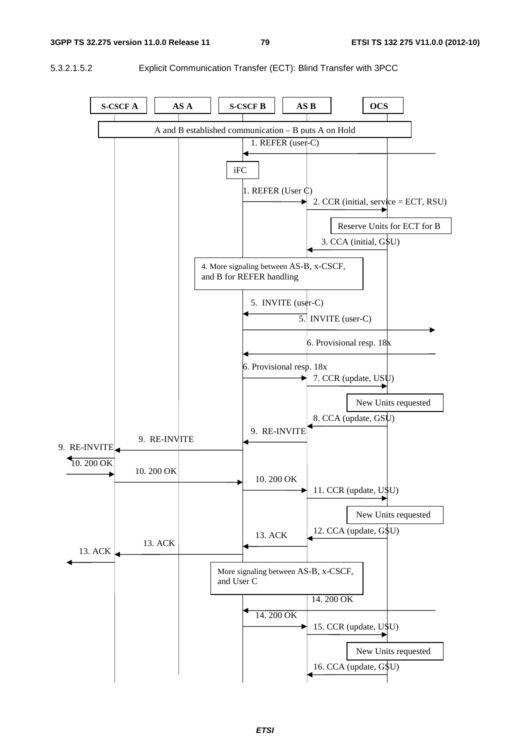5.3.2.1.5.2 Explicit Communication Transfer (ECT): Blind Transfer with 3PCC

S-CSCF A | AS A | S-CSCF B | AS B | OCS

A and B established communication – B puts A on Hold

1. REFER (user-C)

iFC

1. REFER (User C)

2. CCR (initial, service = ECT, RSU)

Reserve Units for ECT for B

3. CCA (initial, GSU)

4. More signaling between AS-B, x-CSCF, and B for REFER handling

5. INVITE (user-C)

5. INVITE (user-C)

6. Provisional resp. 18x

6. Provisional resp. 18x

7. CCR (update, USU)

New Units requested

8. CCA (update, GSU)

9. RE-INVITE

9. RE-INVITE

9. RE-INVITE

10. 200 OK

10. 200 OK

10. 200 OK

11. CCR (update, USU)

New Units requested

12. CCA (update, GSU)

13. ACK

13. ACK

13. ACK

More signaling between AS-B, x-CSCF, and User C

14. 200 OK

14. 200 OK

15. CCR (update, USU)

New Units requested

16. CCA (update, GSU)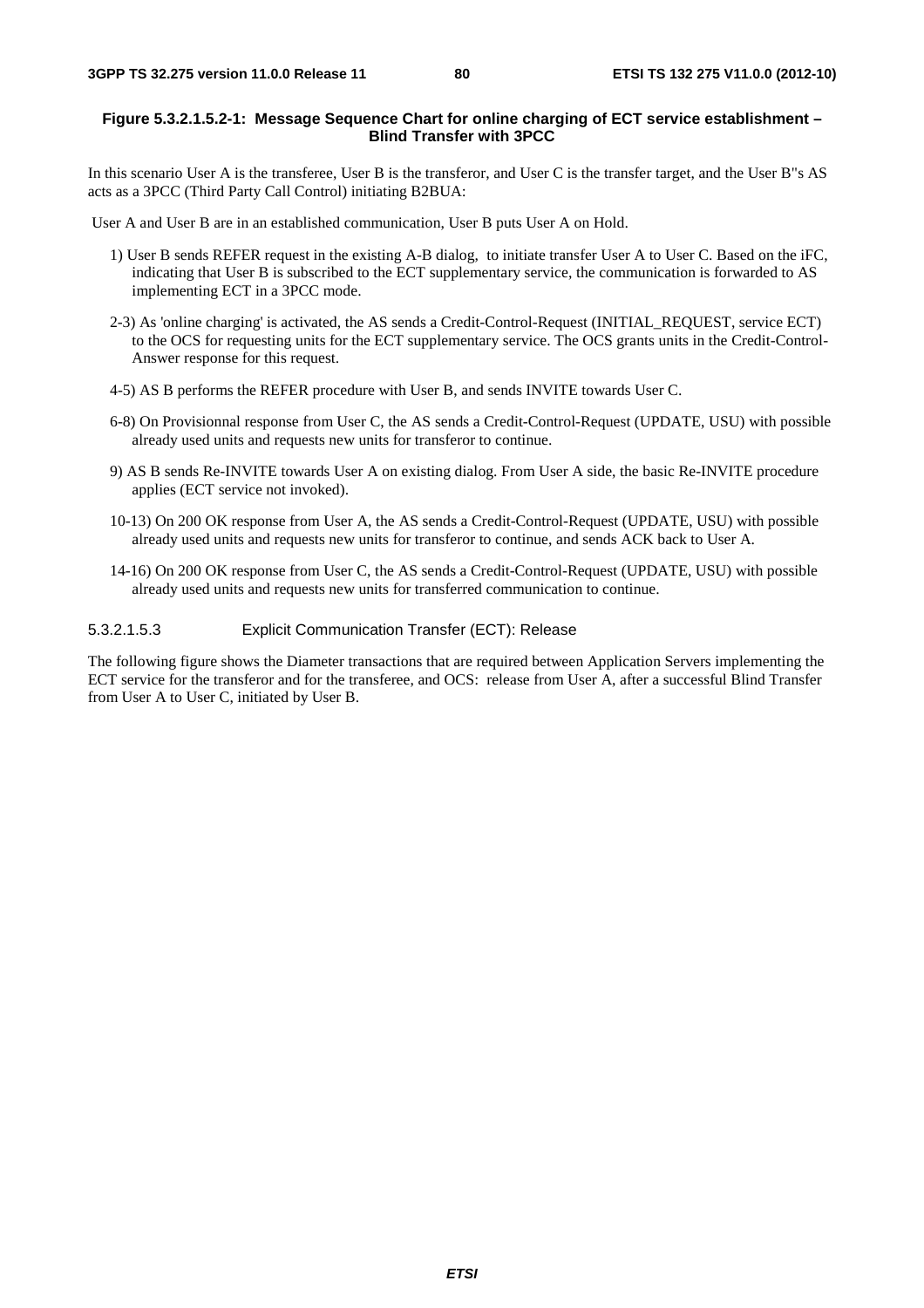**Figure 5.3.2.1.5.2-1: Message Sequence Chart for online charging of ECT service establishment – Blind Transfer with 3PCC**

In this scenario User A is the transferee, User B is the transferor, and User C is the transfer target, and the User B"s AS acts as a 3PCC (Third Party Call Control) initiating B2BUA:

User A and User B are in an established communication, User B puts User A on Hold.

1) User B sends REFER request in the existing A-B dialog, to initiate transfer User A to User C. Based on the iFC, indicating that User B is subscribed to the ECT supplementary service, the communication is forwarded to AS implementing ECT in a 3PCC mode.

2-3) As 'online charging' is activated, the AS sends a Credit-Control-Request (INITIAL_REQUEST, service ECT) to the OCS for requesting units for the ECT supplementary service. The OCS grants units in the Credit-Control-Answer response for this request.

4-5) AS B performs the REFER procedure with User B, and sends INVITE towards User C.

6-8) On Provisionnal response from User C, the AS sends a Credit-Control-Request (UPDATE, USU) with possible already used units and requests new units for transferor to continue.

9) AS B sends Re-INVITE towards User A on existing dialog. From User A side, the basic Re-INVITE procedure applies (ECT service not invoked).

10-13) On 200 OK response from User A, the AS sends a Credit-Control-Request (UPDATE, USU) with possible already used units and requests new units for transferor to continue, and sends ACK back to User A.

14-16) On 200 OK response from User C, the AS sends a Credit-Control-Request (UPDATE, USU) with possible already used units and requests new units for transferred communication to continue.

#### 5.3.2.1.5.3 Explicit Communication Transfer (ECT): Release

The following figure shows the Diameter transactions that are required between Application Servers implementing the ECT service for the transferor and for the transferee, and OCS: release from User A, after a successful Blind Transfer from User A to User C, initiated by User B.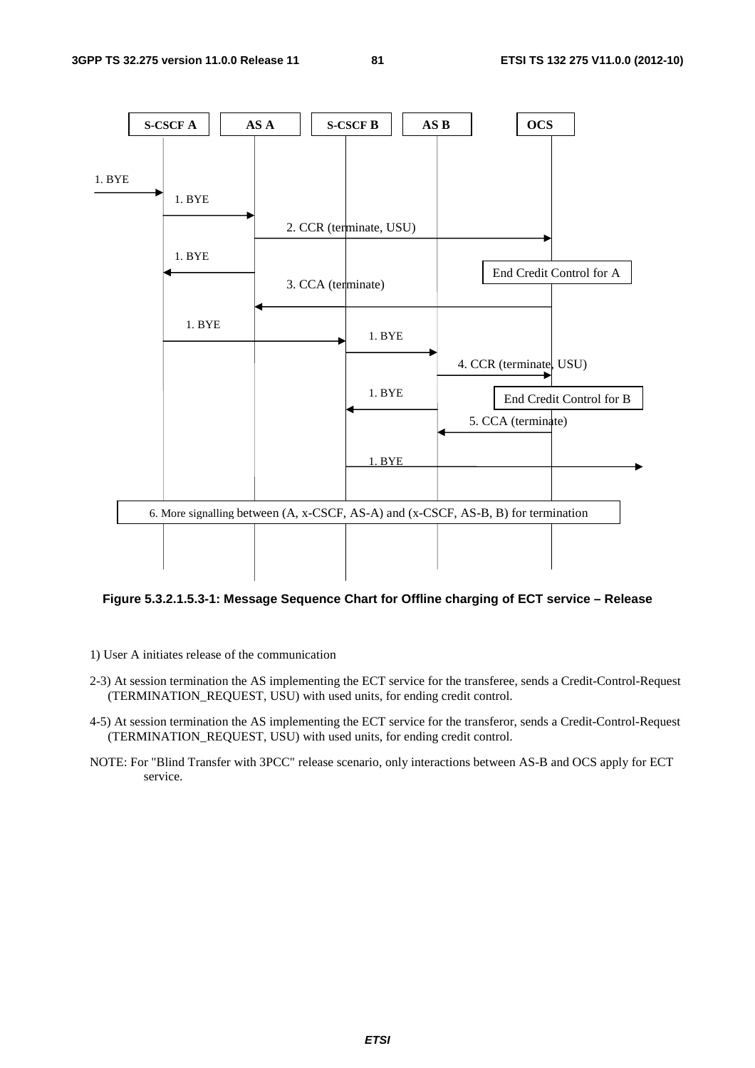Figure 5.3.2.1.5.3-1: Message Sequence Chart for Offline charging of ECT service – Release

1) User A initiates release of the communication

2-3) At session termination the AS implementing the ECT service for the transferee, sends a Credit-Control-Request (TERMINATION_REQUEST, USU) with used units, for ending credit control.

4-5) At session termination the AS implementing the ECT service for the transferor, sends a Credit-Control-Request (TERMINATION_REQUEST, USU) with used units, for ending credit control.

NOTE: For "Blind Transfer with 3PCC" release scenario, only interactions between AS-B and OCS apply for ECT service.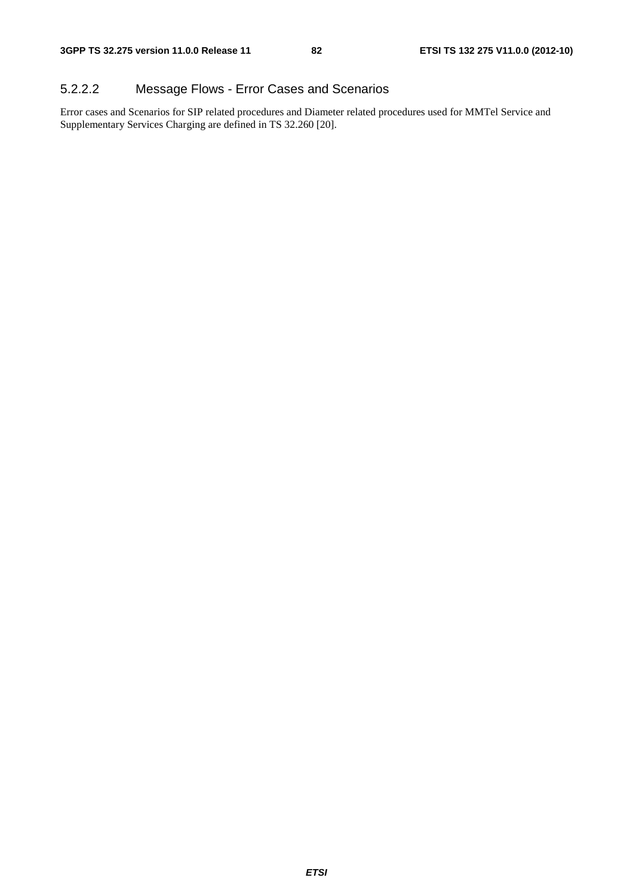#### 5.2.2.2 Message Flows - Error Cases and Scenarios

Error cases and Scenarios for SIP related procedures and Diameter related procedures used for MMTel Service and Supplementary Services Charging are defined in TS 32.260 [20].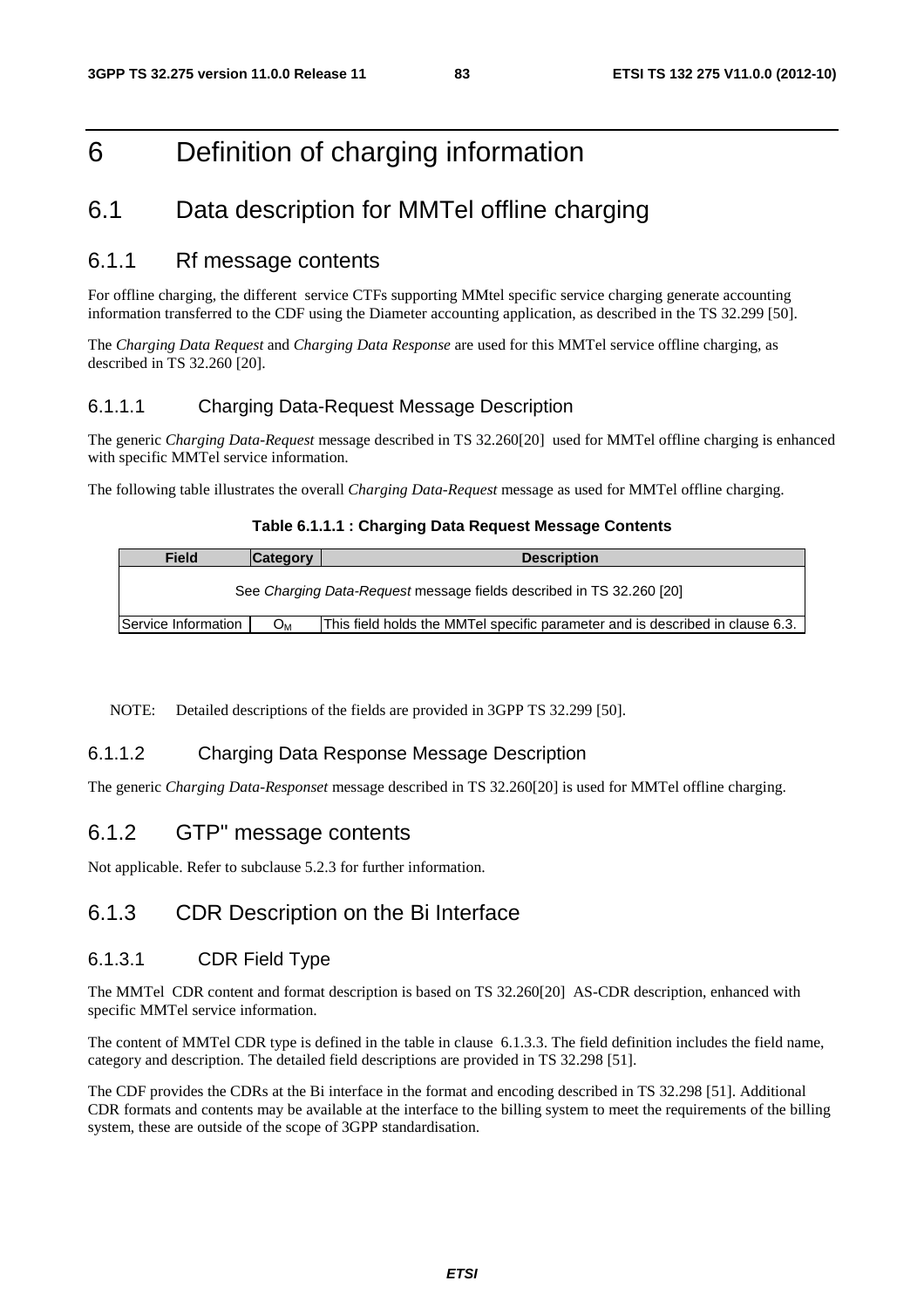# 6 Definition of charging information

## 6.1 Data description for MMTel offline charging

### 6.1.1 Rf message contents

For offline charging, the different service CTFs supporting MMtel specific service charging generate accounting information transferred to the CDF using the Diameter accounting application, as described in the TS 32.299 [50].

The *Charging Data Request* and *Charging Data Response* are used for this MMTel service offline charging, as described in TS 32.260 [20].

#### 6.1.1.1 Charging Data-Request Message Description

The generic *Charging Data-Request* message described in TS 32.260[20] used for MMTel offline charging is enhanced with specific MMTel service information.

The following table illustrates the overall *Charging Data-Request* message as used for MMTel offline charging.

**Table 6.1.1.1 : Charging Data Request Message Contents**

| Field | Category | Description |
|---|---|---|
| See *Charging Data-Request* message fields described in TS 32.260 [20] | | |
| Service Information | $O_M$ | This field holds the MMTel specific parameter and is described in clause 6.3. |

NOTE: Detailed descriptions of the fields are provided in 3GPP TS 32.299 [50].

#### 6.1.1.2 Charging Data Response Message Description

The generic *Charging Data-Responset* message described in TS 32.260[20] is used for MMTel offline charging.

### 6.1.2 GTP" message contents

Not applicable. Refer to subclause 5.2.3 for further information.

### 6.1.3 CDR Description on the Bi Interface

#### 6.1.3.1 CDR Field Type

The MMTel CDR content and format description is based on TS 32.260[20] AS-CDR description, enhanced with specific MMTel service information.

The content of MMTel CDR type is defined in the table in clause 6.1.3.3. The field definition includes the field name, category and description. The detailed field descriptions are provided in TS 32.298 [51].

The CDF provides the CDRs at the Bi interface in the format and encoding described in TS 32.298 [51]. Additional CDR formats and contents may be available at the interface to the billing system to meet the requirements of the billing system, these are outside of the scope of 3GPP standardisation.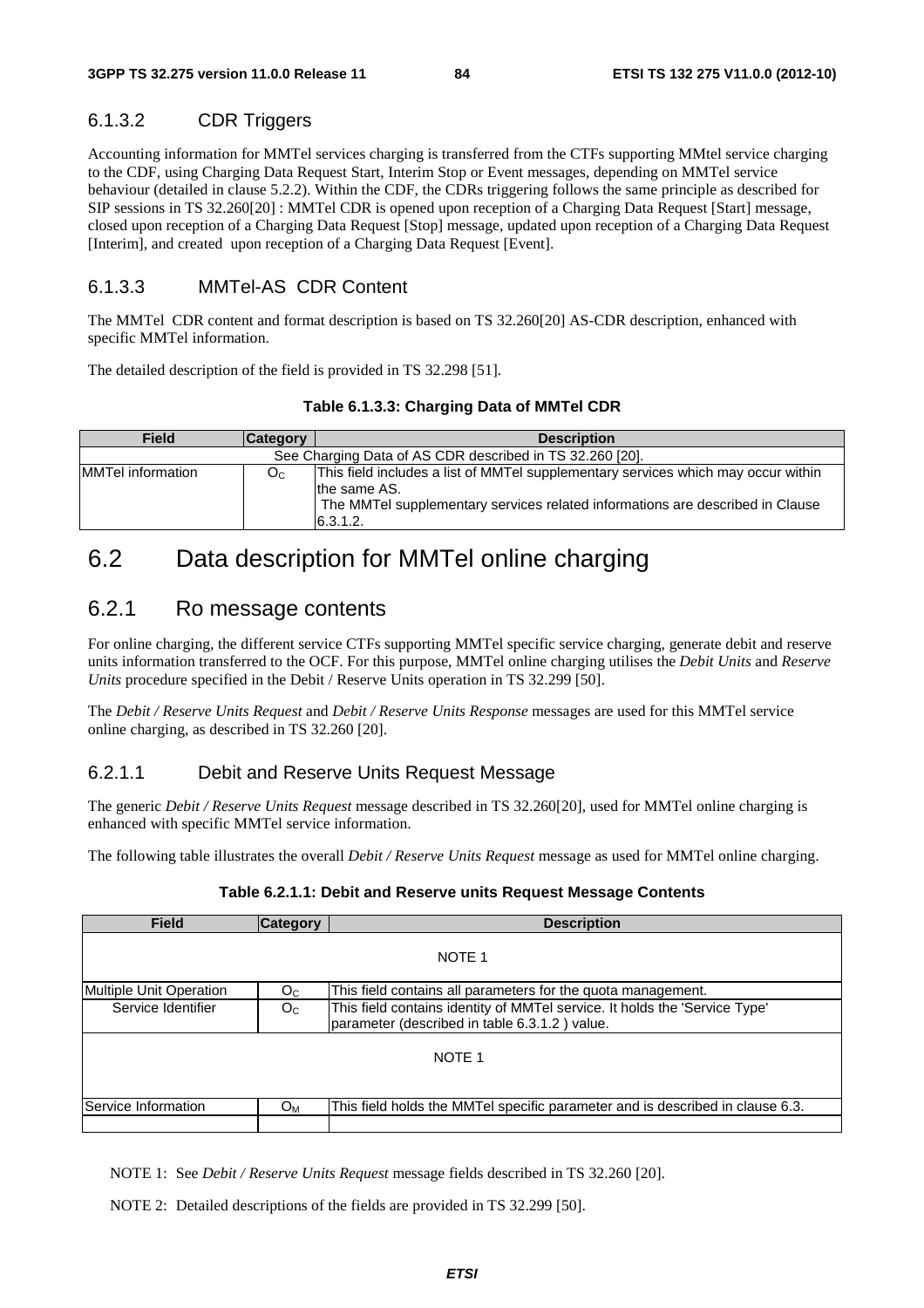### 6.1.3.2 CDR Triggers

Accounting information for MMTel services charging is transferred from the CTFs supporting MMtel service charging to the CDF, using Charging Data Request Start, Interim Stop or Event messages, depending on MMTel service behaviour (detailed in clause 5.2.2). Within the CDF, the CDRs triggering follows the same principle as described for SIP sessions in TS 32.260[20] : MMTel CDR is opened upon reception of a Charging Data Request [Start] message, closed upon reception of a Charging Data Request [Stop] message, updated upon reception of a Charging Data Request [Interim], and created upon reception of a Charging Data Request [Event].

### 6.1.3.3 MMTel-AS CDR Content

The MMTel CDR content and format description is based on TS 32.260[20] AS-CDR description, enhanced with specific MMTel information.

The detailed description of the field is provided in TS 32.298 [51].

**Table 6.1.3.3: Charging Data of MMTel CDR**

| Field | Category | Description |
|---|---|---|
| See Charging Data of AS CDR described in TS 32.260 [20]. | | |
| MMTel information | $O_C$ | This field includes a list of MMTel supplementary services which may occur within the same AS. The MMTel supplementary services related informations are described in Clause 6.3.1.2. |

## 6.2 Data description for MMTel online charging

### 6.2.1 Ro message contents

For online charging, the different service CTFs supporting MMTel specific service charging, generate debit and reserve units information transferred to the OCF. For this purpose, MMTel online charging utilises the *Debit Units* and *Reserve Units* procedure specified in the Debit / Reserve Units operation in TS 32.299 [50].

The *Debit / Reserve Units Request* and *Debit / Reserve Units Response* messages are used for this MMTel service online charging, as described in TS 32.260 [20].

#### 6.2.1.1 Debit and Reserve Units Request Message

The generic *Debit / Reserve Units Request* message described in TS 32.260[20], used for MMTel online charging is enhanced with specific MMTel service information.

The following table illustrates the overall *Debit / Reserve Units Request* message as used for MMTel online charging.

**Table 6.2.1.1: Debit and Reserve units Request Message Contents**

| Field | Category | Description |
|---|---|---|
| NOTE 1 | | |
| Multiple Unit Operation | $O_C$ | This field contains all parameters for the quota management. |
| Service Identifier | $O_C$ | This field contains identity of MMTel service. It holds the 'Service Type' parameter (described in table 6.3.1.2 ) value. |
| NOTE 1 | | |
| Service Information | $O_M$ | This field holds the MMTel specific parameter and is described in clause 6.3. |
| | | |

NOTE 1: See *Debit / Reserve Units Request* message fields described in TS 32.260 [20].

NOTE 2: Detailed descriptions of the fields are provided in TS 32.299 [50].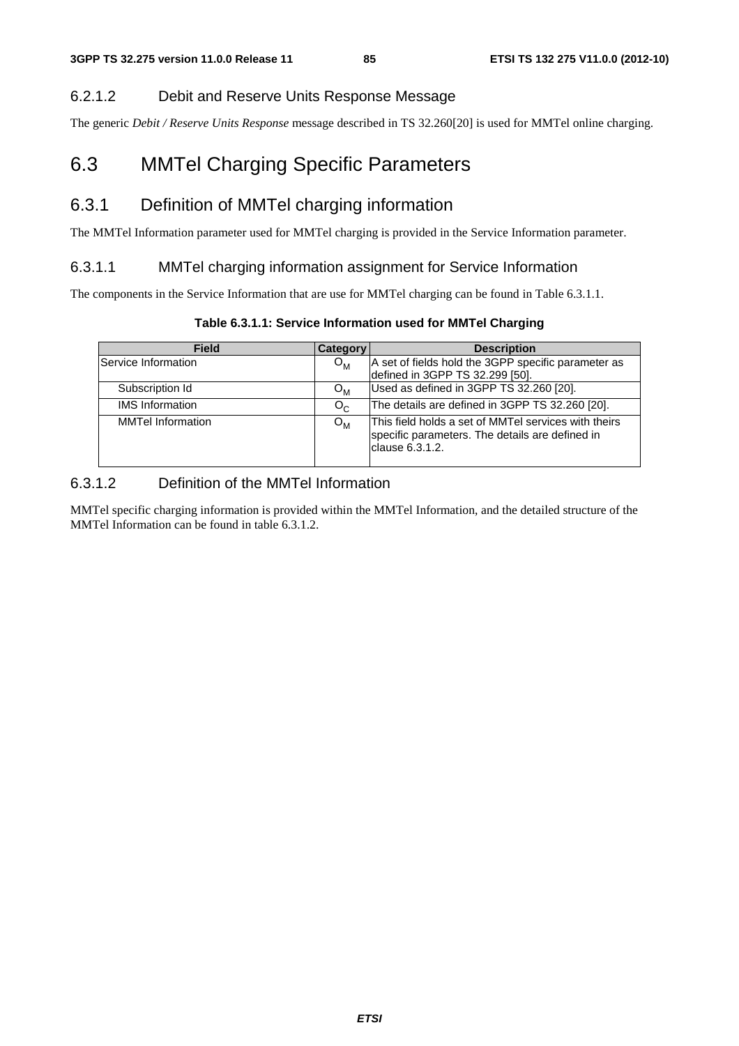#### 6.2.1.2 Debit and Reserve Units Response Message

The generic *Debit / Reserve Units Response* message described in TS 32.260[20] is used for MMTel online charging.

## 6.3 MMTel Charging Specific Parameters

### 6.3.1 Definition of MMTel charging information

The MMTel Information parameter used for MMTel charging is provided in the Service Information parameter.

#### 6.3.1.1 MMTel charging information assignment for Service Information

The components in the Service Information that are use for MMTel charging can be found in Table 6.3.1.1.

**Table 6.3.1.1: Service Information used for MMTel Charging**

| Field | Category | Description |
|---|---|---|
| Service Information | $O_M$ | A set of fields hold the 3GPP specific parameter as defined in 3GPP TS 32.299 [50]. |
| Subscription Id | $O_M$ | Used as defined in 3GPP TS 32.260 [20]. |
| IMS Information | $O_C$ | The details are defined in 3GPP TS 32.260 [20]. |
| MMTel Information | $O_M$ | This field holds a set of MMTel services with theirs specific parameters. The details are defined in clause 6.3.1.2. |

#### 6.3.1.2 Definition of the MMTel Information

MMTel specific charging information is provided within the MMTel Information, and the detailed structure of the MMTel Information can be found in table 6.3.1.2.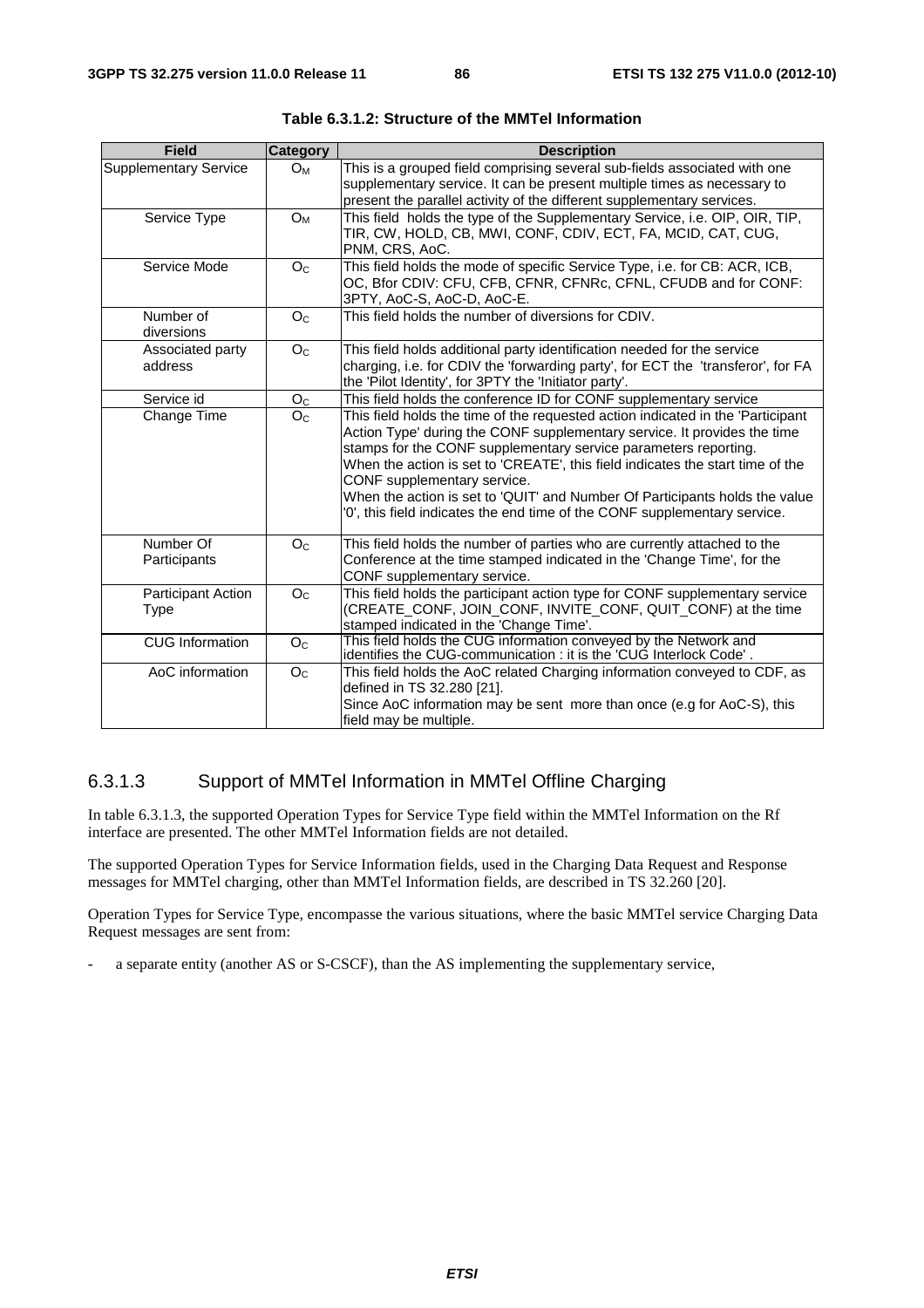**Table 6.3.1.2: Structure of the MMTel Information**

| Field | Category | Description |
|---|---|---|
| Supplementary Service | $O_M$ | This is a grouped field comprising several sub-fields associated with one supplementary service. It can be present multiple times as necessary to present the parallel activity of the different supplementary services. |
| Service Type | $O_M$ | This field holds the type of the Supplementary Service, i.e. OIP, OIR, TIP, TIR, CW, HOLD, CB, MWI, CONF, CDIV, ECT, FA, MCID, CAT, CUG, PNM, CRS, AoC. |
| Service Mode | $O_C$ | This field holds the mode of specific Service Type, i.e. for CB: ACR, ICB, OC, Bfor CDIV: CFU, CFB, CFNR, CFNRc, CFNL, CFUDB and for CONF: 3PTY, AoC-S, AoC-D, AoC-E. |
| Number of diversions | $O_C$ | This field holds the number of diversions for CDIV. |
| Associated party address | $O_C$ | This field holds additional party identification needed for the service charging, i.e. for CDIV the 'forwarding party', for ECT the 'transferor', for FA the 'Pilot Identity', for 3PTY the 'Initiator party'. |
| Service id | $O_C$ | This field holds the conference ID for CONF supplementary service |
| Change Time | $O_C$ | This field holds the time of the requested action indicated in the 'Participant Action Type' during the CONF supplementary service. It provides the time stamps for the CONF supplementary service parameters reporting.<br>When the action is set to 'CREATE', this field indicates the start time of the CONF supplementary service.<br>When the action is set to 'QUIT' and Number Of Participants holds the value '0', this field indicates the end time of the CONF supplementary service. |
| Number Of Participants | $O_C$ | This field holds the number of parties who are currently attached to the Conference at the time stamped indicated in the 'Change Time', for the CONF supplementary service. |
| Participant Action Type | $O_C$ | This field holds the participant action type for CONF supplementary service (CREATE_CONF, JOIN_CONF, INVITE_CONF, QUIT_CONF) at the time stamped indicated in the 'Change Time'. |
| CUG Information | $O_C$ | This field holds the CUG information conveyed by the Network and identifies the CUG-communication : it is the 'CUG Interlock Code' . |
| AoC information | $O_C$ | This field holds the AoC related Charging information conveyed to CDF, as defined in TS 32.280 [21].<br>Since AoC information may be sent more than once (e.g for AoC-S), this field may be multiple. |

### 6.3.1.3 Support of MMTel Information in MMTel Offline Charging

In table 6.3.1.3, the supported Operation Types for Service Type field within the MMTel Information on the Rf interface are presented. The other MMTel Information fields are not detailed.

The supported Operation Types for Service Information fields, used in the Charging Data Request and Response messages for MMTel charging, other than MMTel Information fields, are described in TS 32.260 [20].

Operation Types for Service Type, encompasse the various situations, where the basic MMTel service Charging Data Request messages are sent from:

- a separate entity (another AS or S-CSCF), than the AS implementing the supplementary service,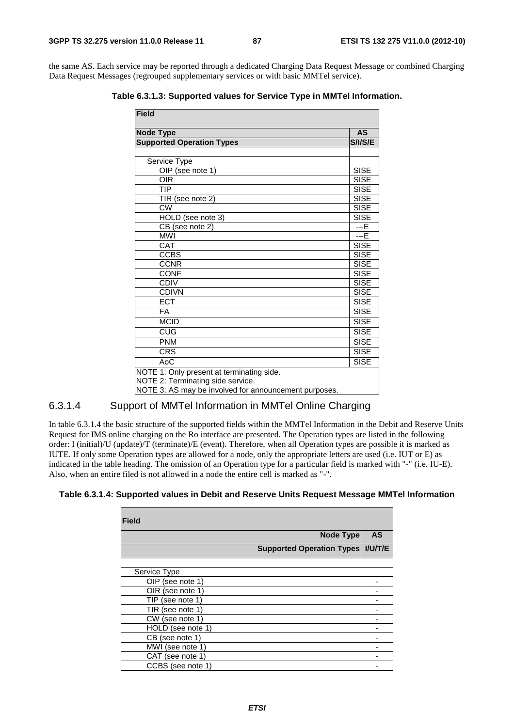the same AS. Each service may be reported through a dedicated Charging Data Request Message or combined Charging Data Request Messages (regrouped supplementary services or with basic MMTel service).

**Table 6.3.1.3: Supported values for Service Type in MMTel Information.**

| Field | |
|---|---|
| **Node Type** | **AS** |
| **Supported Operation Types** | **S/I/S/E** |
| | |
| Service Type | |
| OIP (see note 1) | SISE |
| OIR | SISE |
| TIP | SISE |
| TIR (see note 2) | SISE |
| CW | SISE |
| HOLD (see note 3) | SISE |
| CB (see note 2) | ---E |
| MWI | ---E |
| CAT | SISE |
| CCBS | SISE |
| CCNR | SISE |
| CONF | SISE |
| CDIV | SISE |
| CDIVN | SISE |
| ECT | SISE |
| FA | SISE |
| MCID | SISE |
| CUG | SISE |
| PNM | SISE |
| CRS | SISE |
| AoC | SISE |
| NOTE 1: Only present at terminating side. NOTE 2: Terminating side service. NOTE 3: AS may be involved for announcement purposes. | |

### 6.3.1.4 Support of MMTel Information in MMTel Online Charging

In table 6.3.1.4 the basic structure of the supported fields within the MMTel Information in the Debit and Reserve Units Request for IMS online charging on the Ro interface are presented. The Operation types are listed in the following order: I (initial)/U (update)/T (terminate)/E (event). Therefore, when all Operation types are possible it is marked as IUTE. If only some Operation types are allowed for a node, only the appropriate letters are used (i.e. IUT or E) as indicated in the table heading. The omission of an Operation type for a particular field is marked with "-" (i.e. IU-E). Also, when an entire filed is not allowed in a node the entire cell is marked as "-".

**Table 6.3.1.4: Supported values in Debit and Reserve Units Request Message MMTel Information**

| Field | |
|---|---|
| **Node Type** | **AS** |
| **Supported Operation Types** | **I/U/T/E** |
| | |
| Service Type | |
| OIP (see note 1) | - |
| OIR (see note 1) | - |
| TIP (see note 1) | - |
| TIR (see note 1) | - |
| CW (see note 1) | - |
| HOLD (see note 1) | - |
| CB (see note 1) | - |
| MWI (see note 1) | - |
| CAT (see note 1) | - |
| CCBS (see note 1) | - |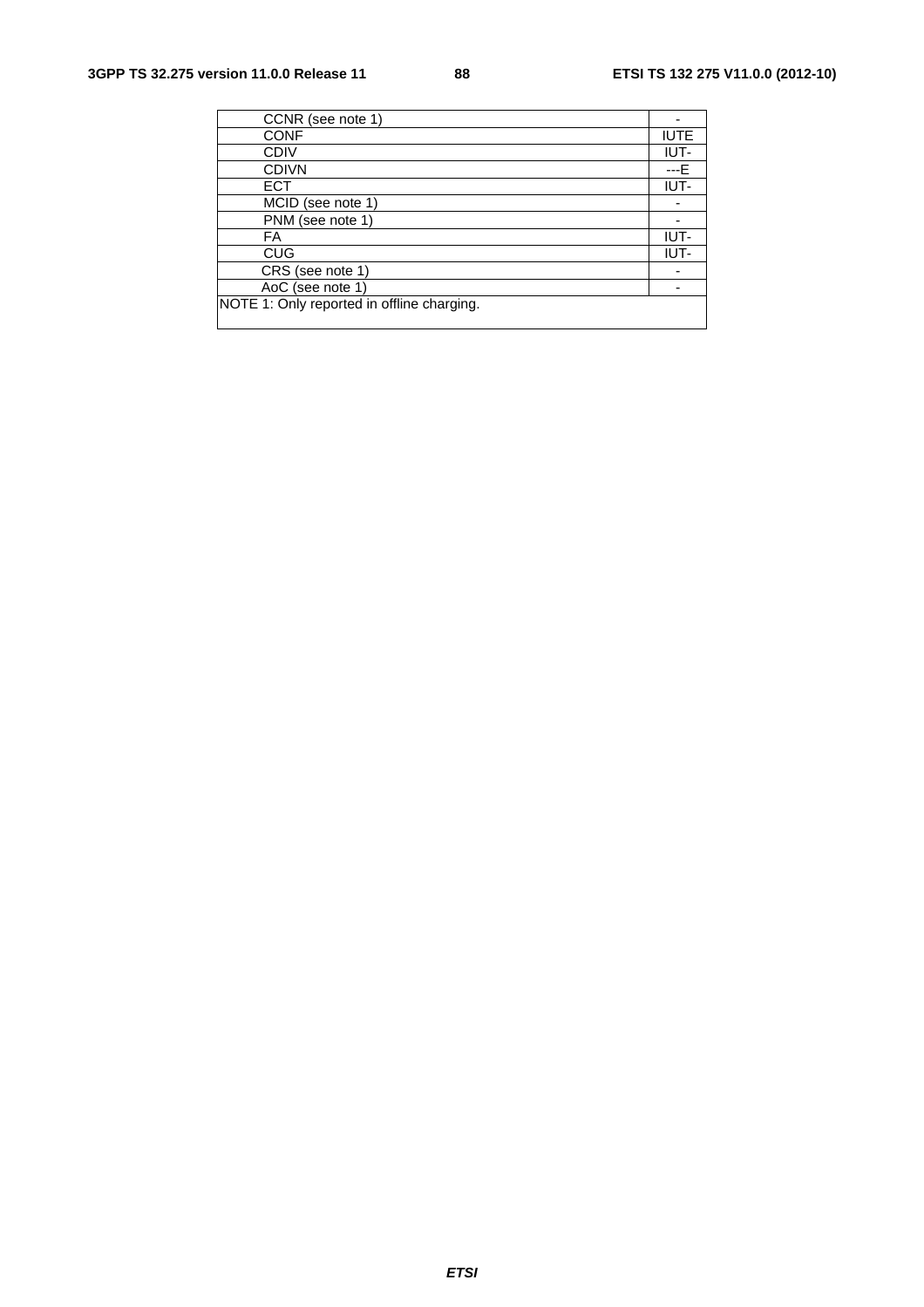| | |
|---|---|
| CCNR (see note 1) | - |
| CONF | IUTE |
| CDIV | IUT- |
| CDIVN | ---E |
| ECT | IUT- |
| MCID (see note 1) | - |
| PNM (see note 1) | - |
| FA | IUT- |
| CUG | IUT- |
| CRS (see note 1) | - |
| AoC (see note 1) | - |
| NOTE 1: Only reported in offline charging. | |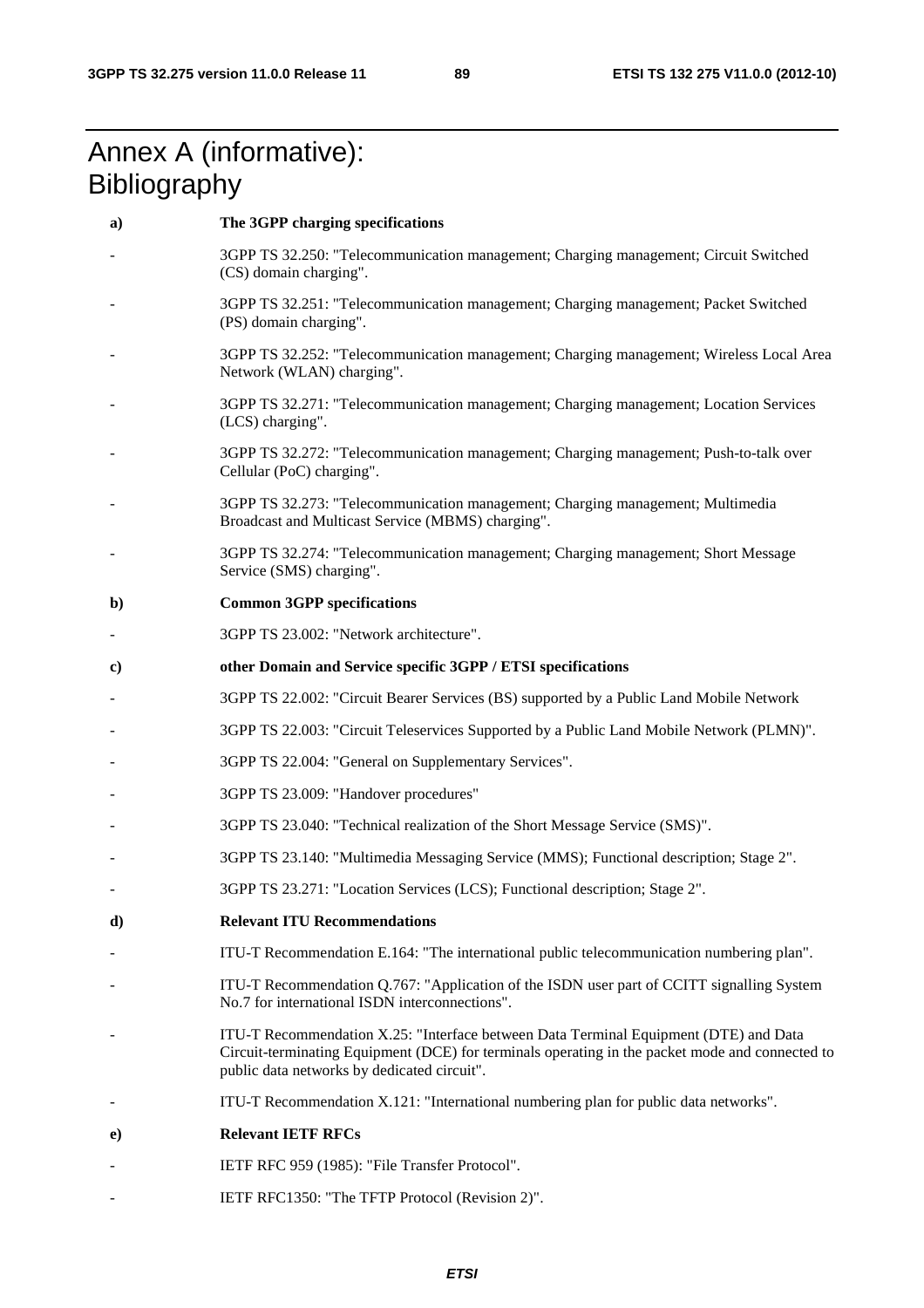# Annex A (informative): Bibliography

**a) The 3GPP charging specifications**

- 3GPP TS 32.250: "Telecommunication management; Charging management; Circuit Switched (CS) domain charging".
- 3GPP TS 32.251: "Telecommunication management; Charging management; Packet Switched (PS) domain charging".
- 3GPP TS 32.252: "Telecommunication management; Charging management; Wireless Local Area Network (WLAN) charging".
- 3GPP TS 32.271: "Telecommunication management; Charging management; Location Services (LCS) charging".
- 3GPP TS 32.272: "Telecommunication management; Charging management; Push-to-talk over Cellular (PoC) charging".
- 3GPP TS 32.273: "Telecommunication management; Charging management; Multimedia Broadcast and Multicast Service (MBMS) charging".
- 3GPP TS 32.274: "Telecommunication management; Charging management; Short Message Service (SMS) charging".

**b) Common 3GPP specifications**

- 3GPP TS 23.002: "Network architecture".

**c) other Domain and Service specific 3GPP / ETSI specifications**

- 3GPP TS 22.002: "Circuit Bearer Services (BS) supported by a Public Land Mobile Network
- 3GPP TS 22.003: "Circuit Teleservices Supported by a Public Land Mobile Network (PLMN)".
- 3GPP TS 22.004: "General on Supplementary Services".
- 3GPP TS 23.009: "Handover procedures"
- 3GPP TS 23.040: "Technical realization of the Short Message Service (SMS)".
- 3GPP TS 23.140: "Multimedia Messaging Service (MMS); Functional description; Stage 2".
- 3GPP TS 23.271: "Location Services (LCS); Functional description; Stage 2".

**d) Relevant ITU Recommendations**

- ITU-T Recommendation E.164: "The international public telecommunication numbering plan".
- ITU-T Recommendation Q.767: "Application of the ISDN user part of CCITT signalling System No.7 for international ISDN interconnections".
- ITU-T Recommendation X.25: "Interface between Data Terminal Equipment (DTE) and Data Circuit-terminating Equipment (DCE) for terminals operating in the packet mode and connected to public data networks by dedicated circuit".
- ITU-T Recommendation X.121: "International numbering plan for public data networks".

**e) Relevant IETF RFCs**

- IETF RFC 959 (1985): "File Transfer Protocol".
- IETF RFC1350: "The TFTP Protocol (Revision 2)".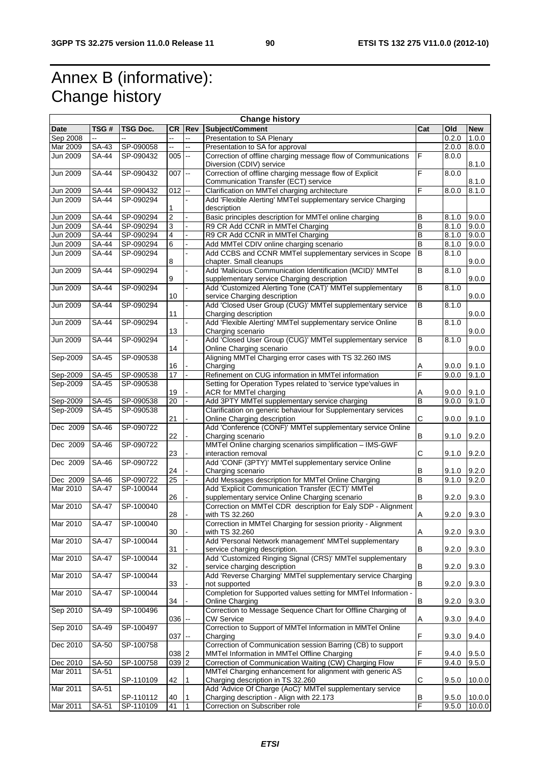# Annex B (informative): Change history

| Change history | | | | | | | | |
|---|---|---|---|---|---|---|---|---|
| **Date** | **TSG #** | **TSG Doc.** | **CR** | **Rev** | **Subject/Comment** | **Cat** | **Old** | **New** |
| Sep 2008 | -- | -- | -- | -- | Presentation to SA Plenary | | 0.2.0 | 1.0.0 |
| Mar 2009 | SA-43 | SP-090058 | -- | -- | Presentation to SA for approval | | 2.0.0 | 8.0.0 |
| Jun 2009 | SA-44 | SP-090432 | 005 | -- | Correction of offline charging message flow of Communications Diversion (CDIV) service | F | 8.0.0 | 8.1.0 |
| Jun 2009 | SA-44 | SP-090432 | 007 | -- | Correction of offline charging message flow of Explicit Communication Transfer (ECT) service | F | 8.0.0 | 8.1.0 |
| Jun 2009 | SA-44 | SP-090432 | 012 | -- | Clarification on MMTel charging architecture | F | 8.0.0 | 8.1.0 |
| Jun 2009 | SA-44 | SP-090294 | 1 | - | Add 'Flexible Alerting' MMTel supplementary service Charging description | | | |
| Jun 2009 | SA-44 | SP-090294 | 2 | - | Basic principles description for MMTel online charging | B | 8.1.0 | 9.0.0 |
| Jun 2009 | SA-44 | SP-090294 | 3 | - | R9 CR Add CCNR in MMTel Charging | B | 8.1.0 | 9.0.0 |
| Jun 2009 | SA-44 | SP-090294 | 4 | - | R9 CR Add CCNR in MMTel Charging | B | 8.1.0 | 9.0.0 |
| Jun 2009 | SA-44 | SP-090294 | 6 | - | Add MMTel CDIV online charging scenario | B | 8.1.0 | 9.0.0 |
| Jun 2009 | SA-44 | SP-090294 | 8 | - | Add CCBS and CCNR MMTel supplementary services in Scope chapter. Small cleanups | B | 8.1.0 | 9.0.0 |
| Jun 2009 | SA-44 | SP-090294 | 9 | - | Add 'Malicious Communication Identification (MCID)' MMTel supplementary service Charging description | B | 8.1.0 | 9.0.0 |
| Jun 2009 | SA-44 | SP-090294 | 10 | - | Add 'Customized Alerting Tone (CAT)' MMTel supplementary service Charging description | B | 8.1.0 | 9.0.0 |
| Jun 2009 | SA-44 | SP-090294 | 11 | - | Add 'Closed User Group (CUG)' MMTel supplementary service Charging description | B | 8.1.0 | 9.0.0 |
| Jun 2009 | SA-44 | SP-090294 | 13 | - | Add 'Flexible Alerting' MMTel supplementary service Online Charging scenario | B | 8.1.0 | 9.0.0 |
| Jun 2009 | SA-44 | SP-090294 | 14 | - | Add 'Closed User Group (CUG)' MMTel supplementary service Online Charging scenario | B | 8.1.0 | 9.0.0 |
| Sep-2009 | SA-45 | SP-090538 | 16 | - | Aligning MMTel Charging error cases with TS 32.260 IMS Charging | A | 9.0.0 | 9.1.0 |
| Sep-2009 | SA-45 | SP-090538 | 17 | - | Refinement on CUG information in MMTel information | F | 9.0.0 | 9.1.0 |
| Sep-2009 | SA-45 | SP-090538 | 19 | - | Setting for Operation Types related to 'service type'values in ACR for MMTel charging | A | 9.0.0 | 9.1.0 |
| Sep-2009 | SA-45 | SP-090538 | 20 | - | Add 3PTY MMTel supplementary service charging | B | 9.0.0 | 9.1.0 |
| Sep-2009 | SA-45 | SP-090538 | 21 | - | Clarification on generic behaviour for Supplementary services Online Charging description | C | 9.0.0 | 9.1.0 |
| Dec 2009 | SA-46 | SP-090722 | 22 | - | Add 'Conference (CONF)' MMTel supplementary service Online Charging scenario | B | 9.1.0 | 9.2.0 |
| Dec 2009 | SA-46 | SP-090722 | 23 | - | MMTel Online charging scenarios simplification – IMS-GWF interaction removal | C | 9.1.0 | 9.2.0 |
| Dec 2009 | SA-46 | SP-090722 | 24 | - | Add 'CONF (3PTY)' MMTel supplementary service Online Charging scenario | B | 9.1.0 | 9.2.0 |
| Dec 2009 | SA-46 | SP-090722 | 25 | - | Add Messages description for MMTel Online Charging | B | 9.1.0 | 9.2.0 |
| Mar 2010 | SA-47 | SP-100044 | 26 | - | Add 'Explicit Communication Transfer (ECT)' MMTel supplementary service Online Charging scenario | B | 9.2.0 | 9.3.0 |
| Mar 2010 | SA-47 | SP-100040 | 28 | - | Correction on MMTel CDR description for Ealy SDP - Alignment with TS 32.260 | A | 9.2.0 | 9.3.0 |
| Mar 2010 | SA-47 | SP-100040 | 30 | - | Correction in MMTel Charging for session priority - Alignment with TS 32.260 | A | 9.2.0 | 9.3.0 |
| Mar 2010 | SA-47 | SP-100044 | 31 | - | Add 'Personal Network management' MMTel supplementary service charging description. | B | 9.2.0 | 9.3.0 |
| Mar 2010 | SA-47 | SP-100044 | 32 | - | Add 'Customized Ringing Signal (CRS)' MMTel supplementary service charging description | B | 9.2.0 | 9.3.0 |
| Mar 2010 | SA-47 | SP-100044 | 33 | - | Add 'Reverse Charging' MMTel supplementary service Charging not supported | B | 9.2.0 | 9.3.0 |
| Mar 2010 | SA-47 | SP-100044 | 34 | - | Completion for Supported values setting for MMTel Information - Online Charging | B | 9.2.0 | 9.3.0 |
| Sep 2010 | SA-49 | SP-100496 | 036 | -- | Correction to Message Sequence Chart for Offline Charging of CW Service | A | 9.3.0 | 9.4.0 |
| Sep 2010 | SA-49 | SP-100497 | 037 | -- | Correction to Support of MMTel Information in MMTel Online Charging | F | 9.3.0 | 9.4.0 |
| Dec 2010 | SA-50 | SP-100758 | 038 | 2 | Correction of Communication session Barring (CB) to support MMTel Information in MMTel Offline Charging | F | 9.4.0 | 9.5.0 |
| Dec 2010 | SA-50 | SP-100758 | 039 | 2 | Correction of Communication Waiting (CW) Charging Flow | F | 9.4.0 | 9.5.0 |
| Mar 2011 | SA-51 | SP-110109 | 42 | 1 | MMTel Charging enhancement for alignment with generic AS Charging description in TS 32.260 | C | 9.5.0 | 10.0.0 |
| Mar 2011 | SA-51 | SP-110112 | 40 | 1 | Add 'Advice Of Charge (AoC)' MMTel supplementary service Charging description - Align with 22.173 | B | 9.5.0 | 10.0.0 |
| Mar 2011 | SA-51 | SP-110109 | 41 | 1 | Correction on Subscriber role | F | 9.5.0 | 10.0.0 |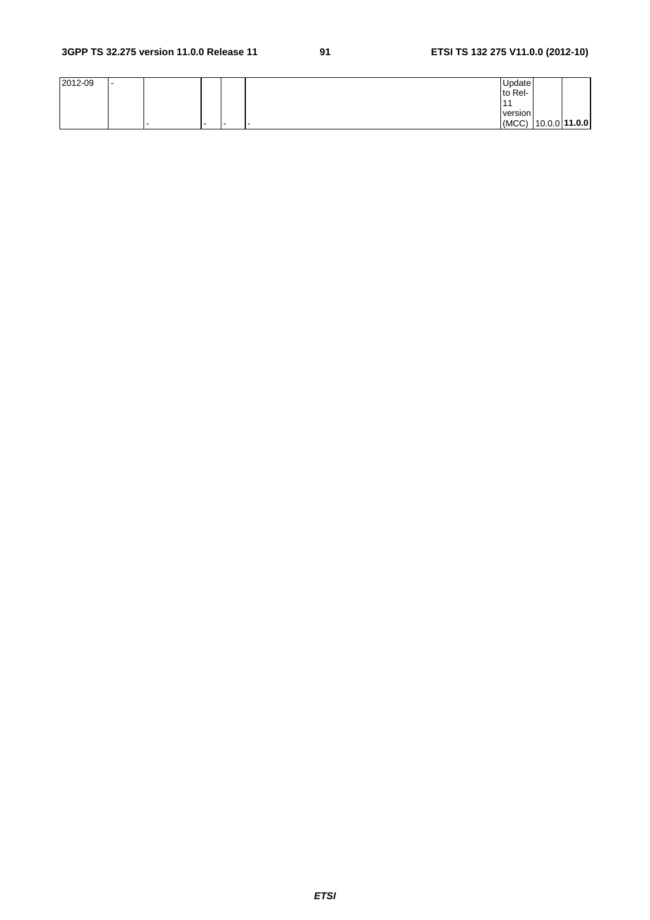| 2012-09 | - | - | - | - | - | Update to Rel-11 version (MCC) | 10.0.0 | **11.0.0** |
| --- | --- | --- | --- | --- | --- | --- | --- | --- |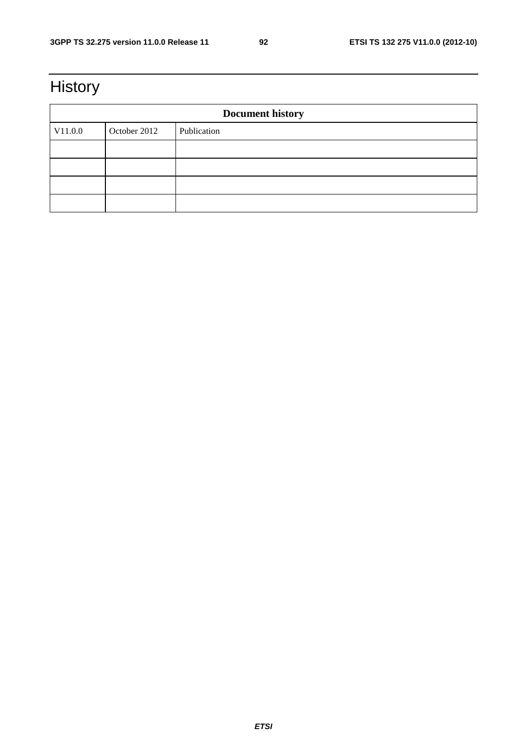# History

| Document history | | |
|---|---|---|
| V11.0.0 | October 2012 | Publication |
| | | |
| | | |
| | | |
| | | |